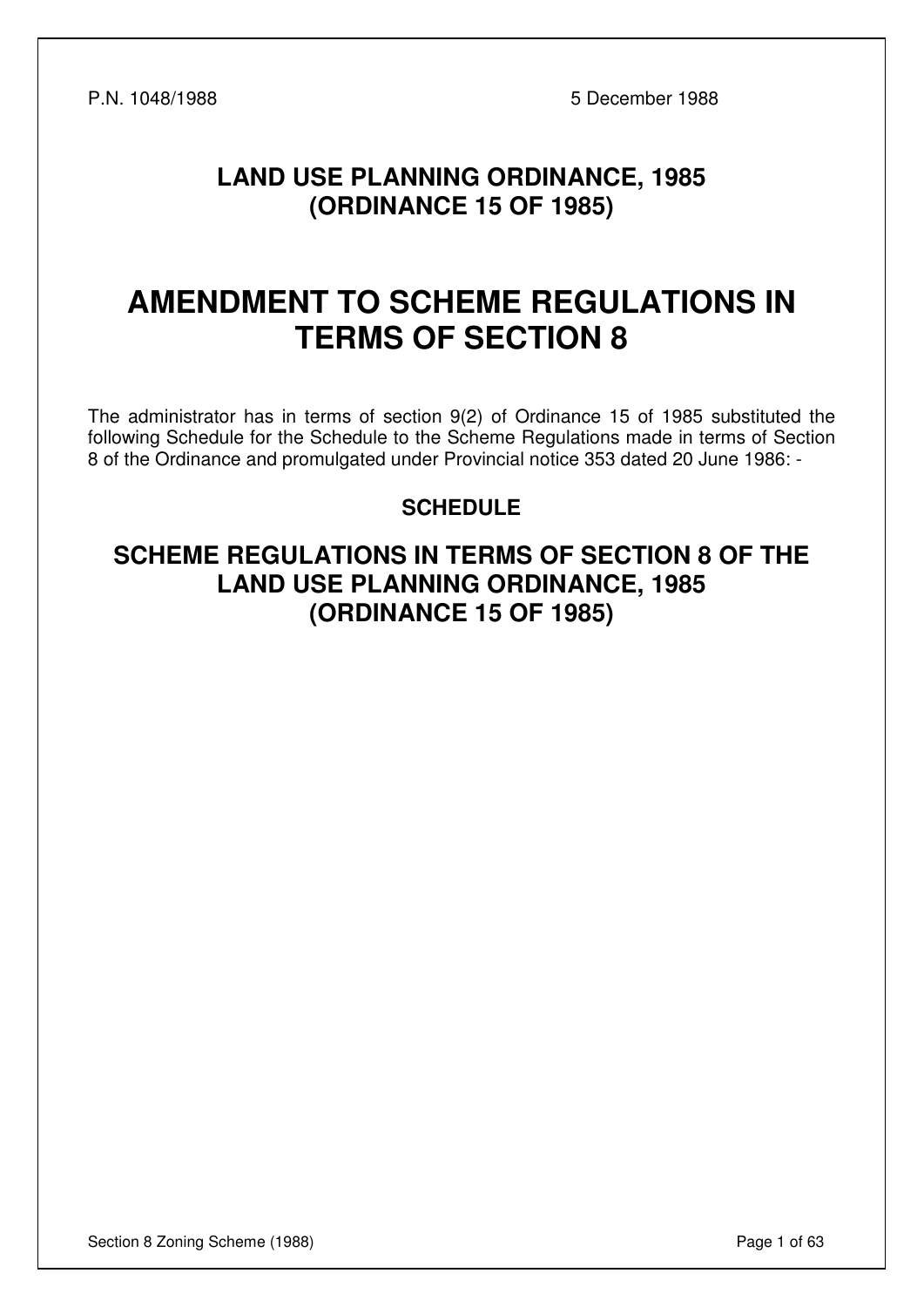P.N. 1048/1988 5 December 1988

## LAND USE PLANNING ORDINANCE, 1985
## (ORDINANCE 15 OF 1985)

# AMENDMENT TO SCHEME REGULATIONS IN TERMS OF SECTION 8

The administrator has in terms of section 9(2) of Ordinance 15 of 1985 substituted the following Schedule for the Schedule to the Scheme Regulations made in terms of Section 8 of the Ordinance and promulgated under Provincial notice 353 dated 20 June 1986: -

### SCHEDULE

## SCHEME REGULATIONS IN TERMS OF SECTION 8 OF THE LAND USE PLANNING ORDINANCE, 1985 (ORDINANCE 15 OF 1985)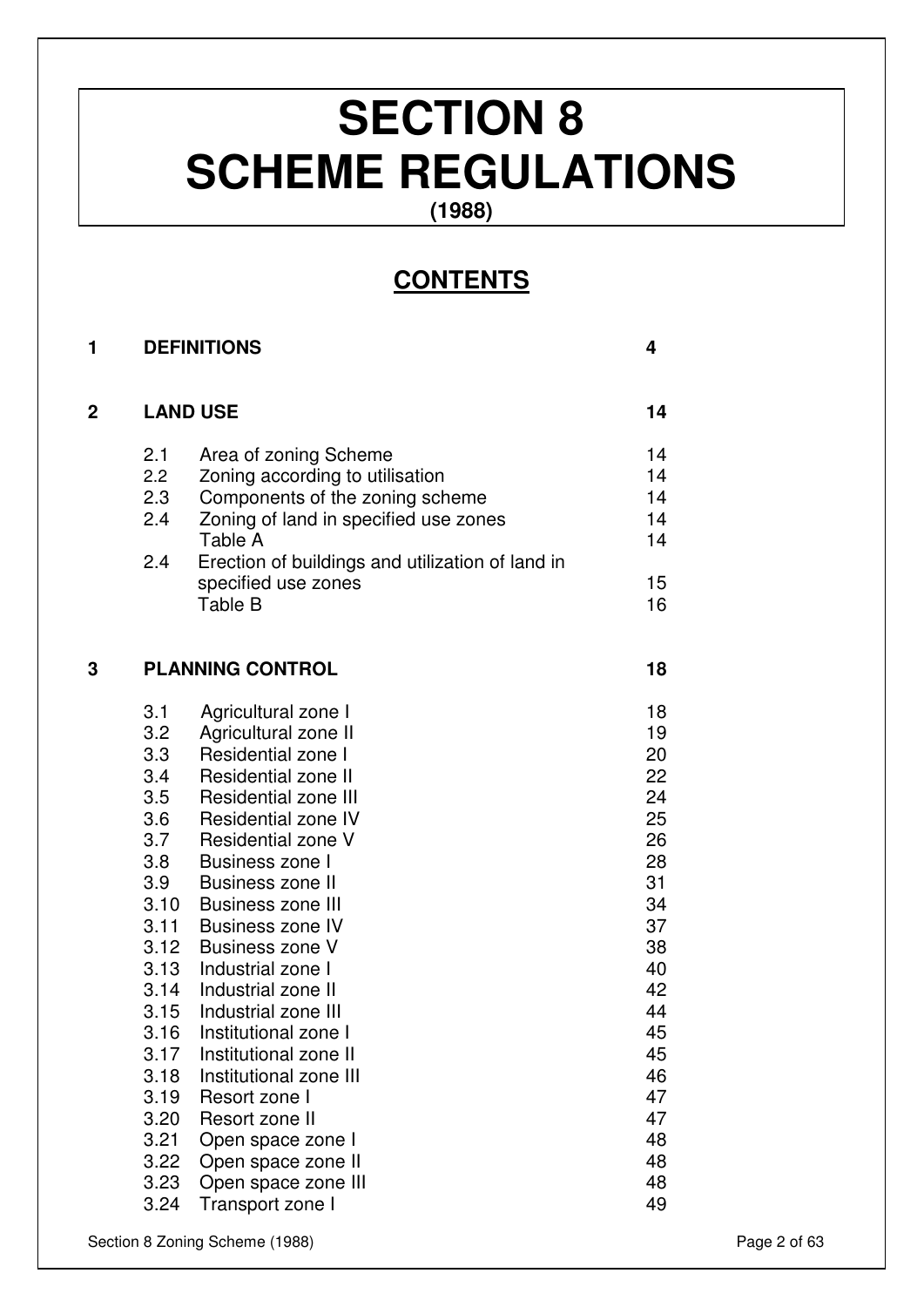# SECTION 8
# SCHEME REGULATIONS
**(1988)**

## CONTENTS

| | | | |
|---|---|---|---|
| **1** | **DEFINITIONS** | | **4** |
| **2** | **LAND USE** | | **14** |
| | 2.1 | Area of zoning Scheme | 14 |
| | 2.2 | Zoning according to utilisation | 14 |
| | 2.3 | Components of the zoning scheme | 14 |
| | 2.4 | Zoning of land in specified use zones | 14 |
| | | Table A | 14 |
| | 2.4 | Erection of buildings and utilization of land in specified use zones | 15 |
| | | Table B | 16 |
| **3** | **PLANNING CONTROL** | | **18** |
| | 3.1 | Agricultural zone I | 18 |
| | 3.2 | Agricultural zone II | 19 |
| | 3.3 | Residential zone I | 20 |
| | 3.4 | Residential zone II | 22 |
| | 3.5 | Residential zone III | 24 |
| | 3.6 | Residential zone IV | 25 |
| | 3.7 | Residential zone V | 26 |
| | 3.8 | Business zone I | 28 |
| | 3.9 | Business zone II | 31 |
| | 3.10 | Business zone III | 34 |
| | 3.11 | Business zone IV | 37 |
| | 3.12 | Business zone V | 38 |
| | 3.13 | Industrial zone I | 40 |
| | 3.14 | Industrial zone II | 42 |
| | 3.15 | Industrial zone III | 44 |
| | 3.16 | Institutional zone I | 45 |
| | 3.17 | Institutional zone II | 45 |
| | 3.18 | Institutional zone III | 46 |
| | 3.19 | Resort zone I | 47 |
| | 3.20 | Resort zone II | 47 |
| | 3.21 | Open space zone I | 48 |
| | 3.22 | Open space zone II | 48 |
| | 3.23 | Open space zone III | 48 |
| | 3.24 | Transport zone I | 49 |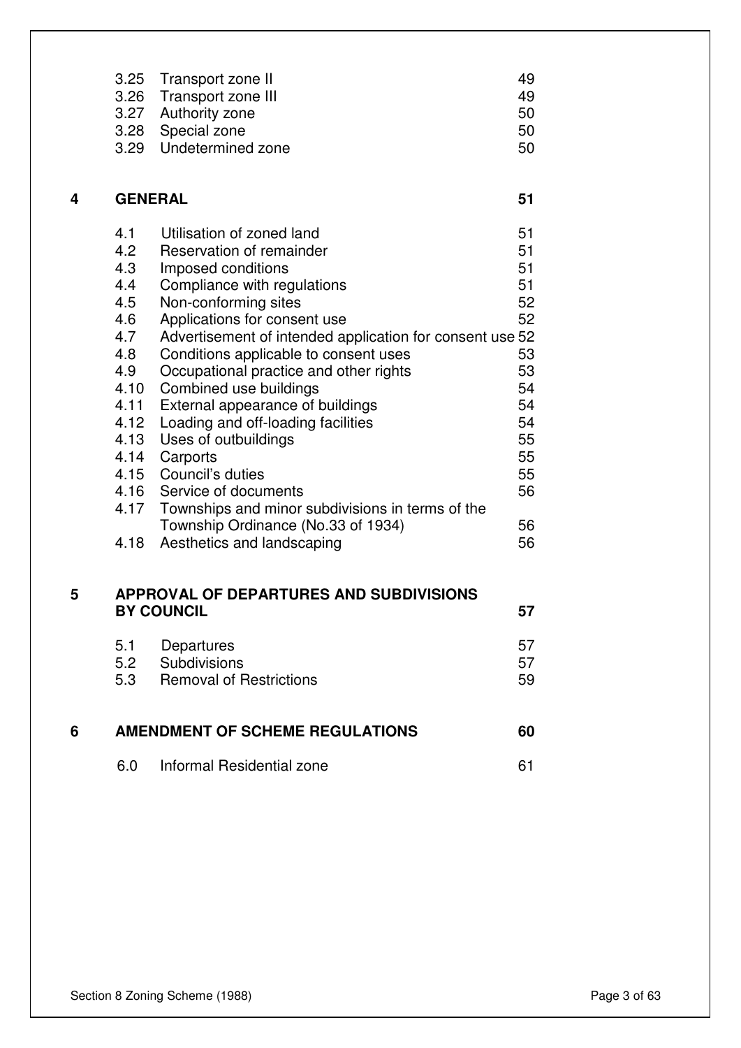| | | |
|---|---|---|
| 3.25 | Transport zone II | 49 |
| 3.26 | Transport zone III | 49 |
| 3.27 | Authority zone | 50 |
| 3.28 | Special zone | 50 |
| 3.29 | Undetermined zone | 50 |

## 4 GENERAL 51

| | | |
|---|---|---|
| 4.1 | Utilisation of zoned land | 51 |
| 4.2 | Reservation of remainder | 51 |
| 4.3 | Imposed conditions | 51 |
| 4.4 | Compliance with regulations | 51 |
| 4.5 | Non-conforming sites | 52 |
| 4.6 | Applications for consent use | 52 |
| 4.7 | Advertisement of intended application for consent use | 52 |
| 4.8 | Conditions applicable to consent uses | 53 |
| 4.9 | Occupational practice and other rights | 53 |
| 4.10 | Combined use buildings | 54 |
| 4.11 | External appearance of buildings | 54 |
| 4.12 | Loading and off-loading facilities | 54 |
| 4.13 | Uses of outbuildings | 55 |
| 4.14 | Carports | 55 |
| 4.15 | Council's duties | 55 |
| 4.16 | Service of documents | 56 |
| 4.17 | Townships and minor subdivisions in terms of the Township Ordinance (No.33 of 1934) | 56 |
| 4.18 | Aesthetics and landscaping | 56 |

## 5 APPROVAL OF DEPARTURES AND SUBDIVISIONS BY COUNCIL 57

| | | |
|---|---|---|
| 5.1 | Departures | 57 |
| 5.2 | Subdivisions | 57 |
| 5.3 | Removal of Restrictions | 59 |

## 6 AMENDMENT OF SCHEME REGULATIONS 60

| | | |
|---|---|---|
| 6.0 | Informal Residential zone | 61 |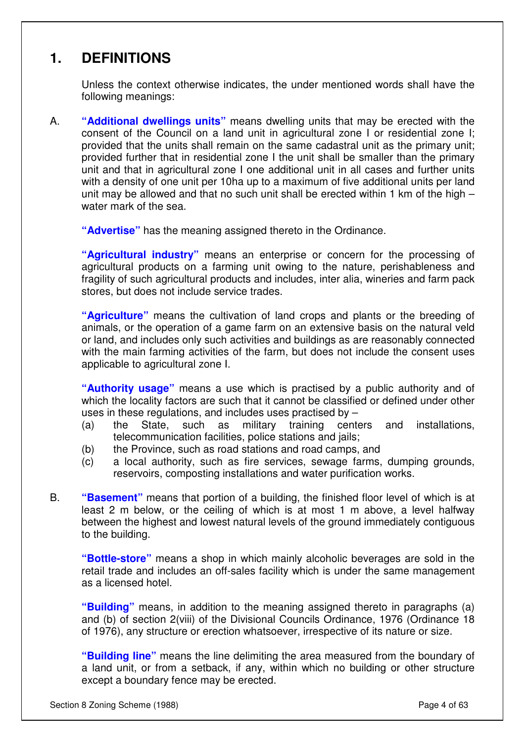# 1. DEFINITIONS

Unless the context otherwise indicates, the under mentioned words shall have the following meanings:

A. **"Additional dwellings units"** means dwelling units that may be erected with the consent of the Council on a land unit in agricultural zone I or residential zone I; provided that the units shall remain on the same cadastral unit as the primary unit; provided further that in residential zone I the unit shall be smaller than the primary unit and that in agricultural zone I one additional unit in all cases and further units with a density of one unit per 10ha up to a maximum of five additional units per land unit may be allowed and that no such unit shall be erected within 1 km of the high – water mark of the sea.

**"Advertise"** has the meaning assigned thereto in the Ordinance.

**"Agricultural industry"** means an enterprise or concern for the processing of agricultural products on a farming unit owing to the nature, perishableness and fragility of such agricultural products and includes, inter alia, wineries and farm pack stores, but does not include service trades.

**"Agriculture"** means the cultivation of land crops and plants or the breeding of animals, or the operation of a game farm on an extensive basis on the natural veld or land, and includes only such activities and buildings as are reasonably connected with the main farming activities of the farm, but does not include the consent uses applicable to agricultural zone I.

**"Authority usage"** means a use which is practised by a public authority and of which the locality factors are such that it cannot be classified or defined under other uses in these regulations, and includes uses practised by –

(a) the State, such as military training centers and installations, telecommunication facilities, police stations and jails;
(b) the Province, such as road stations and road camps, and
(c) a local authority, such as fire services, sewage farms, dumping grounds, reservoirs, composting installations and water purification works.

B. **"Basement"** means that portion of a building, the finished floor level of which is at least 2 m below, or the ceiling of which is at most 1 m above, a level halfway between the highest and lowest natural levels of the ground immediately contiguous to the building.

**"Bottle-store"** means a shop in which mainly alcoholic beverages are sold in the retail trade and includes an off-sales facility which is under the same management as a licensed hotel.

**"Building"** means, in addition to the meaning assigned thereto in paragraphs (a) and (b) of section 2(viii) of the Divisional Councils Ordinance, 1976 (Ordinance 18 of 1976), any structure or erection whatsoever, irrespective of its nature or size.

**"Building line"** means the line delimiting the area measured from the boundary of a land unit, or from a setback, if any, within which no building or other structure except a boundary fence may be erected.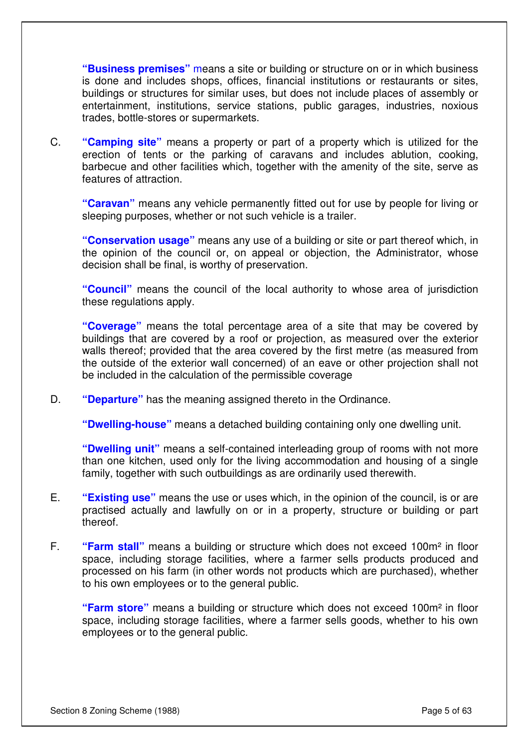**"Business premises"** means a site or building or structure on or in which business is done and includes shops, offices, financial institutions or restaurants or sites, buildings or structures for similar uses, but does not include places of assembly or entertainment, institutions, service stations, public garages, industries, noxious trades, bottle-stores or supermarkets.

C. **"Camping site"** means a property or part of a property which is utilized for the erection of tents or the parking of caravans and includes ablution, cooking, barbecue and other facilities which, together with the amenity of the site, serve as features of attraction.

**"Caravan"** means any vehicle permanently fitted out for use by people for living or sleeping purposes, whether or not such vehicle is a trailer.

**"Conservation usage"** means any use of a building or site or part thereof which, in the opinion of the council or, on appeal or objection, the Administrator, whose decision shall be final, is worthy of preservation.

**"Council"** means the council of the local authority to whose area of jurisdiction these regulations apply.

**"Coverage"** means the total percentage area of a site that may be covered by buildings that are covered by a roof or projection, as measured over the exterior walls thereof; provided that the area covered by the first metre (as measured from the outside of the exterior wall concerned) of an eave or other projection shall not be included in the calculation of the permissible coverage

D. **"Departure"** has the meaning assigned thereto in the Ordinance.

**"Dwelling-house"** means a detached building containing only one dwelling unit.

**"Dwelling unit"** means a self-contained interleading group of rooms with not more than one kitchen, used only for the living accommodation and housing of a single family, together with such outbuildings as are ordinarily used therewith.

E. **"Existing use"** means the use or uses which, in the opinion of the council, is or are practised actually and lawfully on or in a property, structure or building or part thereof.

F. **"Farm stall"** means a building or structure which does not exceed 100m² in floor space, including storage facilities, where a farmer sells products produced and processed on his farm (in other words not products which are purchased), whether to his own employees or to the general public.

**"Farm store"** means a building or structure which does not exceed 100m² in floor space, including storage facilities, where a farmer sells goods, whether to his own employees or to the general public.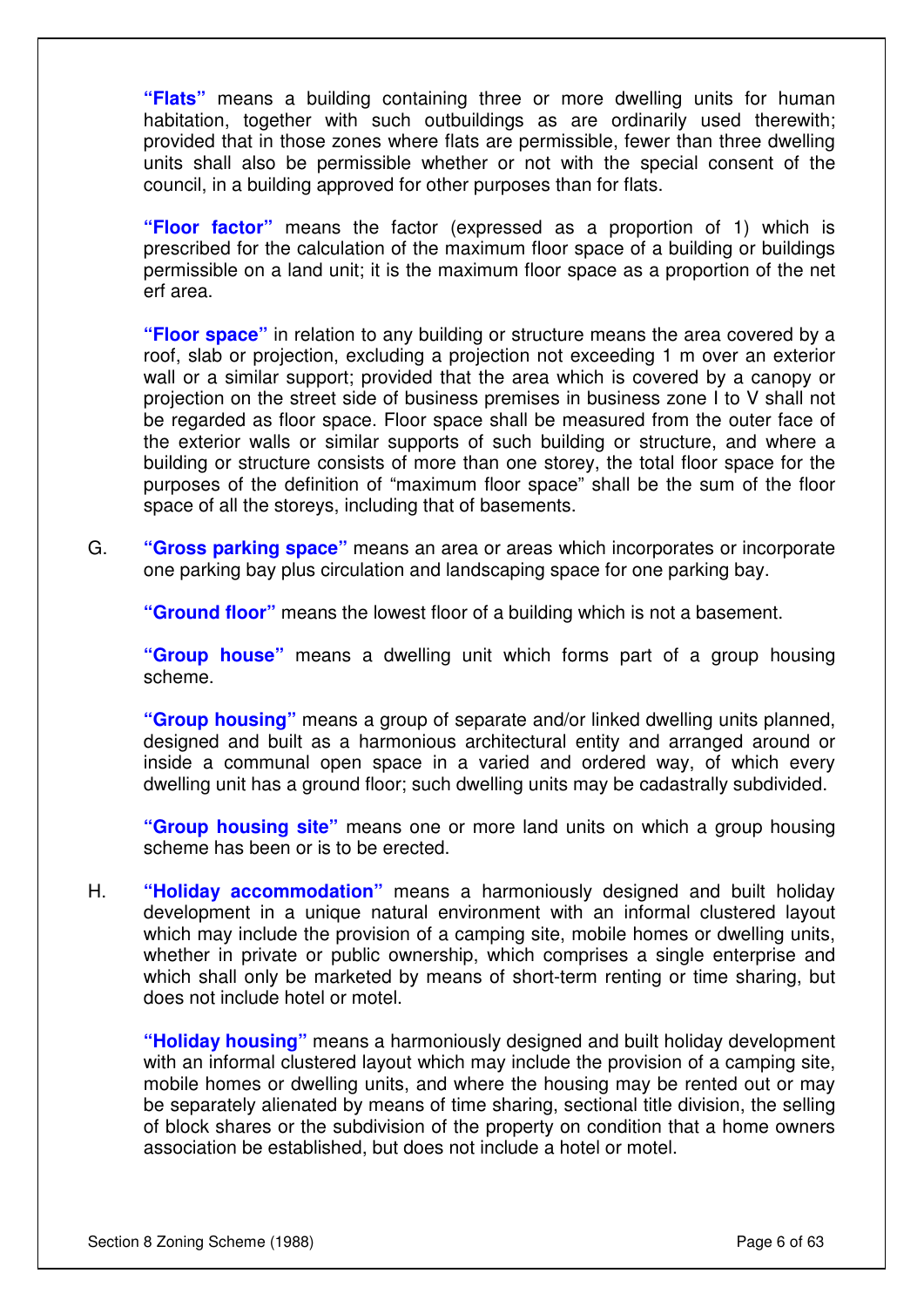**"Flats"** means a building containing three or more dwelling units for human habitation, together with such outbuildings as are ordinarily used therewith; provided that in those zones where flats are permissible, fewer than three dwelling units shall also be permissible whether or not with the special consent of the council, in a building approved for other purposes than for flats.

**"Floor factor"** means the factor (expressed as a proportion of 1) which is prescribed for the calculation of the maximum floor space of a building or buildings permissible on a land unit; it is the maximum floor space as a proportion of the net erf area.

**"Floor space"** in relation to any building or structure means the area covered by a roof, slab or projection, excluding a projection not exceeding 1 m over an exterior wall or a similar support; provided that the area which is covered by a canopy or projection on the street side of business premises in business zone I to V shall not be regarded as floor space. Floor space shall be measured from the outer face of the exterior walls or similar supports of such building or structure, and where a building or structure consists of more than one storey, the total floor space for the purposes of the definition of "maximum floor space" shall be the sum of the floor space of all the storeys, including that of basements.

G. **"Gross parking space"** means an area or areas which incorporates or incorporate one parking bay plus circulation and landscaping space for one parking bay.

**"Ground floor"** means the lowest floor of a building which is not a basement.

**"Group house"** means a dwelling unit which forms part of a group housing scheme.

**"Group housing"** means a group of separate and/or linked dwelling units planned, designed and built as a harmonious architectural entity and arranged around or inside a communal open space in a varied and ordered way, of which every dwelling unit has a ground floor; such dwelling units may be cadastrally subdivided.

**"Group housing site"** means one or more land units on which a group housing scheme has been or is to be erected.

H. **"Holiday accommodation"** means a harmoniously designed and built holiday development in a unique natural environment with an informal clustered layout which may include the provision of a camping site, mobile homes or dwelling units, whether in private or public ownership, which comprises a single enterprise and which shall only be marketed by means of short-term renting or time sharing, but does not include hotel or motel.

**"Holiday housing"** means a harmoniously designed and built holiday development with an informal clustered layout which may include the provision of a camping site, mobile homes or dwelling units, and where the housing may be rented out or may be separately alienated by means of time sharing, sectional title division, the selling of block shares or the subdivision of the property on condition that a home owners association be established, but does not include a hotel or motel.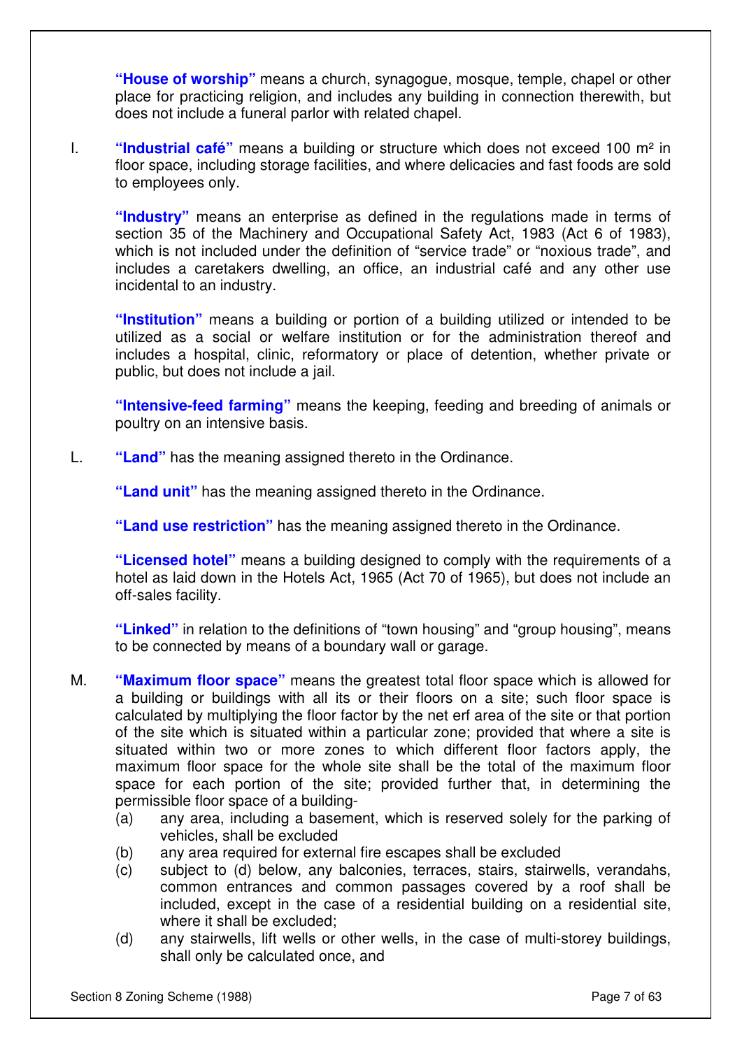**"House of worship"** means a church, synagogue, mosque, temple, chapel or other place for practicing religion, and includes any building in connection therewith, but does not include a funeral parlor with related chapel.

I. **"Industrial café"** means a building or structure which does not exceed 100 m² in floor space, including storage facilities, and where delicacies and fast foods are sold to employees only.

**"Industry"** means an enterprise as defined in the regulations made in terms of section 35 of the Machinery and Occupational Safety Act, 1983 (Act 6 of 1983), which is not included under the definition of "service trade" or "noxious trade", and includes a caretakers dwelling, an office, an industrial café and any other use incidental to an industry.

**"Institution"** means a building or portion of a building utilized or intended to be utilized as a social or welfare institution or for the administration thereof and includes a hospital, clinic, reformatory or place of detention, whether private or public, but does not include a jail.

**"Intensive-feed farming"** means the keeping, feeding and breeding of animals or poultry on an intensive basis.

L. **"Land"** has the meaning assigned thereto in the Ordinance.

**"Land unit"** has the meaning assigned thereto in the Ordinance.

**"Land use restriction"** has the meaning assigned thereto in the Ordinance.

**"Licensed hotel"** means a building designed to comply with the requirements of a hotel as laid down in the Hotels Act, 1965 (Act 70 of 1965), but does not include an off-sales facility.

**"Linked"** in relation to the definitions of "town housing" and "group housing", means to be connected by means of a boundary wall or garage.

M. **"Maximum floor space"** means the greatest total floor space which is allowed for a building or buildings with all its or their floors on a site; such floor space is calculated by multiplying the floor factor by the net erf area of the site or that portion of the site which is situated within a particular zone; provided that where a site is situated within two or more zones to which different floor factors apply, the maximum floor space for the whole site shall be the total of the maximum floor space for each portion of the site; provided further that, in determining the permissible floor space of a building-

(a) any area, including a basement, which is reserved solely for the parking of vehicles, shall be excluded
(b) any area required for external fire escapes shall be excluded
(c) subject to (d) below, any balconies, terraces, stairs, stairwells, verandahs, common entrances and common passages covered by a roof shall be included, except in the case of a residential building on a residential site, where it shall be excluded;
(d) any stairwells, lift wells or other wells, in the case of multi-storey buildings, shall only be calculated once, and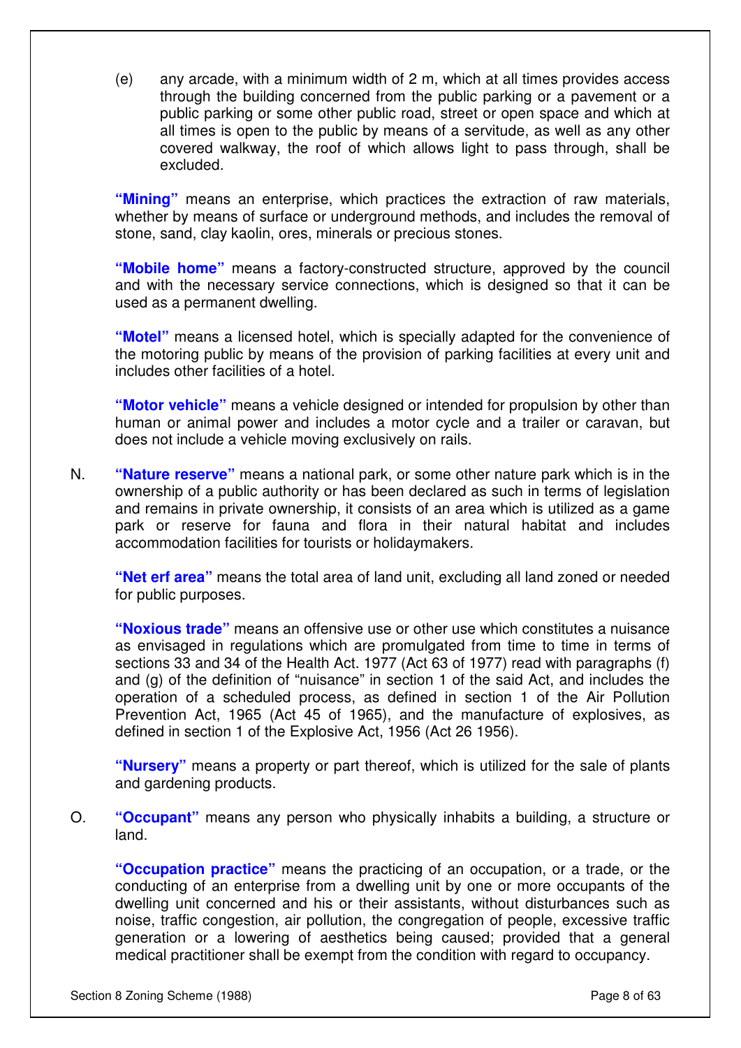(e) any arcade, with a minimum width of 2 m, which at all times provides access through the building concerned from the public parking or a pavement or a public parking or some other public road, street or open space and which at all times is open to the public by means of a servitude, as well as any other covered walkway, the roof of which allows light to pass through, shall be excluded.

**"Mining"** means an enterprise, which practices the extraction of raw materials, whether by means of surface or underground methods, and includes the removal of stone, sand, clay kaolin, ores, minerals or precious stones.

**"Mobile home"** means a factory-constructed structure, approved by the council and with the necessary service connections, which is designed so that it can be used as a permanent dwelling.

**"Motel"** means a licensed hotel, which is specially adapted for the convenience of the motoring public by means of the provision of parking facilities at every unit and includes other facilities of a hotel.

**"Motor vehicle"** means a vehicle designed or intended for propulsion by other than human or animal power and includes a motor cycle and a trailer or caravan, but does not include a vehicle moving exclusively on rails.

N. **"Nature reserve"** means a national park, or some other nature park which is in the ownership of a public authority or has been declared as such in terms of legislation and remains in private ownership, it consists of an area which is utilized as a game park or reserve for fauna and flora in their natural habitat and includes accommodation facilities for tourists or holidaymakers.

**"Net erf area"** means the total area of land unit, excluding all land zoned or needed for public purposes.

**"Noxious trade"** means an offensive use or other use which constitutes a nuisance as envisaged in regulations which are promulgated from time to time in terms of sections 33 and 34 of the Health Act. 1977 (Act 63 of 1977) read with paragraphs (f) and (g) of the definition of "nuisance" in section 1 of the said Act, and includes the operation of a scheduled process, as defined in section 1 of the Air Pollution Prevention Act, 1965 (Act 45 of 1965), and the manufacture of explosives, as defined in section 1 of the Explosive Act, 1956 (Act 26 1956).

**"Nursery"** means a property or part thereof, which is utilized for the sale of plants and gardening products.

O. **"Occupant"** means any person who physically inhabits a building, a structure or land.

**"Occupation practice"** means the practicing of an occupation, or a trade, or the conducting of an enterprise from a dwelling unit by one or more occupants of the dwelling unit concerned and his or their assistants, without disturbances such as noise, traffic congestion, air pollution, the congregation of people, excessive traffic generation or a lowering of aesthetics being caused; provided that a general medical practitioner shall be exempt from the condition with regard to occupancy.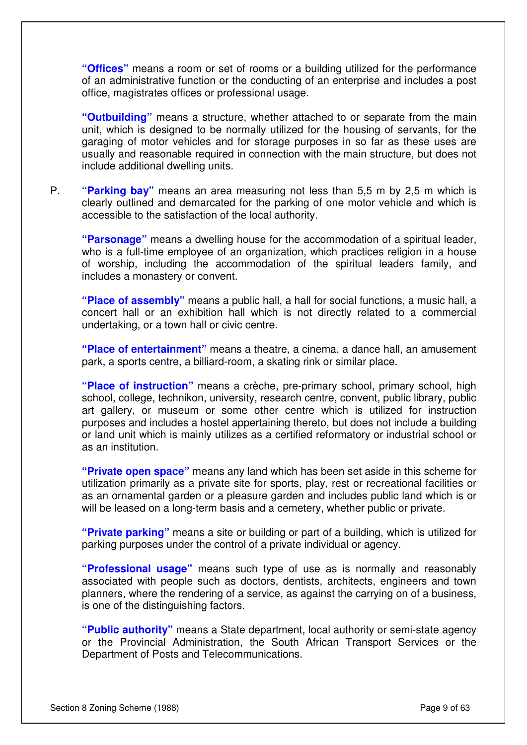**"Offices"** means a room or set of rooms or a building utilized for the performance of an administrative function or the conducting of an enterprise and includes a post office, magistrates offices or professional usage.

**"Outbuilding"** means a structure, whether attached to or separate from the main unit, which is designed to be normally utilized for the housing of servants, for the garaging of motor vehicles and for storage purposes in so far as these uses are usually and reasonable required in connection with the main structure, but does not include additional dwelling units.

P. **"Parking bay"** means an area measuring not less than 5,5 m by 2,5 m which is clearly outlined and demarcated for the parking of one motor vehicle and which is accessible to the satisfaction of the local authority.

**"Parsonage"** means a dwelling house for the accommodation of a spiritual leader, who is a full-time employee of an organization, which practices religion in a house of worship, including the accommodation of the spiritual leaders family, and includes a monastery or convent.

**"Place of assembly"** means a public hall, a hall for social functions, a music hall, a concert hall or an exhibition hall which is not directly related to a commercial undertaking, or a town hall or civic centre.

**"Place of entertainment"** means a theatre, a cinema, a dance hall, an amusement park, a sports centre, a billiard-room, a skating rink or similar place.

**"Place of instruction"** means a crèche, pre-primary school, primary school, high school, college, technikon, university, research centre, convent, public library, public art gallery, or museum or some other centre which is utilized for instruction purposes and includes a hostel appertaining thereto, but does not include a building or land unit which is mainly utilizes as a certified reformatory or industrial school or as an institution.

**"Private open space"** means any land which has been set aside in this scheme for utilization primarily as a private site for sports, play, rest or recreational facilities or as an ornamental garden or a pleasure garden and includes public land which is or will be leased on a long-term basis and a cemetery, whether public or private.

**"Private parking"** means a site or building or part of a building, which is utilized for parking purposes under the control of a private individual or agency.

**"Professional usage"** means such type of use as is normally and reasonably associated with people such as doctors, dentists, architects, engineers and town planners, where the rendering of a service, as against the carrying on of a business, is one of the distinguishing factors.

**"Public authority"** means a State department, local authority or semi-state agency or the Provincial Administration, the South African Transport Services or the Department of Posts and Telecommunications.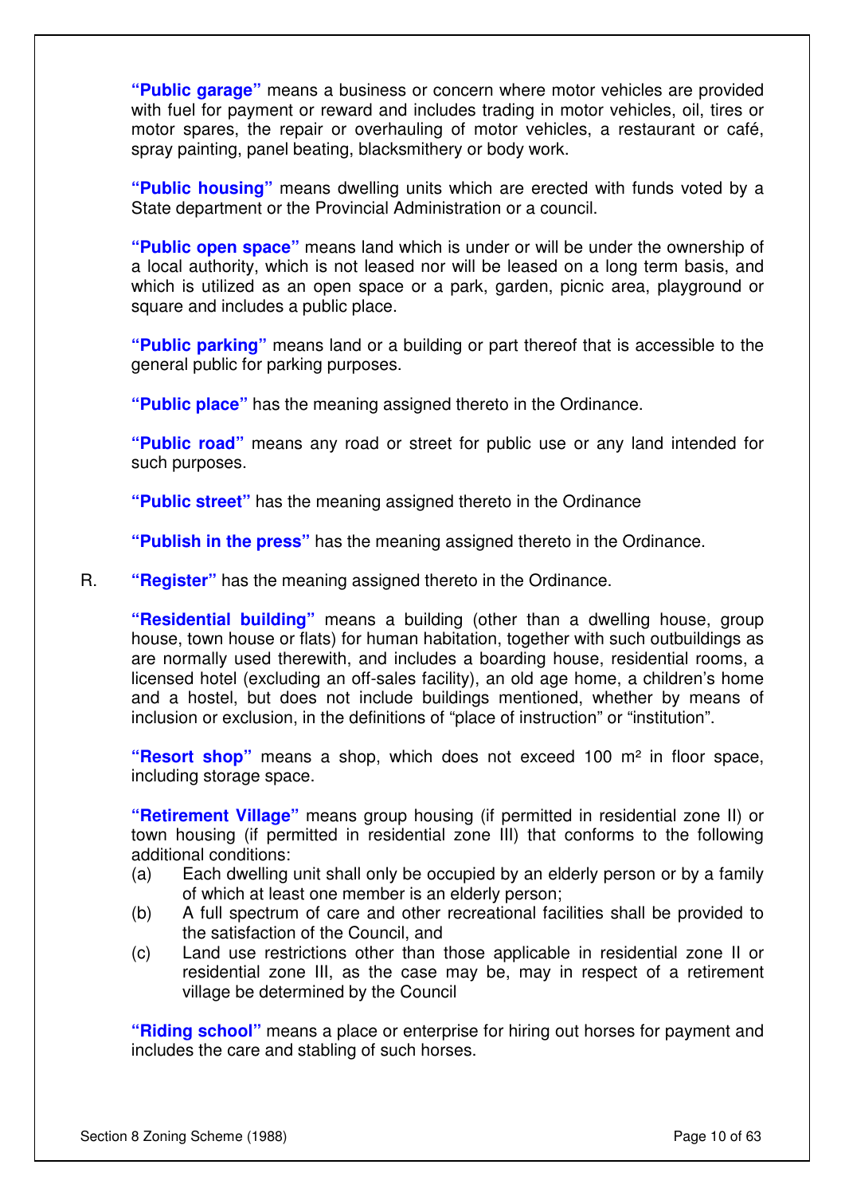**"Public garage"** means a business or concern where motor vehicles are provided with fuel for payment or reward and includes trading in motor vehicles, oil, tires or motor spares, the repair or overhauling of motor vehicles, a restaurant or café, spray painting, panel beating, blacksmithery or body work.

**"Public housing"** means dwelling units which are erected with funds voted by a State department or the Provincial Administration or a council.

**"Public open space"** means land which is under or will be under the ownership of a local authority, which is not leased nor will be leased on a long term basis, and which is utilized as an open space or a park, garden, picnic area, playground or square and includes a public place.

**"Public parking"** means land or a building or part thereof that is accessible to the general public for parking purposes.

**"Public place"** has the meaning assigned thereto in the Ordinance.

**"Public road"** means any road or street for public use or any land intended for such purposes.

**"Public street"** has the meaning assigned thereto in the Ordinance

**"Publish in the press"** has the meaning assigned thereto in the Ordinance.

R. **"Register"** has the meaning assigned thereto in the Ordinance.

**"Residential building"** means a building (other than a dwelling house, group house, town house or flats) for human habitation, together with such outbuildings as are normally used therewith, and includes a boarding house, residential rooms, a licensed hotel (excluding an off-sales facility), an old age home, a children's home and a hostel, but does not include buildings mentioned, whether by means of inclusion or exclusion, in the definitions of "place of instruction" or "institution".

**"Resort shop"** means a shop, which does not exceed 100 m² in floor space, including storage space.

**"Retirement Village"** means group housing (if permitted in residential zone II) or town housing (if permitted in residential zone III) that conforms to the following additional conditions:

(a) Each dwelling unit shall only be occupied by an elderly person or by a family of which at least one member is an elderly person;

(b) A full spectrum of care and other recreational facilities shall be provided to the satisfaction of the Council, and

(c) Land use restrictions other than those applicable in residential zone II or residential zone III, as the case may be, may in respect of a retirement village be determined by the Council

**"Riding school"** means a place or enterprise for hiring out horses for payment and includes the care and stabling of such horses.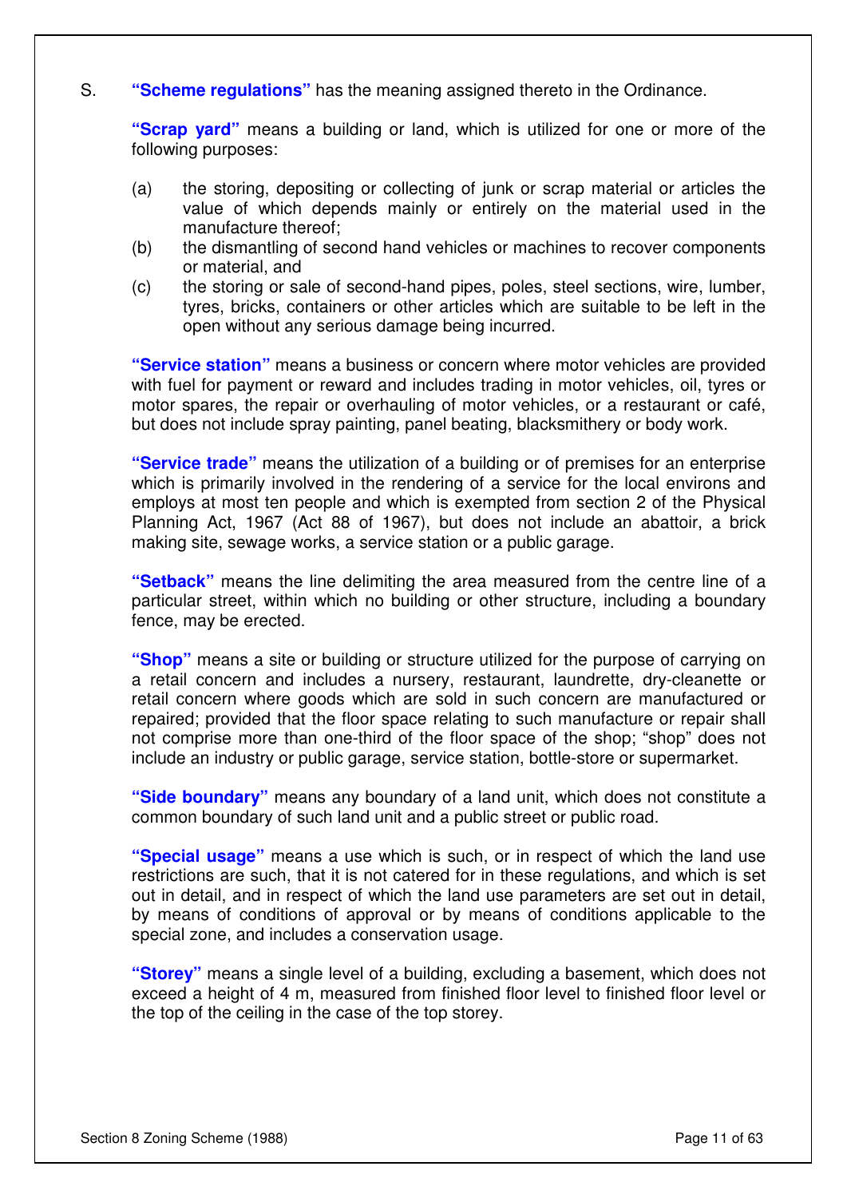S. **“Scheme regulations”** has the meaning assigned thereto in the Ordinance.

**“Scrap yard”** means a building or land, which is utilized for one or more of the following purposes:

(a) the storing, depositing or collecting of junk or scrap material or articles the value of which depends mainly or entirely on the material used in the manufacture thereof;
(b) the dismantling of second hand vehicles or machines to recover components or material, and
(c) the storing or sale of second-hand pipes, poles, steel sections, wire, lumber, tyres, bricks, containers or other articles which are suitable to be left in the open without any serious damage being incurred.

**“Service station”** means a business or concern where motor vehicles are provided with fuel for payment or reward and includes trading in motor vehicles, oil, tyres or motor spares, the repair or overhauling of motor vehicles, or a restaurant or café, but does not include spray painting, panel beating, blacksmithery or body work.

**“Service trade”** means the utilization of a building or of premises for an enterprise which is primarily involved in the rendering of a service for the local environs and employs at most ten people and which is exempted from section 2 of the Physical Planning Act, 1967 (Act 88 of 1967), but does not include an abattoir, a brick making site, sewage works, a service station or a public garage.

**“Setback”** means the line delimiting the area measured from the centre line of a particular street, within which no building or other structure, including a boundary fence, may be erected.

**“Shop”** means a site or building or structure utilized for the purpose of carrying on a retail concern and includes a nursery, restaurant, laundrette, dry-cleanette or retail concern where goods which are sold in such concern are manufactured or repaired; provided that the floor space relating to such manufacture or repair shall not comprise more than one-third of the floor space of the shop; “shop” does not include an industry or public garage, service station, bottle-store or supermarket.

**“Side boundary”** means any boundary of a land unit, which does not constitute a common boundary of such land unit and a public street or public road.

**“Special usage”** means a use which is such, or in respect of which the land use restrictions are such, that it is not catered for in these regulations, and which is set out in detail, and in respect of which the land use parameters are set out in detail, by means of conditions of approval or by means of conditions applicable to the special zone, and includes a conservation usage.

**“Storey”** means a single level of a building, excluding a basement, which does not exceed a height of 4 m, measured from finished floor level to finished floor level or the top of the ceiling in the case of the top storey.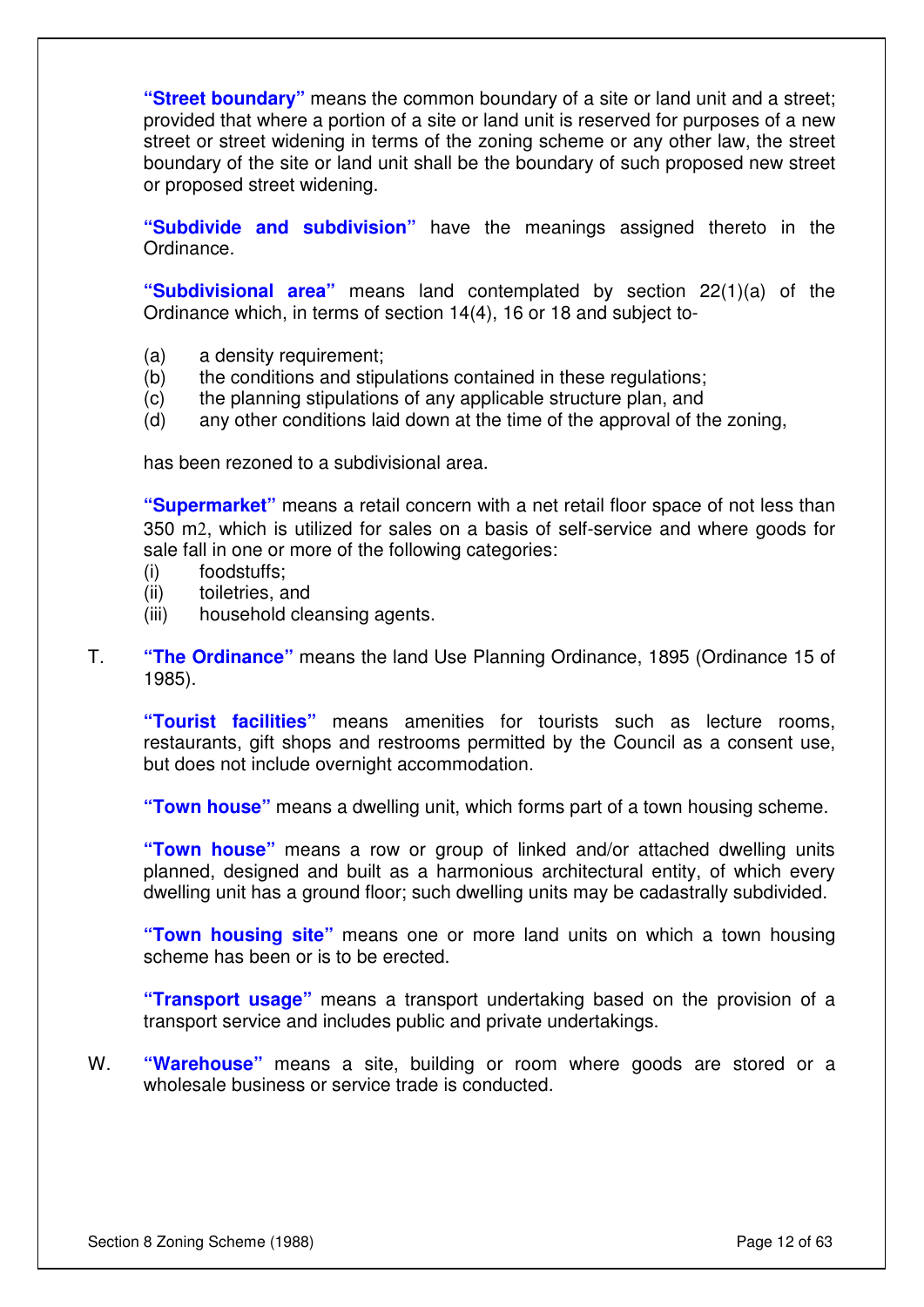**"Street boundary"** means the common boundary of a site or land unit and a street; provided that where a portion of a site or land unit is reserved for purposes of a new street or street widening in terms of the zoning scheme or any other law, the street boundary of the site or land unit shall be the boundary of such proposed new street or proposed street widening.

**"Subdivide and subdivision"** have the meanings assigned thereto in the Ordinance.

**"Subdivisional area"** means land contemplated by section 22(1)(a) of the Ordinance which, in terms of section 14(4), 16 or 18 and subject to-

(a) a density requirement;
(b) the conditions and stipulations contained in these regulations;
(c) the planning stipulations of any applicable structure plan, and
(d) any other conditions laid down at the time of the approval of the zoning,

has been rezoned to a subdivisional area.

**"Supermarket"** means a retail concern with a net retail floor space of not less than 350 m2, which is utilized for sales on a basis of self-service and where goods for sale fall in one or more of the following categories:

(i) foodstuffs;
(ii) toiletries, and
(iii) household cleansing agents.

T. **"The Ordinance"** means the land Use Planning Ordinance, 1895 (Ordinance 15 of 1985).

**"Tourist facilities"** means amenities for tourists such as lecture rooms, restaurants, gift shops and restrooms permitted by the Council as a consent use, but does not include overnight accommodation.

**"Town house"** means a dwelling unit, which forms part of a town housing scheme.

**"Town house"** means a row or group of linked and/or attached dwelling units planned, designed and built as a harmonious architectural entity, of which every dwelling unit has a ground floor; such dwelling units may be cadastrally subdivided.

**"Town housing site"** means one or more land units on which a town housing scheme has been or is to be erected.

**"Transport usage"** means a transport undertaking based on the provision of a transport service and includes public and private undertakings.

W. **"Warehouse"** means a site, building or room where goods are stored or a wholesale business or service trade is conducted.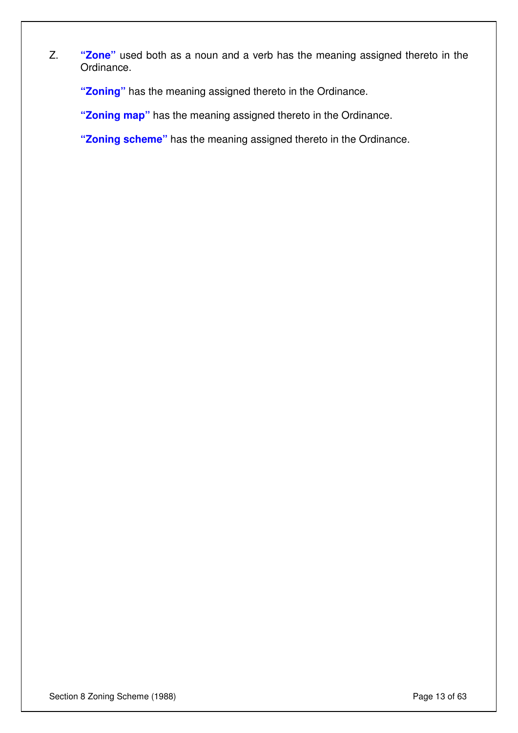Z. **“Zone”** used both as a noun and a verb has the meaning assigned thereto in the Ordinance.

**“Zoning”** has the meaning assigned thereto in the Ordinance.

**“Zoning map”** has the meaning assigned thereto in the Ordinance.

**“Zoning scheme”** has the meaning assigned thereto in the Ordinance.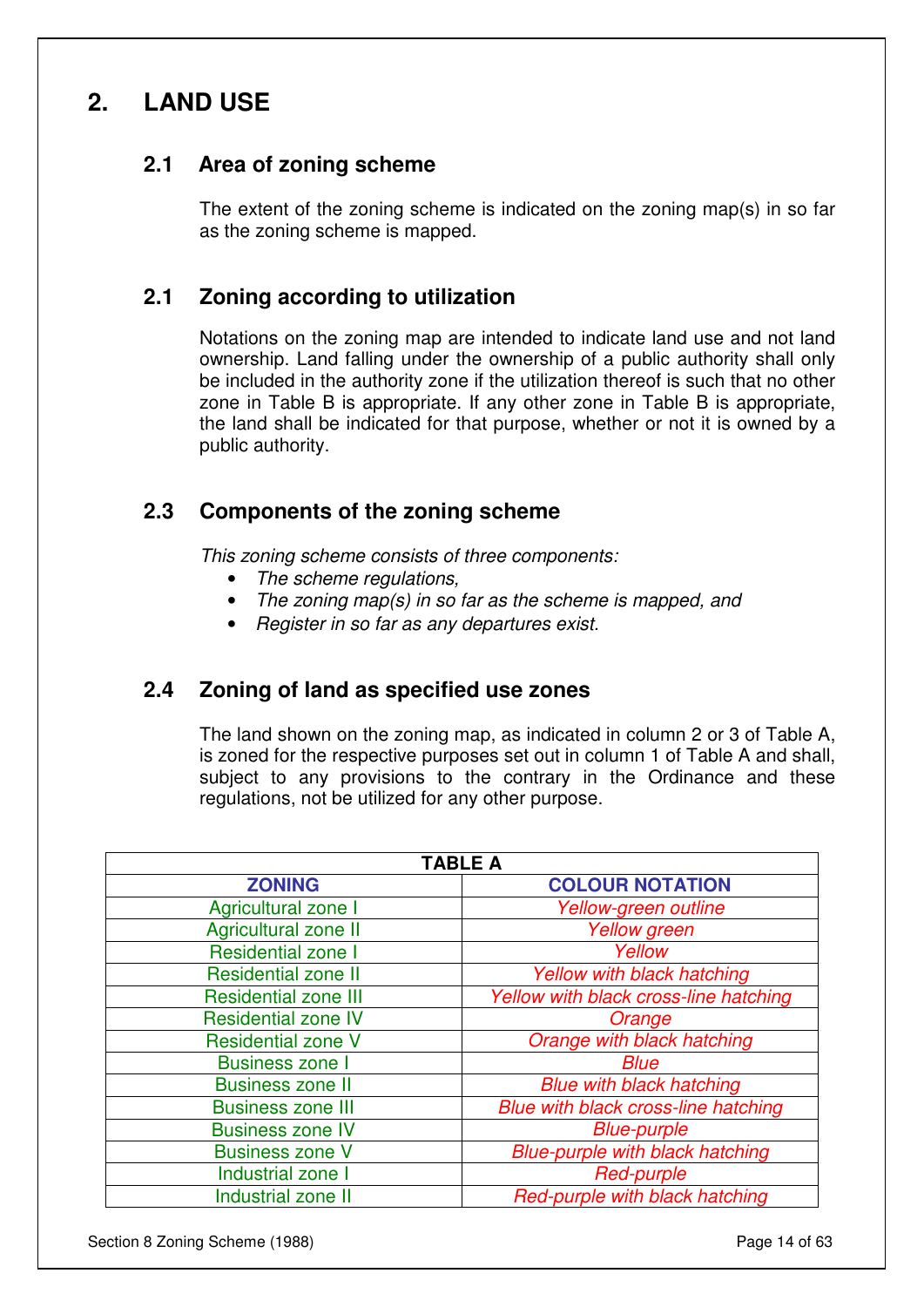# 2. LAND USE

## 2.1 Area of zoning scheme

The extent of the zoning scheme is indicated on the zoning map(s) in so far as the zoning scheme is mapped.

## 2.1 Zoning according to utilization

Notations on the zoning map are intended to indicate land use and not land ownership. Land falling under the ownership of a public authority shall only be included in the authority zone if the utilization thereof is such that no other zone in Table B is appropriate. If any other zone in Table B is appropriate, the land shall be indicated for that purpose, whether or not it is owned by a public authority.

## 2.3 Components of the zoning scheme

*This zoning scheme consists of three components:*

- *The scheme regulations,*
- *The zoning map(s) in so far as the scheme is mapped, and*
- *Register in so far as any departures exist.*

## 2.4 Zoning of land as specified use zones

The land shown on the zoning map, as indicated in column 2 or 3 of Table A, is zoned for the respective purposes set out in column 1 of Table A and shall, subject to any provisions to the contrary in the Ordinance and these regulations, not be utilized for any other purpose.

| TABLE A | |
|---|---|
| **ZONING** | **COLOUR NOTATION** |
| Agricultural zone I | *Yellow-green outline* |
| Agricultural zone II | *Yellow green* |
| Residential zone I | *Yellow* |
| Residential zone II | *Yellow with black hatching* |
| Residential zone III | *Yellow with black cross-line hatching* |
| Residential zone IV | *Orange* |
| Residential zone V | *Orange with black hatching* |
| Business zone I | *Blue* |
| Business zone II | *Blue with black hatching* |
| Business zone III | *Blue with black cross-line hatching* |
| Business zone IV | *Blue-purple* |
| Business zone V | *Blue-purple with black hatching* |
| Industrial zone I | *Red-purple* |
| Industrial zone II | *Red-purple with black hatching* |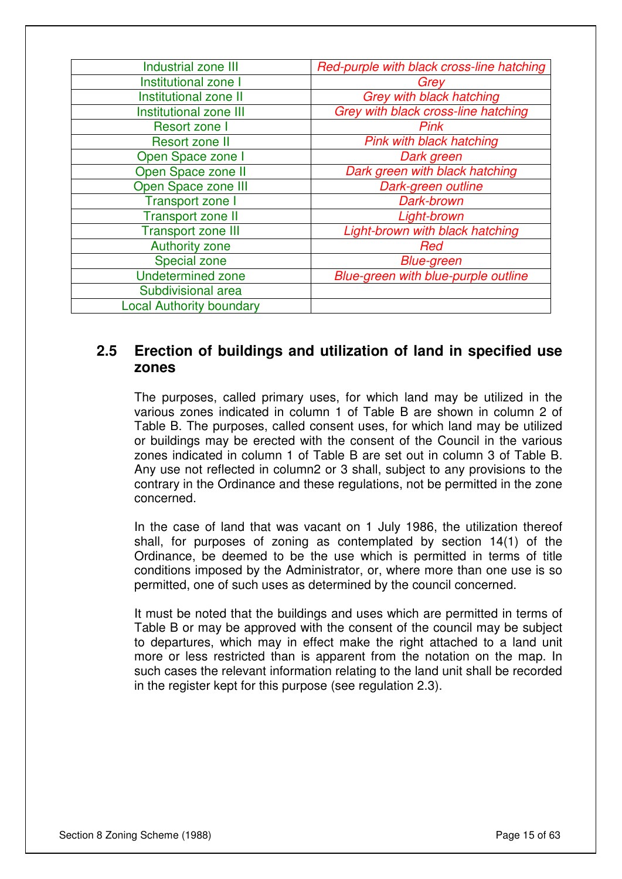| Industrial zone III | *Red-purple with black cross-line hatching* |
|---|---|
| Institutional zone I | *Grey* |
| Institutional zone II | *Grey with black hatching* |
| Institutional zone III | *Grey with black cross-line hatching* |
| Resort zone I | *Pink* |
| Resort zone II | *Pink with black hatching* |
| Open Space zone I | *Dark green* |
| Open Space zone II | *Dark green with black hatching* |
| Open Space zone III | *Dark-green outline* |
| Transport zone I | *Dark-brown* |
| Transport zone II | *Light-brown* |
| Transport zone III | *Light-brown with black hatching* |
| Authority zone | *Red* |
| Special zone | *Blue-green* |
| Undetermined zone | *Blue-green with blue-purple outline* |
| Subdivisional area | |
| Local Authority boundary | |

## 2.5 Erection of buildings and utilization of land in specified use zones

The purposes, called primary uses, for which land may be utilized in the various zones indicated in column 1 of Table B are shown in column 2 of Table B. The purposes, called consent uses, for which land may be utilized or buildings may be erected with the consent of the Council in the various zones indicated in column 1 of Table B are set out in column 3 of Table B. Any use not reflected in column2 or 3 shall, subject to any provisions to the contrary in the Ordinance and these regulations, not be permitted in the zone concerned.

In the case of land that was vacant on 1 July 1986, the utilization thereof shall, for purposes of zoning as contemplated by section 14(1) of the Ordinance, be deemed to be the use which is permitted in terms of title conditions imposed by the Administrator, or, where more than one use is so permitted, one of such uses as determined by the council concerned.

It must be noted that the buildings and uses which are permitted in terms of Table B or may be approved with the consent of the council may be subject to departures, which may in effect make the right attached to a land unit more or less restricted than is apparent from the notation on the map. In such cases the relevant information relating to the land unit shall be recorded in the register kept for this purpose (see regulation 2.3).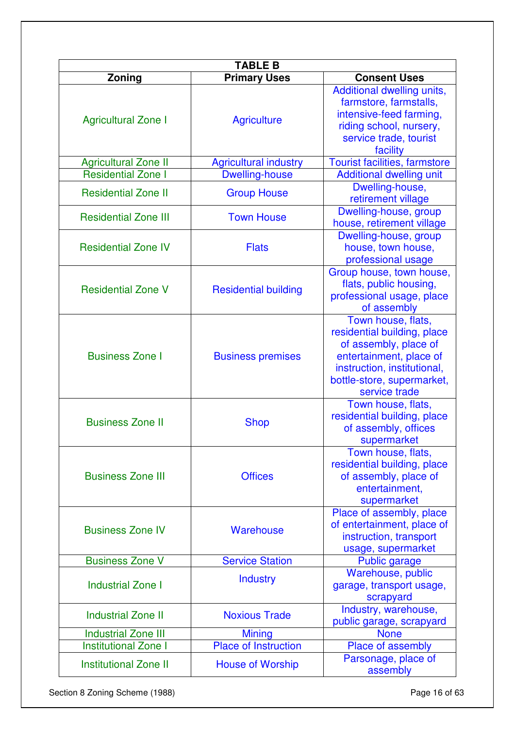| TABLE B | | |
|---|---|---|
| **Zoning** | **Primary Uses** | **Consent Uses** |
| Agricultural Zone I | Agriculture | Additional dwelling units, farmstore, farmstalls, intensive-feed farming, riding school, nursery, service trade, tourist facility |
| Agricultural Zone II | Agricultural industry | Tourist facilities, farmstore |
| Residential Zone I | Dwelling-house | Additional dwelling unit |
| Residential Zone II | Group House | Dwelling-house, retirement village |
| Residential Zone III | Town House | Dwelling-house, group house, retirement village |
| Residential Zone IV | Flats | Dwelling-house, group house, town house, professional usage |
| Residential Zone V | Residential building | Group house, town house, flats, public housing, professional usage, place of assembly |
| Business Zone I | Business premises | Town house, flats, residential building, place of assembly, place of entertainment, place of instruction, institutional, bottle-store, supermarket, service trade |
| Business Zone II | Shop | Town house, flats, residential building, place of assembly, offices supermarket |
| Business Zone III | Offices | Town house, flats, residential building, place of assembly, place of entertainment, supermarket |
| Business Zone IV | Warehouse | Place of assembly, place of entertainment, place of instruction, transport usage, supermarket |
| Business Zone V | Service Station | Public garage |
| Industrial Zone I | Industry | Warehouse, public garage, transport usage, scrapyard |
| Industrial Zone II | Noxious Trade | Industry, warehouse, public garage, scrapyard |
| Industrial Zone III | Mining | None |
| Institutional Zone I | Place of Instruction | Place of assembly |
| Institutional Zone II | House of Worship | Parsonage, place of assembly |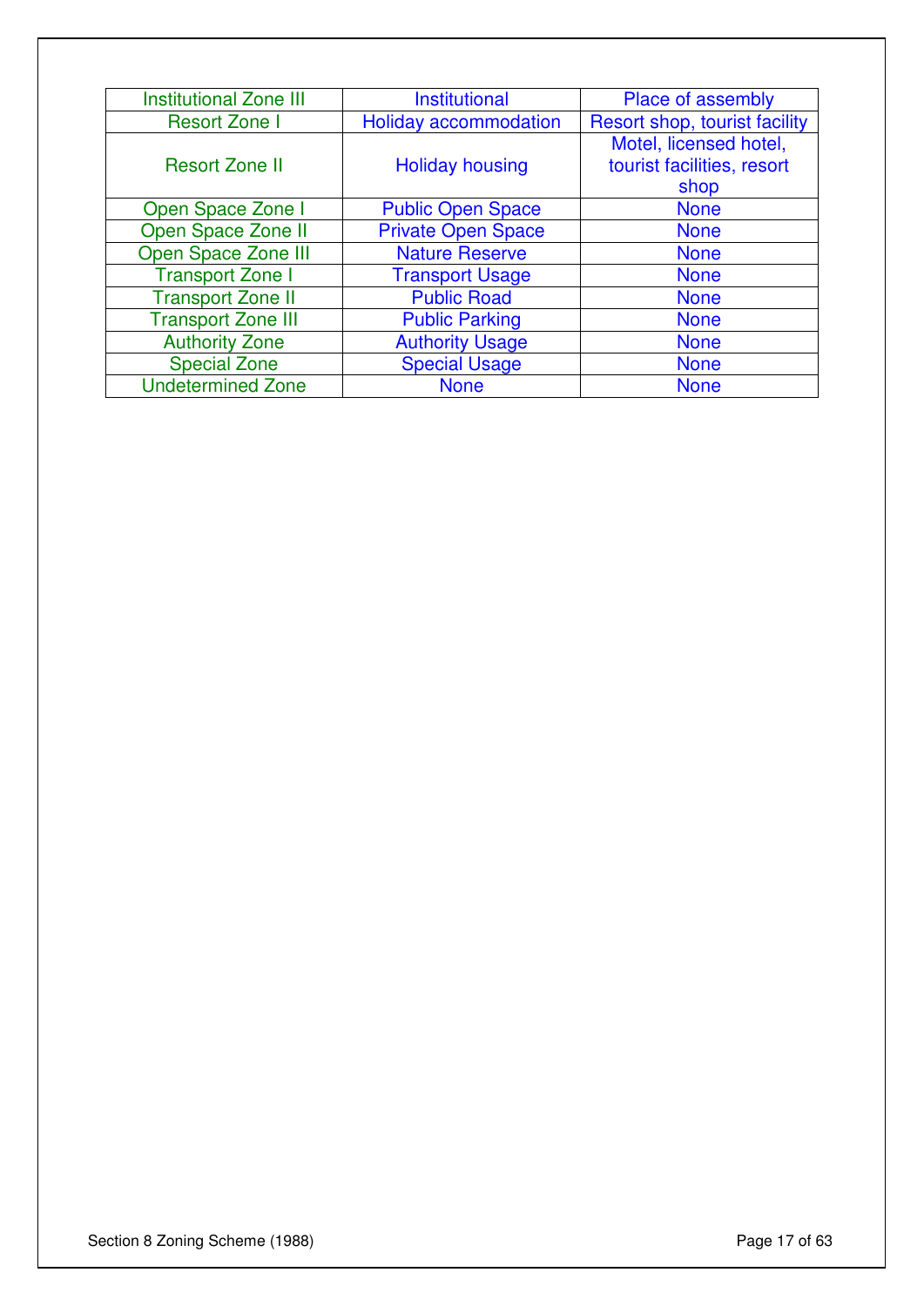| Institutional Zone III | Institutional | Place of assembly |
|---|---|---|
| Resort Zone I | Holiday accommodation | Resort shop, tourist facility |
| Resort Zone II | Holiday housing | Motel, licensed hotel, tourist facilities, resort shop |
| Open Space Zone I | Public Open Space | None |
| Open Space Zone II | Private Open Space | None |
| Open Space Zone III | Nature Reserve | None |
| Transport Zone I | Transport Usage | None |
| Transport Zone II | Public Road | None |
| Transport Zone III | Public Parking | None |
| Authority Zone | Authority Usage | None |
| Special Zone | Special Usage | None |
| Undetermined Zone | None | None |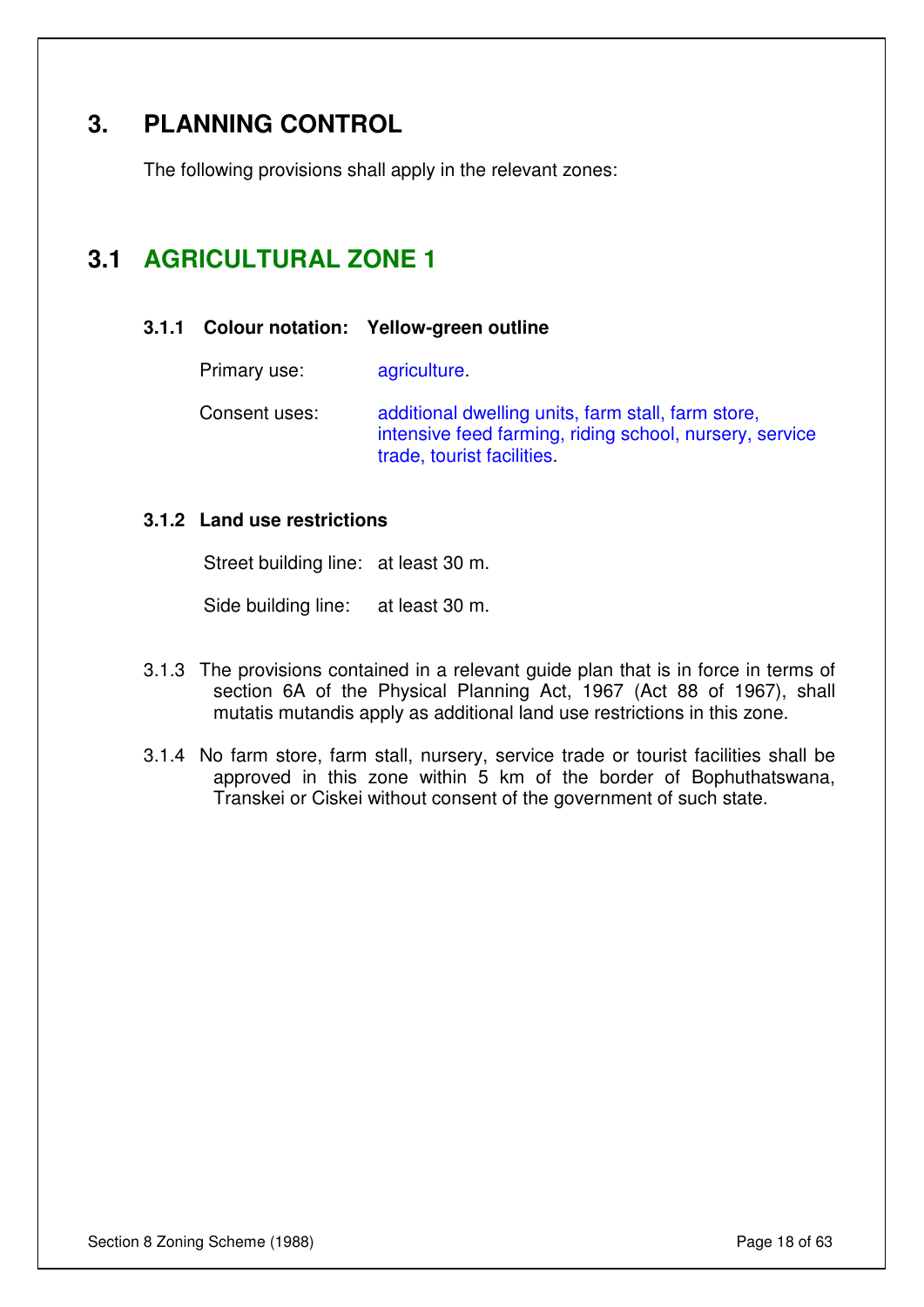# 3. PLANNING CONTROL

The following provisions shall apply in the relevant zones:

## 3.1 AGRICULTURAL ZONE 1

### 3.1.1 Colour notation: Yellow-green outline

Primary use: agriculture.

Consent uses: additional dwelling units, farm stall, farm store, intensive feed farming, riding school, nursery, service trade, tourist facilities.

### 3.1.2 Land use restrictions

Street building line: at least 30 m.

Side building line: at least 30 m.

3.1.3 The provisions contained in a relevant guide plan that is in force in terms of section 6A of the Physical Planning Act, 1967 (Act 88 of 1967), shall mutatis mutandis apply as additional land use restrictions in this zone.

3.1.4 No farm store, farm stall, nursery, service trade or tourist facilities shall be approved in this zone within 5 km of the border of Bophuthatswana, Transkei or Ciskei without consent of the government of such state.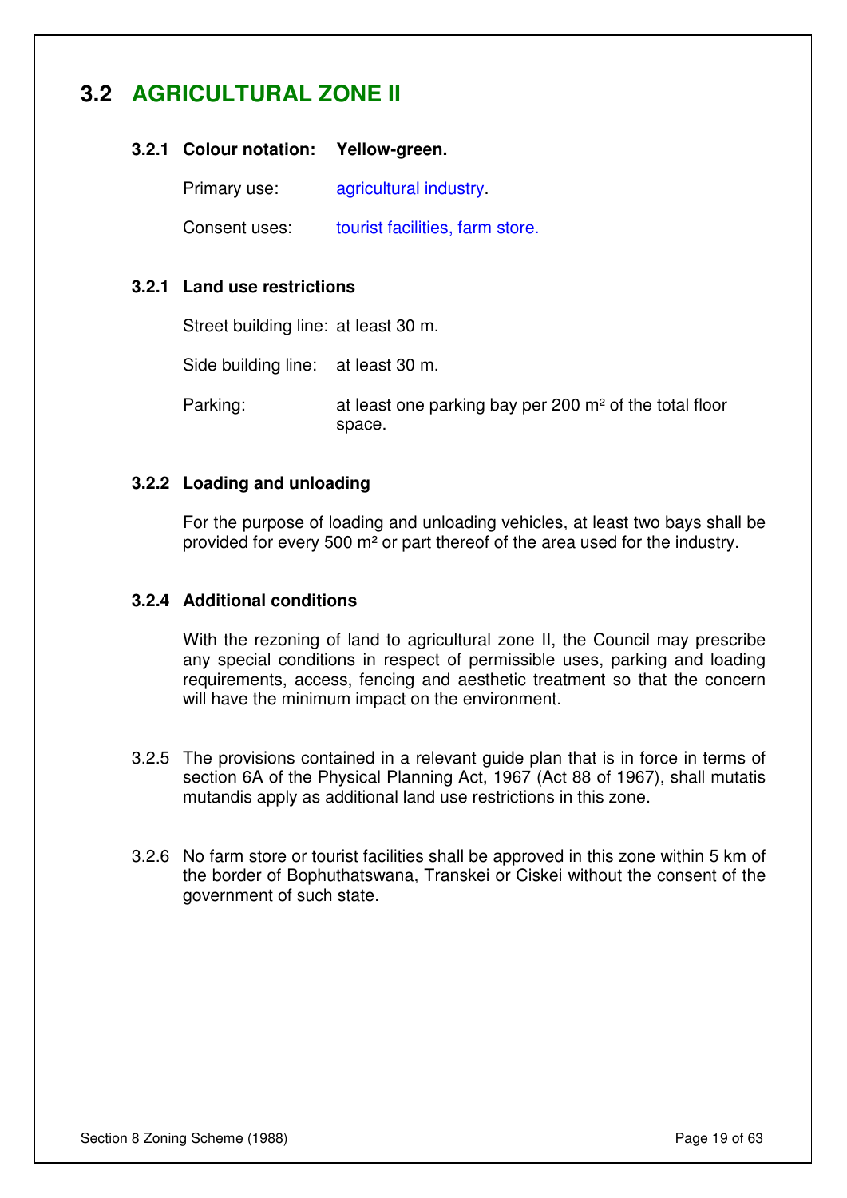## 3.2 AGRICULTURAL ZONE II

### 3.2.1 Colour notation: Yellow-green.

Primary use: agricultural industry.

Consent uses: tourist facilities, farm store.

### 3.2.1 Land use restrictions

Street building line: at least 30 m.

Side building line: at least 30 m.

Parking: at least one parking bay per 200 m² of the total floor space.

### 3.2.2 Loading and unloading

For the purpose of loading and unloading vehicles, at least two bays shall be provided for every 500 m² or part thereof of the area used for the industry.

### 3.2.4 Additional conditions

With the rezoning of land to agricultural zone II, the Council may prescribe any special conditions in respect of permissible uses, parking and loading requirements, access, fencing and aesthetic treatment so that the concern will have the minimum impact on the environment.

3.2.5 The provisions contained in a relevant guide plan that is in force in terms of section 6A of the Physical Planning Act, 1967 (Act 88 of 1967), shall mutatis mutandis apply as additional land use restrictions in this zone.

3.2.6 No farm store or tourist facilities shall be approved in this zone within 5 km of the border of Bophuthatswana, Transkei or Ciskei without the consent of the government of such state.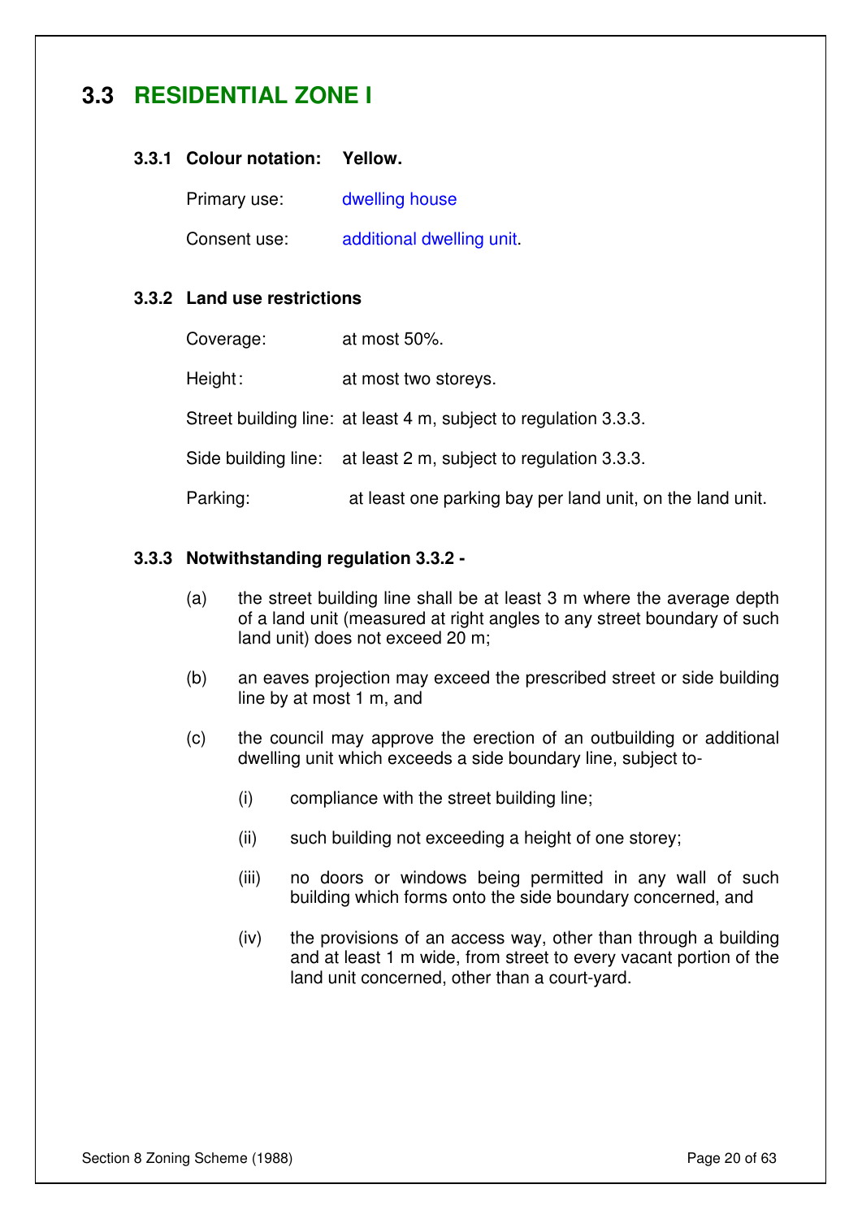## 3.3 RESIDENTIAL ZONE I

### 3.3.1 Colour notation: Yellow.

Primary use: dwelling house

Consent use: additional dwelling unit.

### 3.3.2 Land use restrictions

Coverage: at most 50%.

Height: at most two storeys.

Street building line: at least 4 m, subject to regulation 3.3.3.

Side building line: at least 2 m, subject to regulation 3.3.3.

Parking: at least one parking bay per land unit, on the land unit.

### 3.3.3 Notwithstanding regulation 3.3.2 -

(a) the street building line shall be at least 3 m where the average depth of a land unit (measured at right angles to any street boundary of such land unit) does not exceed 20 m;

(b) an eaves projection may exceed the prescribed street or side building line by at most 1 m, and

(c) the council may approve the erection of an outbuilding or additional dwelling unit which exceeds a side boundary line, subject to-

  (i) compliance with the street building line;

  (ii) such building not exceeding a height of one storey;

  (iii) no doors or windows being permitted in any wall of such building which forms onto the side boundary concerned, and

  (iv) the provisions of an access way, other than through a building and at least 1 m wide, from street to every vacant portion of the land unit concerned, other than a court-yard.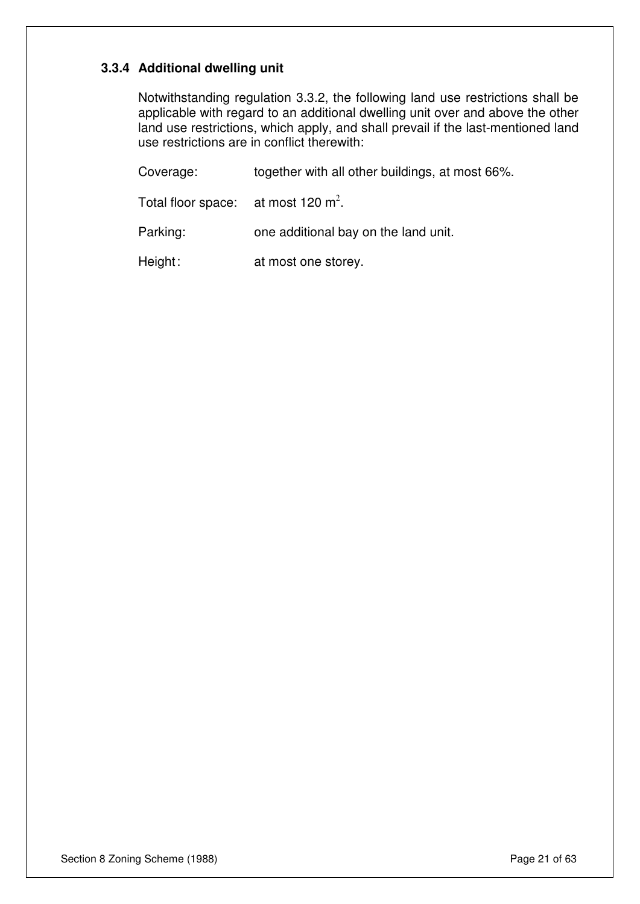### 3.3.4 Additional dwelling unit

Notwithstanding regulation 3.3.2, the following land use restrictions shall be applicable with regard to an additional dwelling unit over and above the other land use restrictions, which apply, and shall prevail if the last-mentioned land use restrictions are in conflict therewith:

| | |
|---|---|
| Coverage: | together with all other buildings, at most 66%. |
| Total floor space: | at most 120 $m^2$. |
| Parking: | one additional bay on the land unit. |
| Height: | at most one storey. |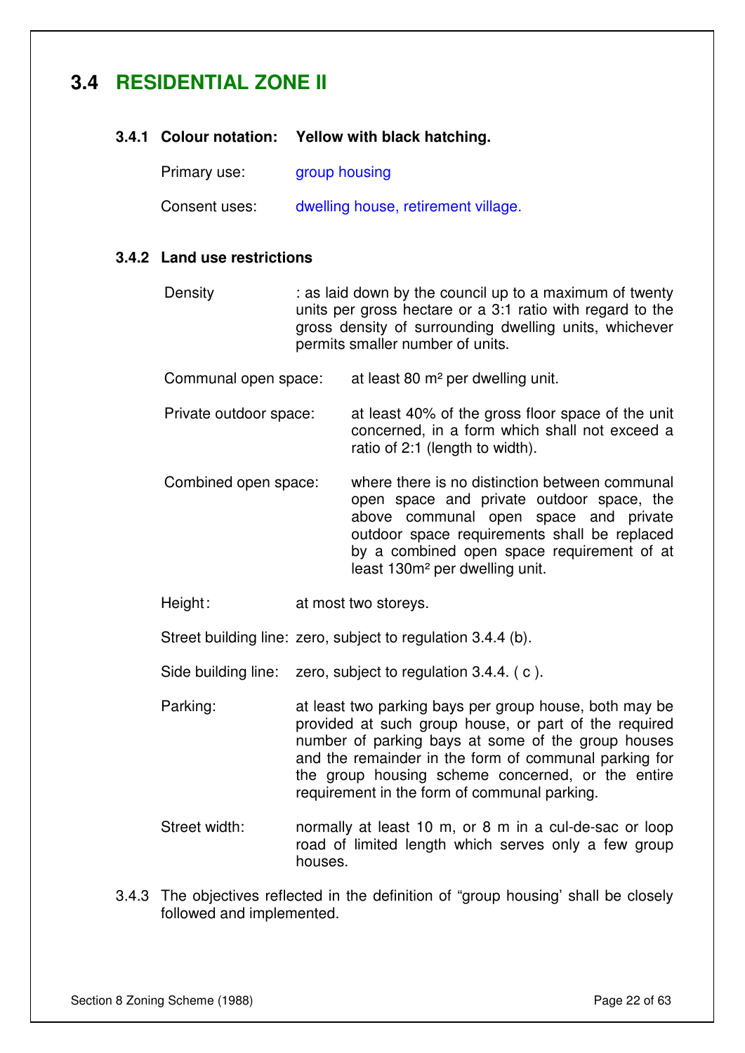## 3.4 RESIDENTIAL ZONE II

### 3.4.1 Colour notation: Yellow with black hatching.

Primary use: group housing

Consent uses: dwelling house, retirement village.

### 3.4.2 Land use restrictions

Density : as laid down by the council up to a maximum of twenty units per gross hectare or a 3:1 ratio with regard to the gross density of surrounding dwelling units, whichever permits smaller number of units.

Communal open space: at least 80 m² per dwelling unit.

Private outdoor space: at least 40% of the gross floor space of the unit concerned, in a form which shall not exceed a ratio of 2:1 (length to width).

Combined open space: where there is no distinction between communal open space and private outdoor space, the above communal open space and private outdoor space requirements shall be replaced by a combined open space requirement of at least 130m² per dwelling unit.

Height: at most two storeys.

Street building line: zero, subject to regulation 3.4.4 (b).

Side building line: zero, subject to regulation 3.4.4. ( c ).

Parking: at least two parking bays per group house, both may be provided at such group house, or part of the required number of parking bays at some of the group houses and the remainder in the form of communal parking for the group housing scheme concerned, or the entire requirement in the form of communal parking.

Street width: normally at least 10 m, or 8 m in a cul-de-sac or loop road of limited length which serves only a few group houses.

3.4.3 The objectives reflected in the definition of "group housing' shall be closely followed and implemented.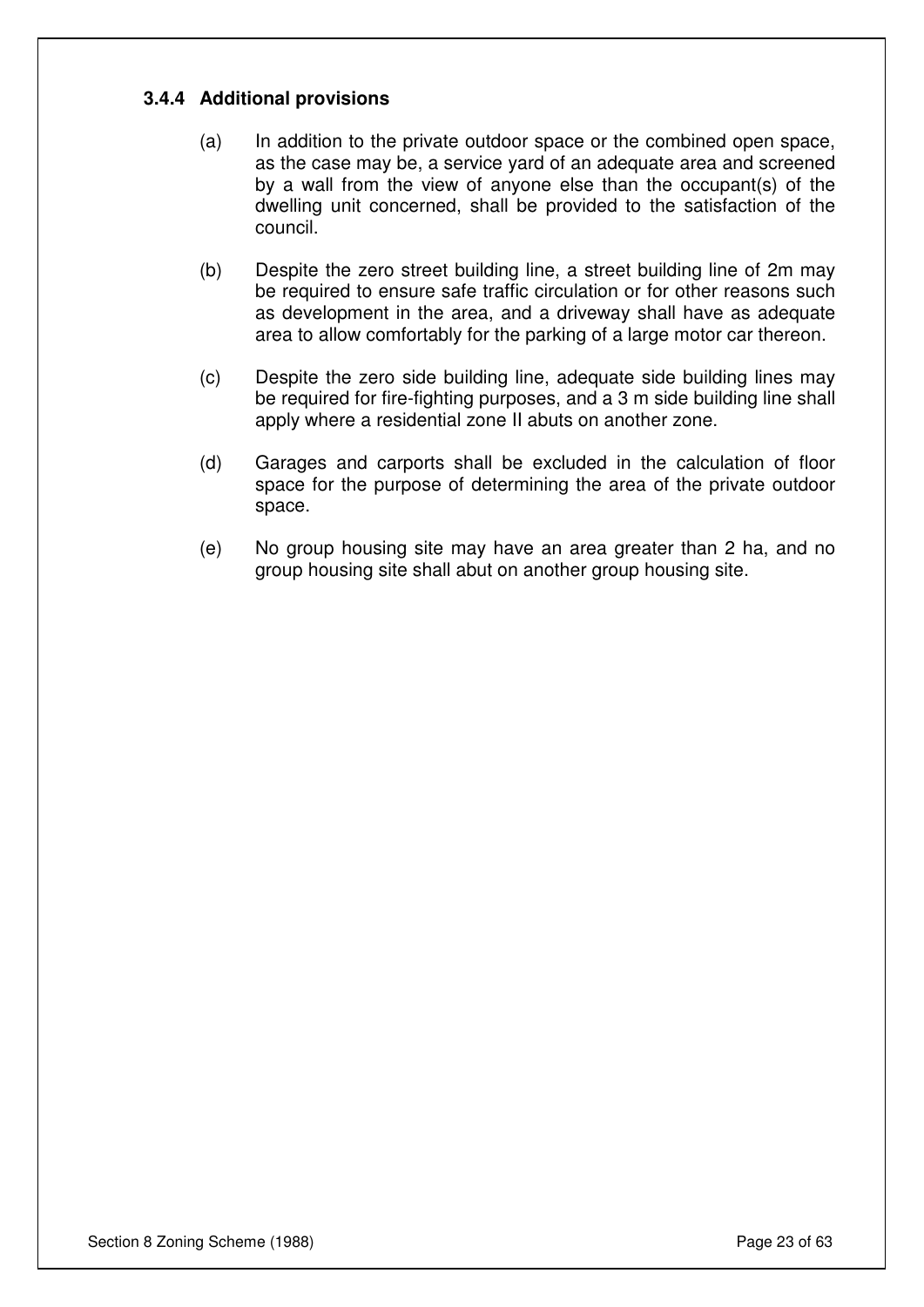### 3.4.4 Additional provisions

(a) In addition to the private outdoor space or the combined open space, as the case may be, a service yard of an adequate area and screened by a wall from the view of anyone else than the occupant(s) of the dwelling unit concerned, shall be provided to the satisfaction of the council.

(b) Despite the zero street building line, a street building line of 2m may be required to ensure safe traffic circulation or for other reasons such as development in the area, and a driveway shall have as adequate area to allow comfortably for the parking of a large motor car thereon.

(c) Despite the zero side building line, adequate side building lines may be required for fire-fighting purposes, and a 3 m side building line shall apply where a residential zone II abuts on another zone.

(d) Garages and carports shall be excluded in the calculation of floor space for the purpose of determining the area of the private outdoor space.

(e) No group housing site may have an area greater than 2 ha, and no group housing site shall abut on another group housing site.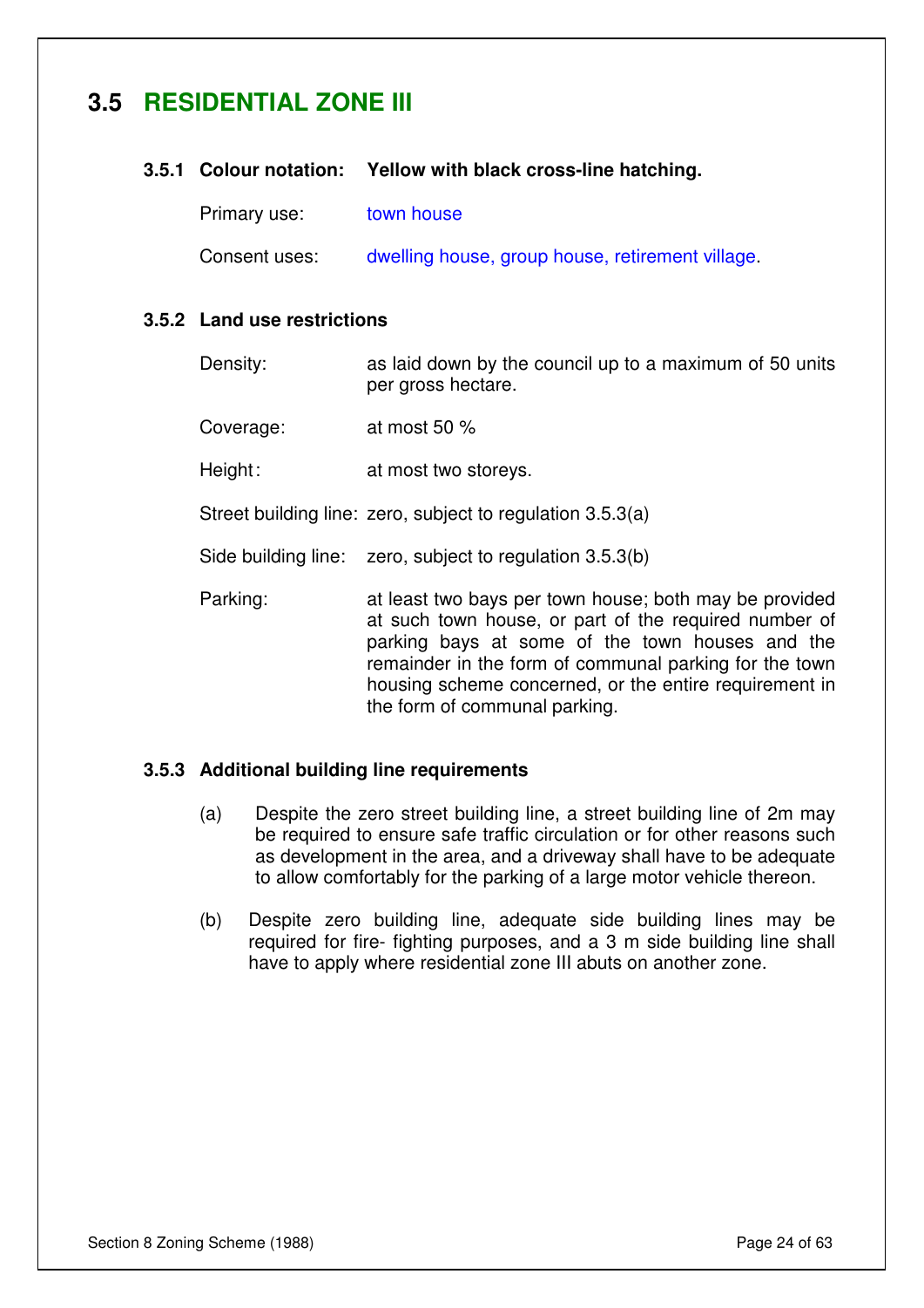## 3.5 RESIDENTIAL ZONE III

### 3.5.1 Colour notation: Yellow with black cross-line hatching.

Primary use: town house

Consent uses: dwelling house, group house, retirement village.

### 3.5.2 Land use restrictions

Density: as laid down by the council up to a maximum of 50 units per gross hectare.

Coverage: at most 50 %

Height: at most two storeys.

Street building line: zero, subject to regulation 3.5.3(a)

Side building line: zero, subject to regulation 3.5.3(b)

Parking: at least two bays per town house; both may be provided at such town house, or part of the required number of parking bays at some of the town houses and the remainder in the form of communal parking for the town housing scheme concerned, or the entire requirement in the form of communal parking.

### 3.5.3 Additional building line requirements

(a) Despite the zero street building line, a street building line of 2m may be required to ensure safe traffic circulation or for other reasons such as development in the area, and a driveway shall have to be adequate to allow comfortably for the parking of a large motor vehicle thereon.

(b) Despite zero building line, adequate side building lines may be required for fire- fighting purposes, and a 3 m side building line shall have to apply where residential zone III abuts on another zone.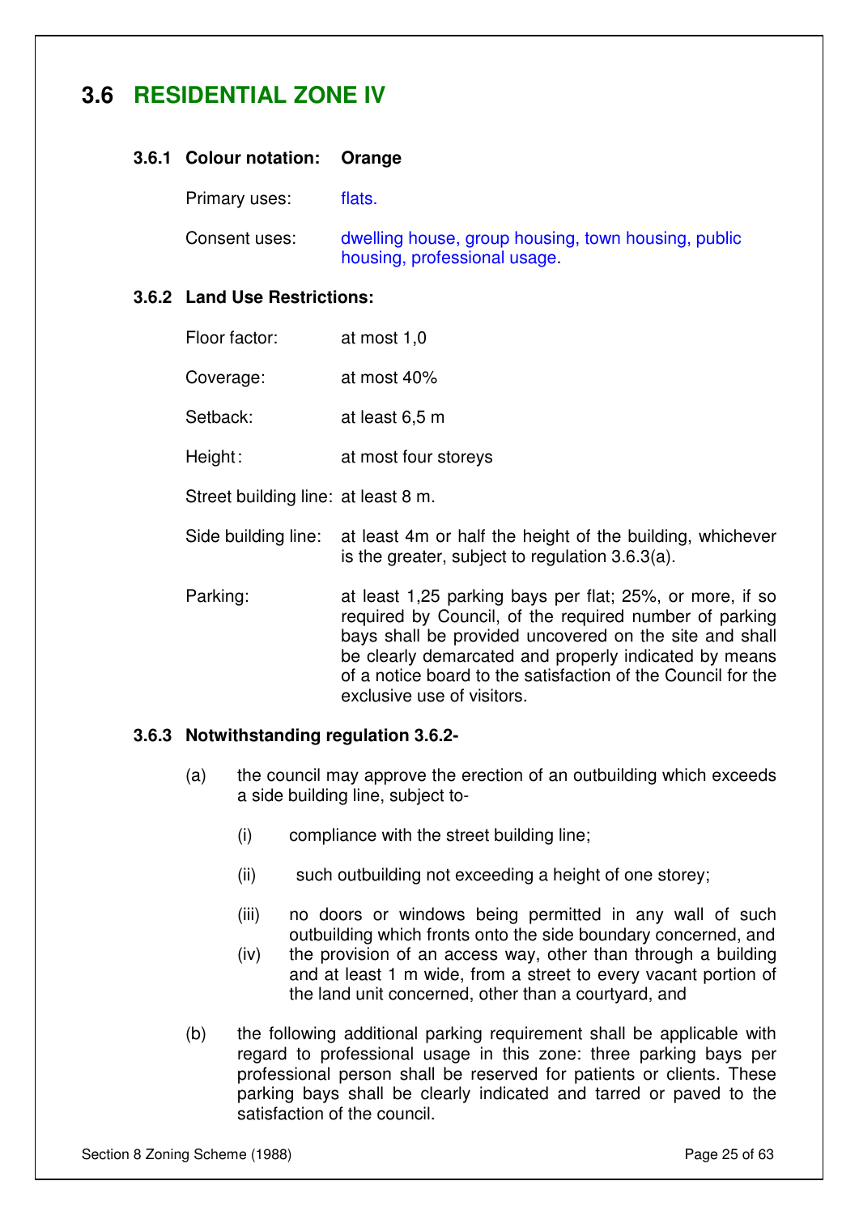## 3.6 RESIDENTIAL ZONE IV

### 3.6.1 Colour notation: Orange

Primary uses: flats.

Consent uses: dwelling house, group housing, town housing, public housing, professional usage.

### 3.6.2 Land Use Restrictions:

Floor factor: at most 1,0

Coverage: at most 40%

Setback: at least 6,5 m

Height: at most four storeys

Street building line: at least 8 m.

Side building line: at least 4m or half the height of the building, whichever is the greater, subject to regulation 3.6.3(a).

Parking: at least 1,25 parking bays per flat; 25%, or more, if so required by Council, of the required number of parking bays shall be provided uncovered on the site and shall be clearly demarcated and properly indicated by means of a notice board to the satisfaction of the Council for the exclusive use of visitors.

### 3.6.3 Notwithstanding regulation 3.6.2-

(a) the council may approve the erection of an outbuilding which exceeds a side building line, subject to-

(i) compliance with the street building line;

(ii) such outbuilding not exceeding a height of one storey;

(iii) no doors or windows being permitted in any wall of such outbuilding which fronts onto the side boundary concerned, and

(iv) the provision of an access way, other than through a building and at least 1 m wide, from a street to every vacant portion of the land unit concerned, other than a courtyard, and

(b) the following additional parking requirement shall be applicable with regard to professional usage in this zone: three parking bays per professional person shall be reserved for patients or clients. These parking bays shall be clearly indicated and tarred or paved to the satisfaction of the council.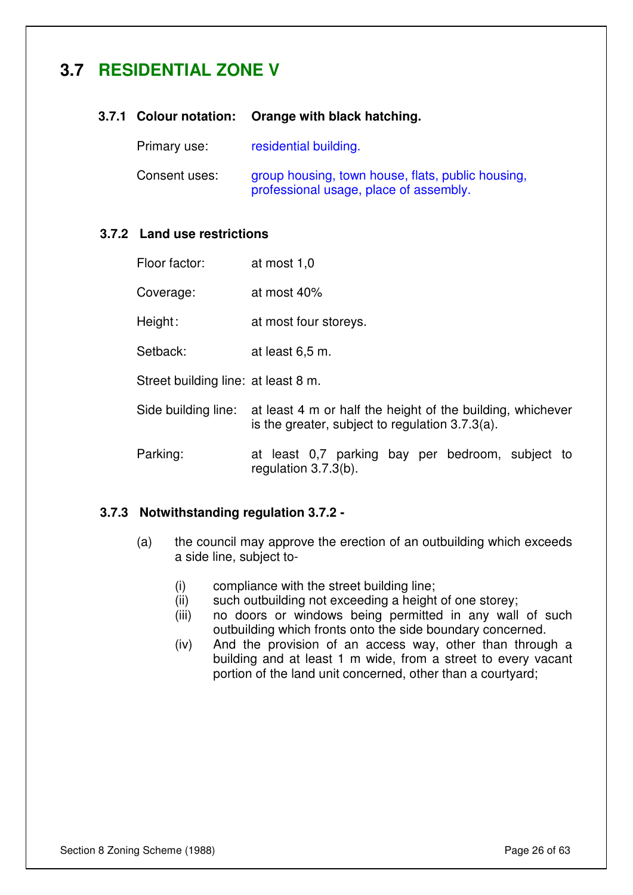## 3.7 RESIDENTIAL ZONE V

### 3.7.1 Colour notation: Orange with black hatching.

Primary use: residential building.

Consent uses: group housing, town house, flats, public housing, professional usage, place of assembly.

### 3.7.2 Land use restrictions

Floor factor: at most 1,0

Coverage: at most 40%

Height: at most four storeys.

Setback: at least 6,5 m.

Street building line: at least 8 m.

Side building line: at least 4 m or half the height of the building, whichever is the greater, subject to regulation 3.7.3(a).

Parking: at least 0,7 parking bay per bedroom, subject to regulation 3.7.3(b).

### 3.7.3 Notwithstanding regulation 3.7.2 -

(a) the council may approve the erection of an outbuilding which exceeds a side line, subject to-

- (i) compliance with the street building line;
- (ii) such outbuilding not exceeding a height of one storey;
- (iii) no doors or windows being permitted in any wall of such outbuilding which fronts onto the side boundary concerned.
- (iv) And the provision of an access way, other than through a building and at least 1 m wide, from a street to every vacant portion of the land unit concerned, other than a courtyard;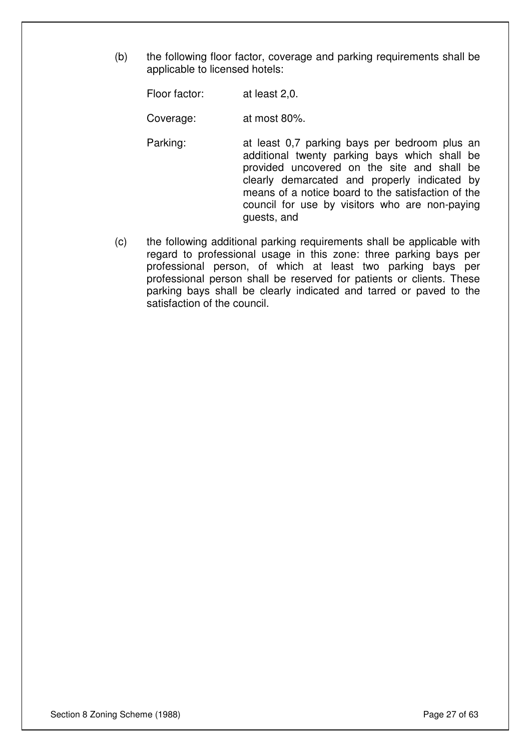(b) the following floor factor, coverage and parking requirements shall be applicable to licensed hotels:

Floor factor: at least 2,0.

Coverage: at most 80%.

Parking: at least 0,7 parking bays per bedroom plus an additional twenty parking bays which shall be provided uncovered on the site and shall be clearly demarcated and properly indicated by means of a notice board to the satisfaction of the council for use by visitors who are non-paying guests, and

(c) the following additional parking requirements shall be applicable with regard to professional usage in this zone: three parking bays per professional person, of which at least two parking bays per professional person shall be reserved for patients or clients. These parking bays shall be clearly indicated and tarred or paved to the satisfaction of the council.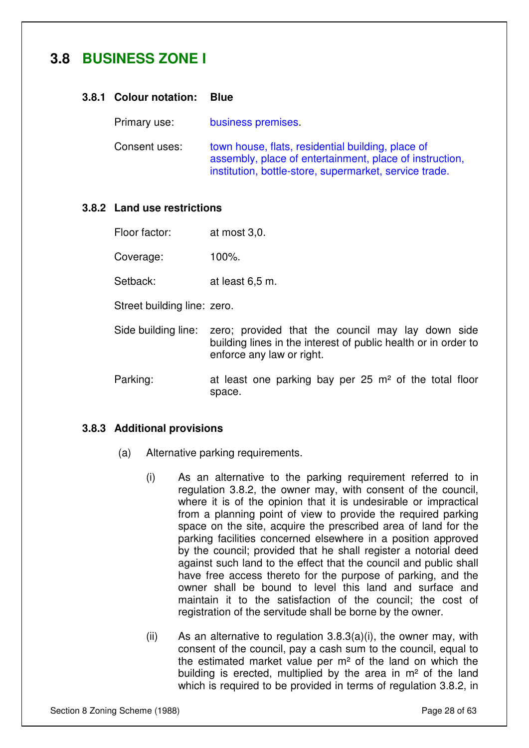## 3.8 BUSINESS ZONE I

### 3.8.1 Colour notation: Blue

Primary use: business premises.

Consent uses: town house, flats, residential building, place of assembly, place of entertainment, place of instruction, institution, bottle-store, supermarket, service trade.

### 3.8.2 Land use restrictions

Floor factor: at most 3,0.

Coverage: 100%.

Setback: at least 6,5 m.

Street building line: zero.

Side building line: zero; provided that the council may lay down side building lines in the interest of public health or in order to enforce any law or right.

Parking: at least one parking bay per 25 m² of the total floor space.

### 3.8.3 Additional provisions

(a) Alternative parking requirements.

(i) As an alternative to the parking requirement referred to in regulation 3.8.2, the owner may, with consent of the council, where it is of the opinion that it is undesirable or impractical from a planning point of view to provide the required parking space on the site, acquire the prescribed area of land for the parking facilities concerned elsewhere in a position approved by the council; provided that he shall register a notorial deed against such land to the effect that the council and public shall have free access thereto for the purpose of parking, and the owner shall be bound to level this land and surface and maintain it to the satisfaction of the council; the cost of registration of the servitude shall be borne by the owner.

(ii) As an alternative to regulation 3.8.3(a)(i), the owner may, with consent of the council, pay a cash sum to the council, equal to the estimated market value per m² of the land on which the building is erected, multiplied by the area in m² of the land which is required to be provided in terms of regulation 3.8.2, in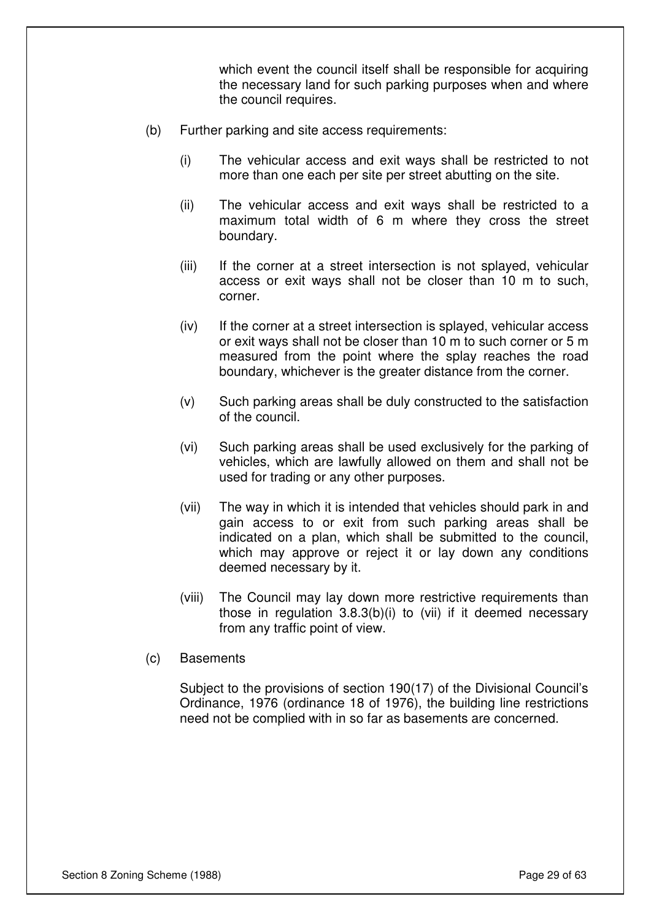which event the council itself shall be responsible for acquiring the necessary land for such parking purposes when and where the council requires.

(b) Further parking and site access requirements:

(i) The vehicular access and exit ways shall be restricted to not more than one each per site per street abutting on the site.

(ii) The vehicular access and exit ways shall be restricted to a maximum total width of 6 m where they cross the street boundary.

(iii) If the corner at a street intersection is not splayed, vehicular access or exit ways shall not be closer than 10 m to such, corner.

(iv) If the corner at a street intersection is splayed, vehicular access or exit ways shall not be closer than 10 m to such corner or 5 m measured from the point where the splay reaches the road boundary, whichever is the greater distance from the corner.

(v) Such parking areas shall be duly constructed to the satisfaction of the council.

(vi) Such parking areas shall be used exclusively for the parking of vehicles, which are lawfully allowed on them and shall not be used for trading or any other purposes.

(vii) The way in which it is intended that vehicles should park in and gain access to or exit from such parking areas shall be indicated on a plan, which shall be submitted to the council, which may approve or reject it or lay down any conditions deemed necessary by it.

(viii) The Council may lay down more restrictive requirements than those in regulation 3.8.3(b)(i) to (vii) if it deemed necessary from any traffic point of view.

(c) Basements

Subject to the provisions of section 190(17) of the Divisional Council's Ordinance, 1976 (ordinance 18 of 1976), the building line restrictions need not be complied with in so far as basements are concerned.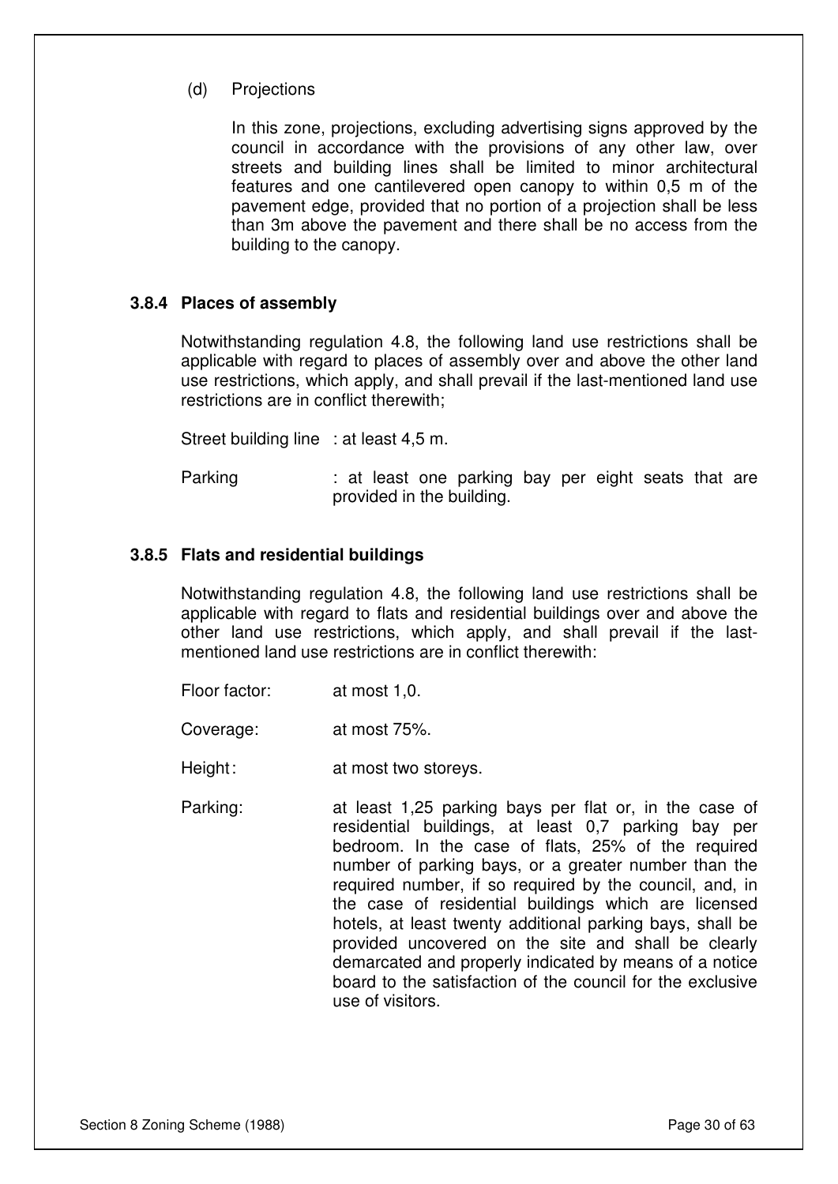(d) Projections

In this zone, projections, excluding advertising signs approved by the council in accordance with the provisions of any other law, over streets and building lines shall be limited to minor architectural features and one cantilevered open canopy to within 0,5 m of the pavement edge, provided that no portion of a projection shall be less than 3m above the pavement and there shall be no access from the building to the canopy.

### 3.8.4 Places of assembly

Notwithstanding regulation 4.8, the following land use restrictions shall be applicable with regard to places of assembly over and above the other land use restrictions, which apply, and shall prevail if the last-mentioned land use restrictions are in conflict therewith;

Street building line : at least 4,5 m.

Parking : at least one parking bay per eight seats that are provided in the building.

### 3.8.5 Flats and residential buildings

Notwithstanding regulation 4.8, the following land use restrictions shall be applicable with regard to flats and residential buildings over and above the other land use restrictions, which apply, and shall prevail if the last-mentioned land use restrictions are in conflict therewith:

Floor factor: at most 1,0.

Coverage: at most 75%.

Height: at most two storeys.

Parking: at least 1,25 parking bays per flat or, in the case of residential buildings, at least 0,7 parking bay per bedroom. In the case of flats, 25% of the required number of parking bays, or a greater number than the required number, if so required by the council, and, in the case of residential buildings which are licensed hotels, at least twenty additional parking bays, shall be provided uncovered on the site and shall be clearly demarcated and properly indicated by means of a notice board to the satisfaction of the council for the exclusive use of visitors.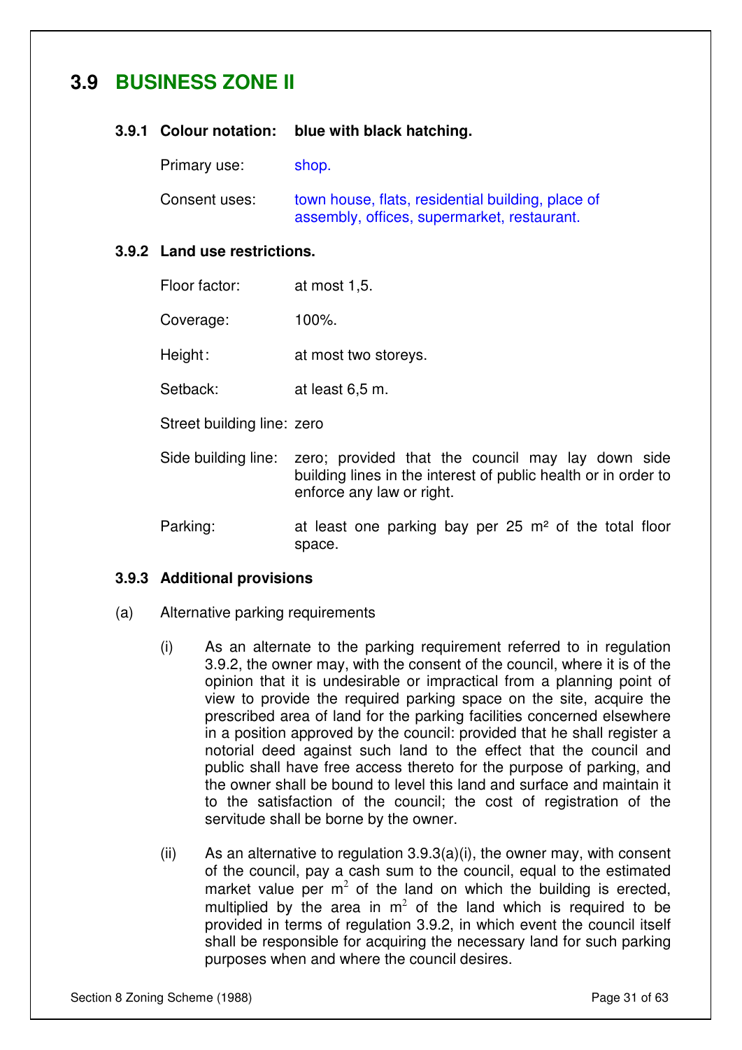## 3.9 BUSINESS ZONE II

### 3.9.1 Colour notation: blue with black hatching.

Primary use: shop.

Consent uses: town house, flats, residential building, place of assembly, offices, supermarket, restaurant.

### 3.9.2 Land use restrictions.

Floor factor: at most 1,5.

Coverage: 100%.

Height: at most two storeys.

Setback: at least 6,5 m.

Street building line: zero

Side building line: zero; provided that the council may lay down side building lines in the interest of public health or in order to enforce any law or right.

Parking: at least one parking bay per 25 m² of the total floor space.

### 3.9.3 Additional provisions

(a) Alternative parking requirements

(i) As an alternate to the parking requirement referred to in regulation 3.9.2, the owner may, with the consent of the council, where it is of the opinion that it is undesirable or impractical from a planning point of view to provide the required parking space on the site, acquire the prescribed area of land for the parking facilities concerned elsewhere in a position approved by the council: provided that he shall register a notorial deed against such land to the effect that the council and public shall have free access thereto for the purpose of parking, and the owner shall be bound to level this land and surface and maintain it to the satisfaction of the council; the cost of registration of the servitude shall be borne by the owner.

(ii) As an alternative to regulation 3.9.3(a)(i), the owner may, with consent of the council, pay a cash sum to the council, equal to the estimated market value per $m^2$ of the land on which the building is erected, multiplied by the area in $m^2$ of the land which is required to be provided in terms of regulation 3.9.2, in which event the council itself shall be responsible for acquiring the necessary land for such parking purposes when and where the council desires.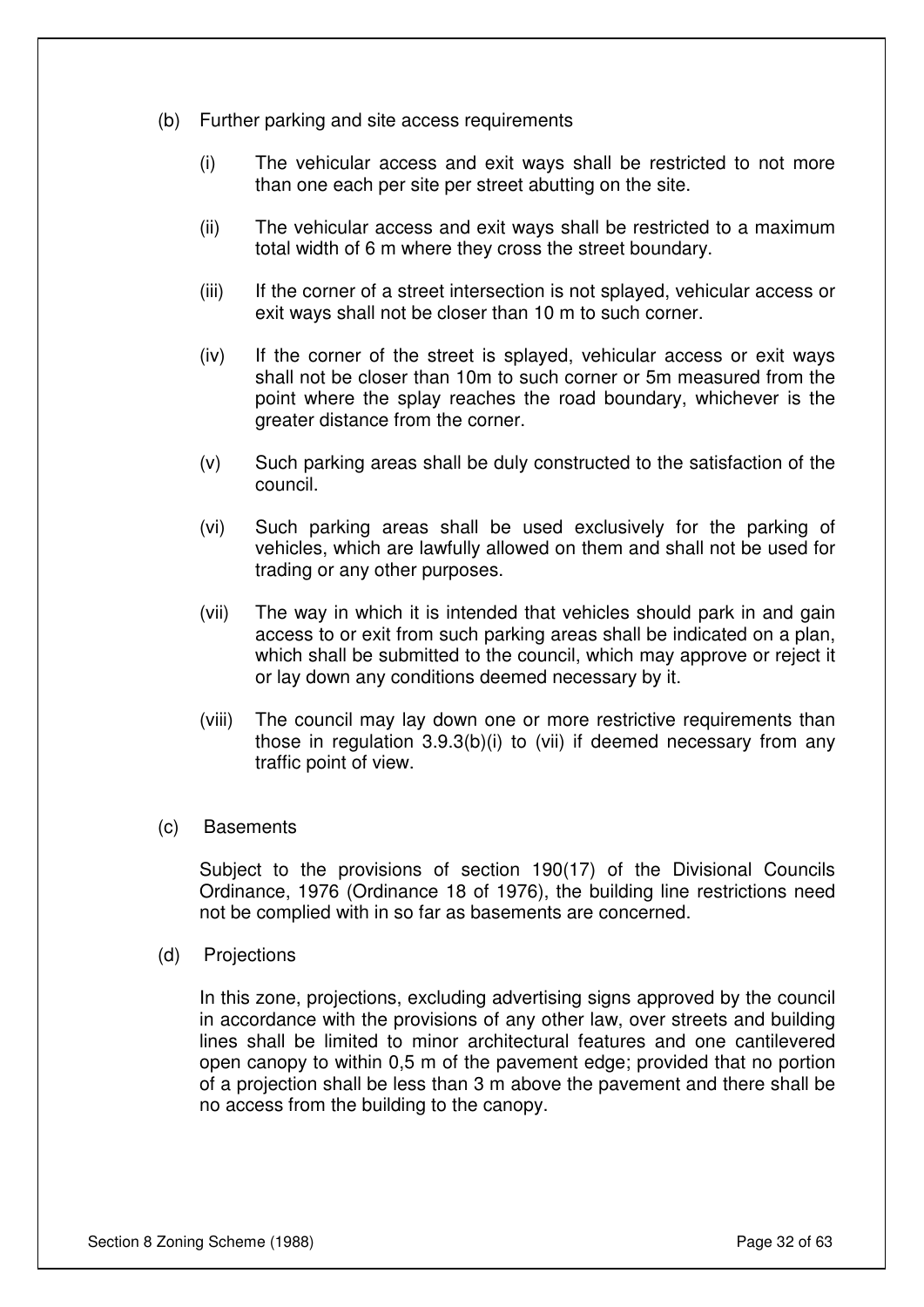(b) Further parking and site access requirements

  (i) The vehicular access and exit ways shall be restricted to not more than one each per site per street abutting on the site.

  (ii) The vehicular access and exit ways shall be restricted to a maximum total width of 6 m where they cross the street boundary.

  (iii) If the corner of a street intersection is not splayed, vehicular access or exit ways shall not be closer than 10 m to such corner.

  (iv) If the corner of the street is splayed, vehicular access or exit ways shall not be closer than 10m to such corner or 5m measured from the point where the splay reaches the road boundary, whichever is the greater distance from the corner.

  (v) Such parking areas shall be duly constructed to the satisfaction of the council.

  (vi) Such parking areas shall be used exclusively for the parking of vehicles, which are lawfully allowed on them and shall not be used for trading or any other purposes.

  (vii) The way in which it is intended that vehicles should park in and gain access to or exit from such parking areas shall be indicated on a plan, which shall be submitted to the council, which may approve or reject it or lay down any conditions deemed necessary by it.

  (viii) The council may lay down one or more restrictive requirements than those in regulation 3.9.3(b)(i) to (vii) if deemed necessary from any traffic point of view.

(c) Basements

Subject to the provisions of section 190(17) of the Divisional Councils Ordinance, 1976 (Ordinance 18 of 1976), the building line restrictions need not be complied with in so far as basements are concerned.

(d) Projections

In this zone, projections, excluding advertising signs approved by the council in accordance with the provisions of any other law, over streets and building lines shall be limited to minor architectural features and one cantilevered open canopy to within 0,5 m of the pavement edge; provided that no portion of a projection shall be less than 3 m above the pavement and there shall be no access from the building to the canopy.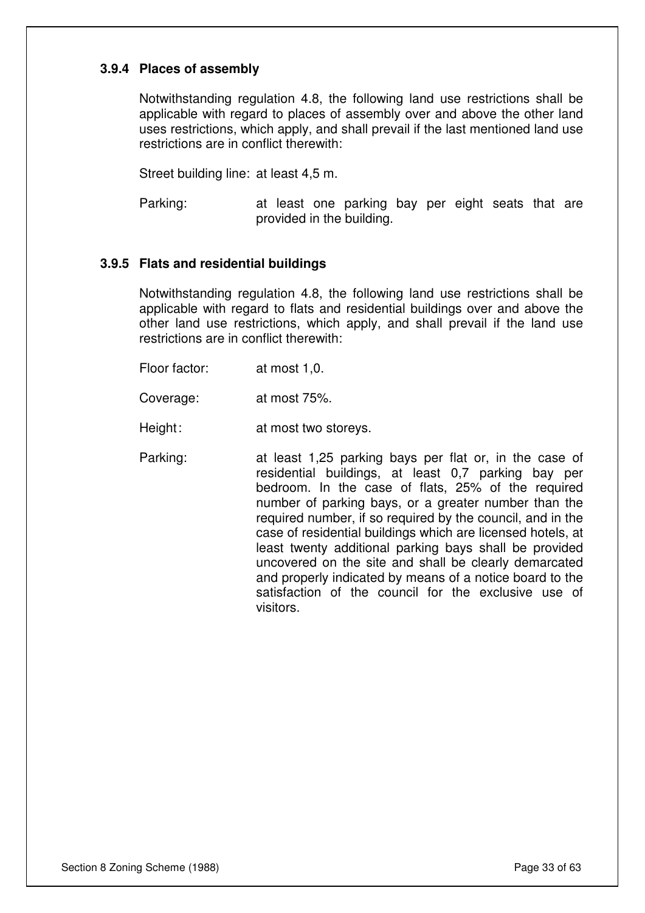### 3.9.4 Places of assembly

Notwithstanding regulation 4.8, the following land use restrictions shall be applicable with regard to places of assembly over and above the other land uses restrictions, which apply, and shall prevail if the last mentioned land use restrictions are in conflict therewith:

Street building line: at least 4,5 m.

Parking: at least one parking bay per eight seats that are provided in the building.

### 3.9.5 Flats and residential buildings

Notwithstanding regulation 4.8, the following land use restrictions shall be applicable with regard to flats and residential buildings over and above the other land use restrictions, which apply, and shall prevail if the land use restrictions are in conflict therewith:

Floor factor: at most 1,0.

Coverage: at most 75%.

Height: at most two storeys.

Parking: at least 1,25 parking bays per flat or, in the case of residential buildings, at least 0,7 parking bay per bedroom. In the case of flats, 25% of the required number of parking bays, or a greater number than the required number, if so required by the council, and in the case of residential buildings which are licensed hotels, at least twenty additional parking bays shall be provided uncovered on the site and shall be clearly demarcated and properly indicated by means of a notice board to the satisfaction of the council for the exclusive use of visitors.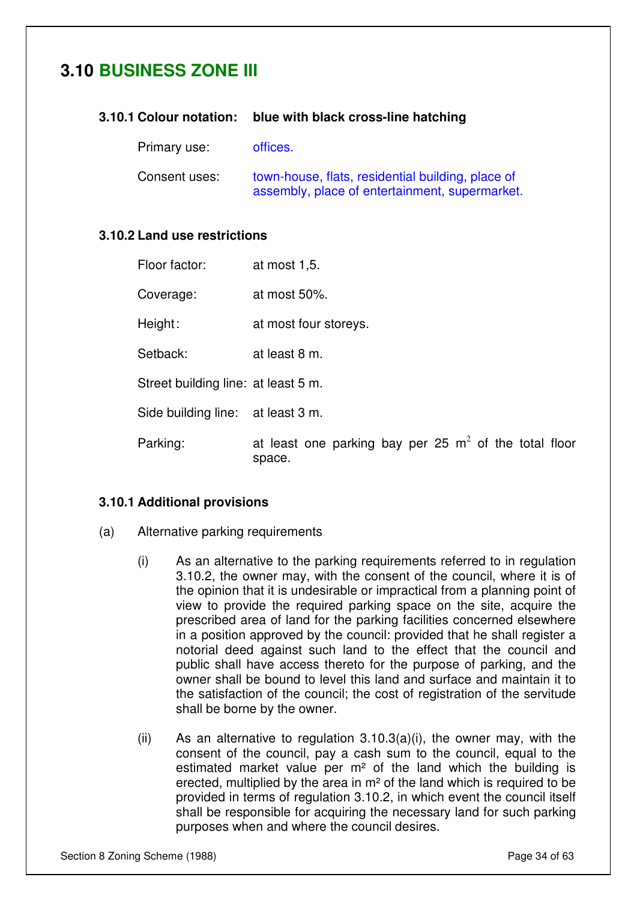## 3.10 BUSINESS ZONE III

### 3.10.1 Colour notation: blue with black cross-line hatching

Primary use: offices.

Consent uses: town-house, flats, residential building, place of assembly, place of entertainment, supermarket.

### 3.10.2 Land use restrictions

Floor factor: at most 1,5.

Coverage: at most 50%.

Height: at most four storeys.

Setback: at least 8 m.

Street building line: at least 5 m.

Side building line: at least 3 m.

Parking: at least one parking bay per 25 $m^2$ of the total floor space.

### 3.10.1 Additional provisions

(a) Alternative parking requirements

(i) As an alternative to the parking requirements referred to in regulation 3.10.2, the owner may, with the consent of the council, where it is of the opinion that it is undesirable or impractical from a planning point of view to provide the required parking space on the site, acquire the prescribed area of land for the parking facilities concerned elsewhere in a position approved by the council: provided that he shall register a notorial deed against such land to the effect that the council and public shall have access thereto for the purpose of parking, and the owner shall be bound to level this land and surface and maintain it to the satisfaction of the council; the cost of registration of the servitude shall be borne by the owner.

(ii) As an alternative to regulation 3.10.3(a)(i), the owner may, with the consent of the council, pay a cash sum to the council, equal to the estimated market value per $m^2$ of the land which the building is erected, multiplied by the area in $m^2$ of the land which is required to be provided in terms of regulation 3.10.2, in which event the council itself shall be responsible for acquiring the necessary land for such parking purposes when and where the council desires.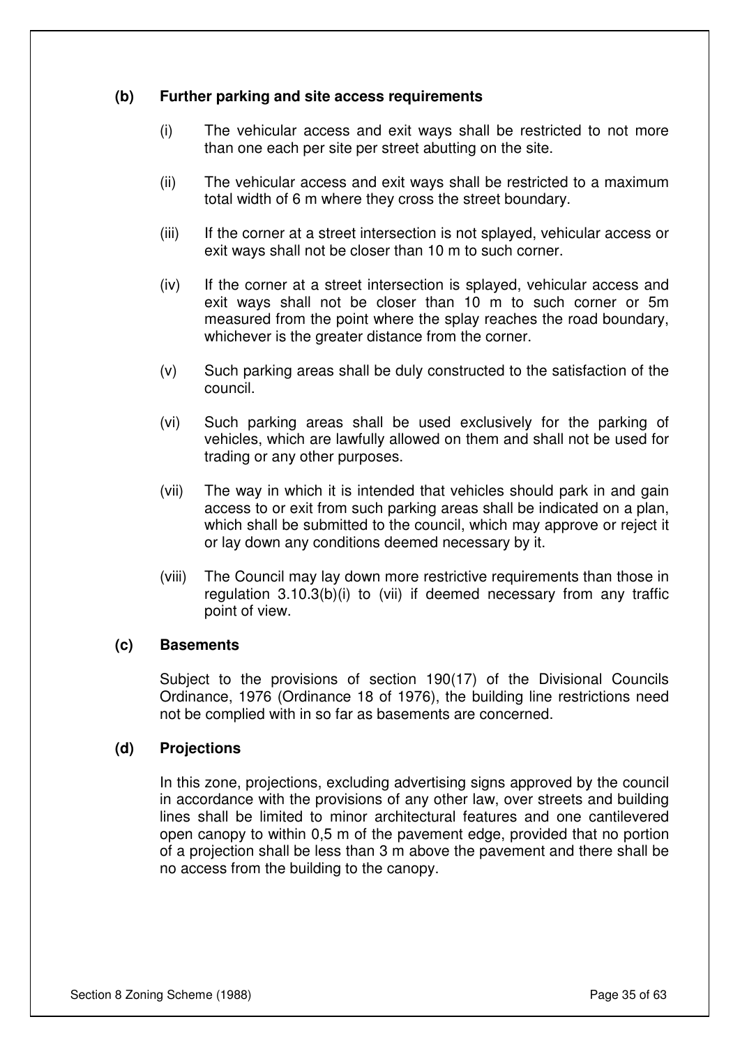**(b) Further parking and site access requirements**

(i) The vehicular access and exit ways shall be restricted to not more than one each per site per street abutting on the site.

(ii) The vehicular access and exit ways shall be restricted to a maximum total width of 6 m where they cross the street boundary.

(iii) If the corner at a street intersection is not splayed, vehicular access or exit ways shall not be closer than 10 m to such corner.

(iv) If the corner at a street intersection is splayed, vehicular access and exit ways shall not be closer than 10 m to such corner or 5m measured from the point where the splay reaches the road boundary, whichever is the greater distance from the corner.

(v) Such parking areas shall be duly constructed to the satisfaction of the council.

(vi) Such parking areas shall be used exclusively for the parking of vehicles, which are lawfully allowed on them and shall not be used for trading or any other purposes.

(vii) The way in which it is intended that vehicles should park in and gain access to or exit from such parking areas shall be indicated on a plan, which shall be submitted to the council, which may approve or reject it or lay down any conditions deemed necessary by it.

(viii) The Council may lay down more restrictive requirements than those in regulation 3.10.3(b)(i) to (vii) if deemed necessary from any traffic point of view.

**(c) Basements**

Subject to the provisions of section 190(17) of the Divisional Councils Ordinance, 1976 (Ordinance 18 of 1976), the building line restrictions need not be complied with in so far as basements are concerned.

**(d) Projections**

In this zone, projections, excluding advertising signs approved by the council in accordance with the provisions of any other law, over streets and building lines shall be limited to minor architectural features and one cantilevered open canopy to within 0,5 m of the pavement edge, provided that no portion of a projection shall be less than 3 m above the pavement and there shall be no access from the building to the canopy.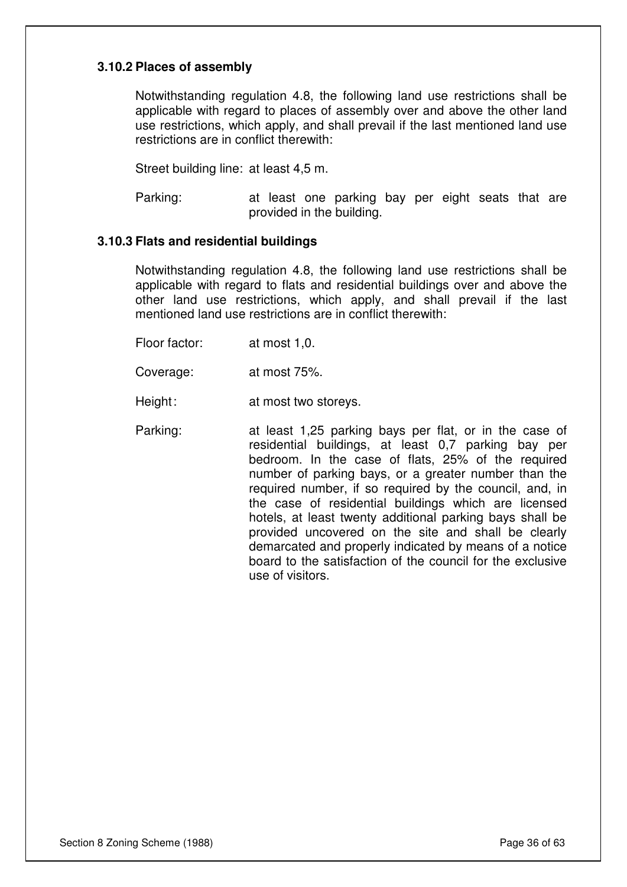### 3.10.2 Places of assembly

Notwithstanding regulation 4.8, the following land use restrictions shall be applicable with regard to places of assembly over and above the other land use restrictions, which apply, and shall prevail if the last mentioned land use restrictions are in conflict therewith:

Street building line: at least 4,5 m.

Parking: at least one parking bay per eight seats that are provided in the building.

### 3.10.3 Flats and residential buildings

Notwithstanding regulation 4.8, the following land use restrictions shall be applicable with regard to flats and residential buildings over and above the other land use restrictions, which apply, and shall prevail if the last mentioned land use restrictions are in conflict therewith:

Floor factor: at most 1,0.

Coverage: at most 75%.

Height: at most two storeys.

Parking: at least 1,25 parking bays per flat, or in the case of residential buildings, at least 0,7 parking bay per bedroom. In the case of flats, 25% of the required number of parking bays, or a greater number than the required number, if so required by the council, and, in the case of residential buildings which are licensed hotels, at least twenty additional parking bays shall be provided uncovered on the site and shall be clearly demarcated and properly indicated by means of a notice board to the satisfaction of the council for the exclusive use of visitors.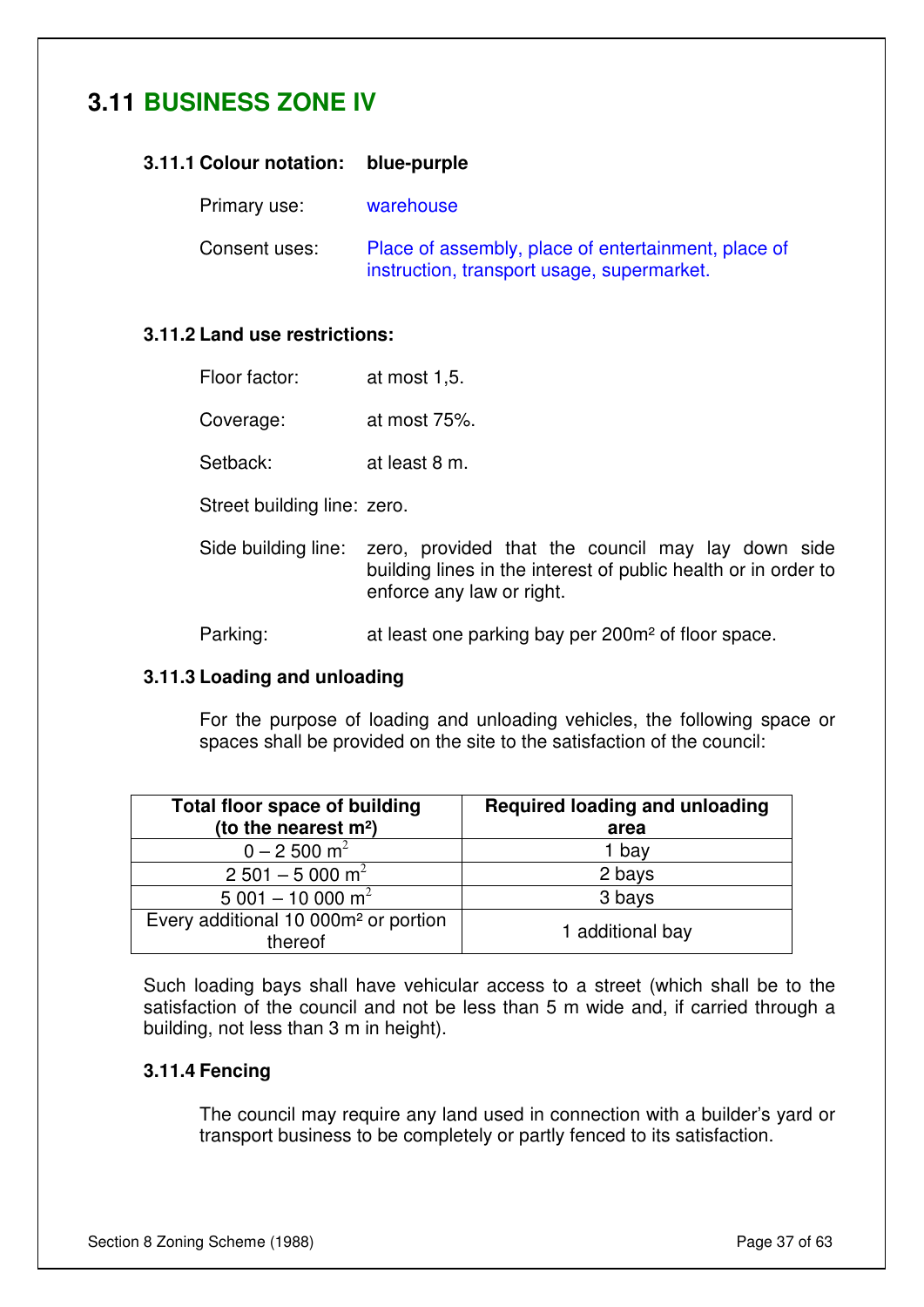## 3.11 BUSINESS ZONE IV

### 3.11.1 Colour notation: blue-purple

Primary use: warehouse

Consent uses: Place of assembly, place of entertainment, place of instruction, transport usage, supermarket.

### 3.11.2 Land use restrictions:

Floor factor: at most 1,5.

Coverage: at most 75%.

Setback: at least 8 m.

Street building line: zero.

Side building line: zero, provided that the council may lay down side building lines in the interest of public health or in order to enforce any law or right.

Parking: at least one parking bay per 200m² of floor space.

### 3.11.3 Loading and unloading

For the purpose of loading and unloading vehicles, the following space or spaces shall be provided on the site to the satisfaction of the council:

| Total floor space of building (to the nearest m²) | Required loading and unloading area |
|---|---|
| 0 – 2 500 m² | 1 bay |
| 2 501 – 5 000 m² | 2 bays |
| 5 001 – 10 000 m² | 3 bays |
| Every additional 10 000m² or portion thereof | 1 additional bay |

Such loading bays shall have vehicular access to a street (which shall be to the satisfaction of the council and not be less than 5 m wide and, if carried through a building, not less than 3 m in height).

### 3.11.4 Fencing

The council may require any land used in connection with a builder's yard or transport business to be completely or partly fenced to its satisfaction.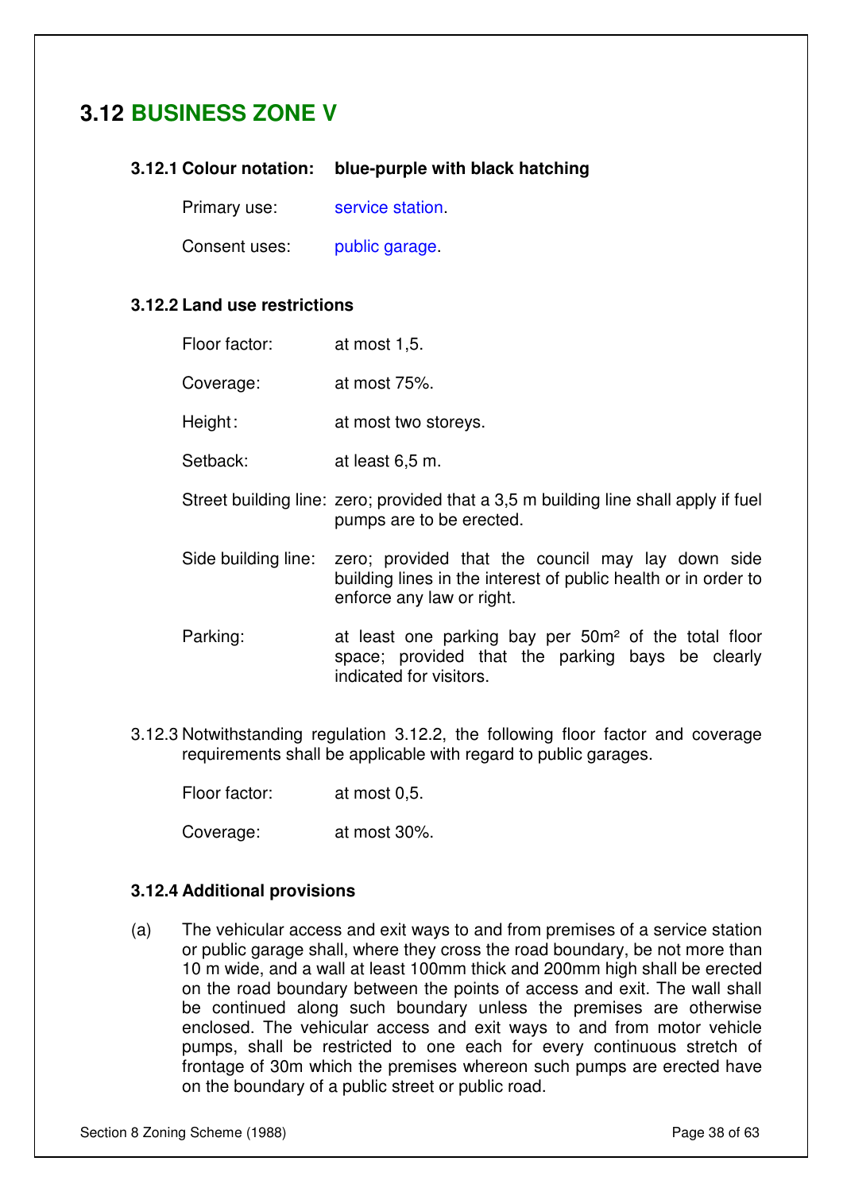## 3.12 BUSINESS ZONE V

**3.12.1 Colour notation: blue-purple with black hatching**

Primary use: service station.

Consent uses: public garage.

**3.12.2 Land use restrictions**

Floor factor: at most 1,5.

Coverage: at most 75%.

Height: at most two storeys.

Setback: at least 6,5 m.

Street building line: zero; provided that a 3,5 m building line shall apply if fuel pumps are to be erected.

Side building line: zero; provided that the council may lay down side building lines in the interest of public health or in order to enforce any law or right.

Parking: at least one parking bay per 50m² of the total floor space; provided that the parking bays be clearly indicated for visitors.

3.12.3 Notwithstanding regulation 3.12.2, the following floor factor and coverage requirements shall be applicable with regard to public garages.

Floor factor: at most 0,5.

Coverage: at most 30%.

**3.12.4 Additional provisions**

(a) The vehicular access and exit ways to and from premises of a service station or public garage shall, where they cross the road boundary, be not more than 10 m wide, and a wall at least 100mm thick and 200mm high shall be erected on the road boundary between the points of access and exit. The wall shall be continued along such boundary unless the premises are otherwise enclosed. The vehicular access and exit ways to and from motor vehicle pumps, shall be restricted to one each for every continuous stretch of frontage of 30m which the premises whereon such pumps are erected have on the boundary of a public street or public road.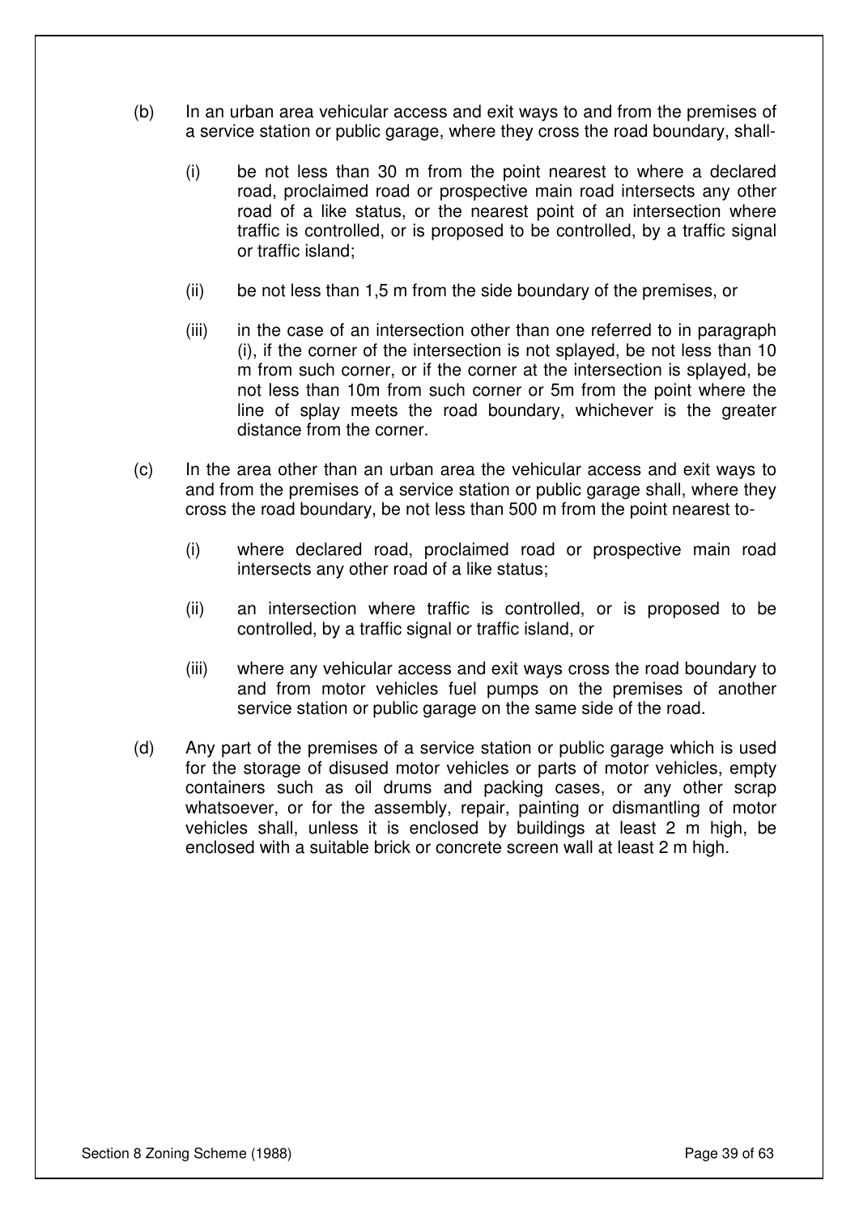(b) In an urban area vehicular access and exit ways to and from the premises of a service station or public garage, where they cross the road boundary, shall-

   (i) be not less than 30 m from the point nearest to where a declared road, proclaimed road or prospective main road intersects any other road of a like status, or the nearest point of an intersection where traffic is controlled, or is proposed to be controlled, by a traffic signal or traffic island;

   (ii) be not less than 1,5 m from the side boundary of the premises, or

   (iii) in the case of an intersection other than one referred to in paragraph (i), if the corner of the intersection is not splayed, be not less than 10 m from such corner, or if the corner at the intersection is splayed, be not less than 10m from such corner or 5m from the point where the line of splay meets the road boundary, whichever is the greater distance from the corner.

(c) In the area other than an urban area the vehicular access and exit ways to and from the premises of a service station or public garage shall, where they cross the road boundary, be not less than 500 m from the point nearest to-

   (i) where declared road, proclaimed road or prospective main road intersects any other road of a like status;

   (ii) an intersection where traffic is controlled, or is proposed to be controlled, by a traffic signal or traffic island, or

   (iii) where any vehicular access and exit ways cross the road boundary to and from motor vehicles fuel pumps on the premises of another service station or public garage on the same side of the road.

(d) Any part of the premises of a service station or public garage which is used for the storage of disused motor vehicles or parts of motor vehicles, empty containers such as oil drums and packing cases, or any other scrap whatsoever, or for the assembly, repair, painting or dismantling of motor vehicles shall, unless it is enclosed by buildings at least 2 m high, be enclosed with a suitable brick or concrete screen wall at least 2 m high.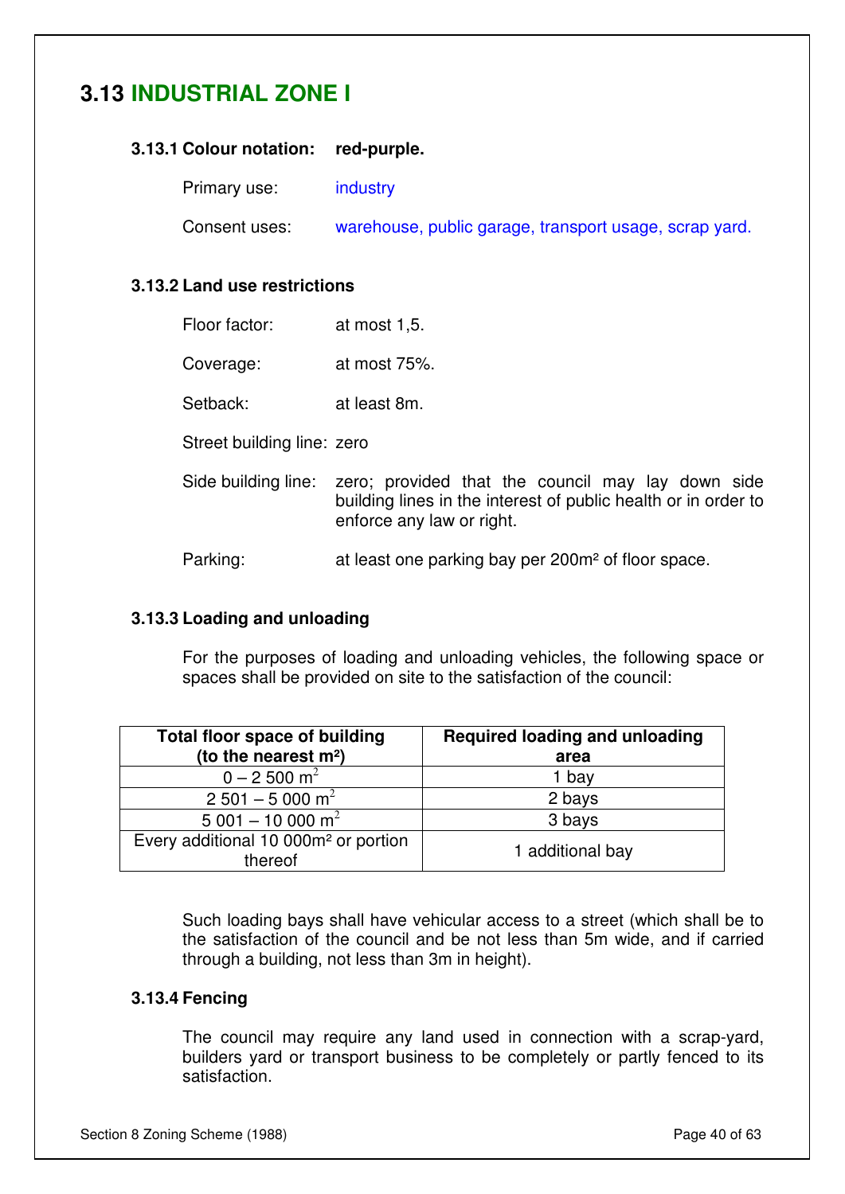## 3.13 INDUSTRIAL ZONE I

### 3.13.1 Colour notation: red-purple.

Primary use: industry

Consent uses: warehouse, public garage, transport usage, scrap yard.

### 3.13.2 Land use restrictions

Floor factor: at most 1,5.

Coverage: at most 75%.

Setback: at least 8m.

Street building line: zero

Side building line: zero; provided that the council may lay down side building lines in the interest of public health or in order to enforce any law or right.

Parking: at least one parking bay per 200m² of floor space.

### 3.13.3 Loading and unloading

For the purposes of loading and unloading vehicles, the following space or spaces shall be provided on site to the satisfaction of the council:

| Total floor space of building (to the nearest m²) | Required loading and unloading area |
|---|---|
| 0 – 2 500 m² | 1 bay |
| 2 501 – 5 000 m² | 2 bays |
| 5 001 – 10 000 m² | 3 bays |
| Every additional 10 000m² or portion thereof | 1 additional bay |

Such loading bays shall have vehicular access to a street (which shall be to the satisfaction of the council and be not less than 5m wide, and if carried through a building, not less than 3m in height).

### 3.13.4 Fencing

The council may require any land used in connection with a scrap-yard, builders yard or transport business to be completely or partly fenced to its satisfaction.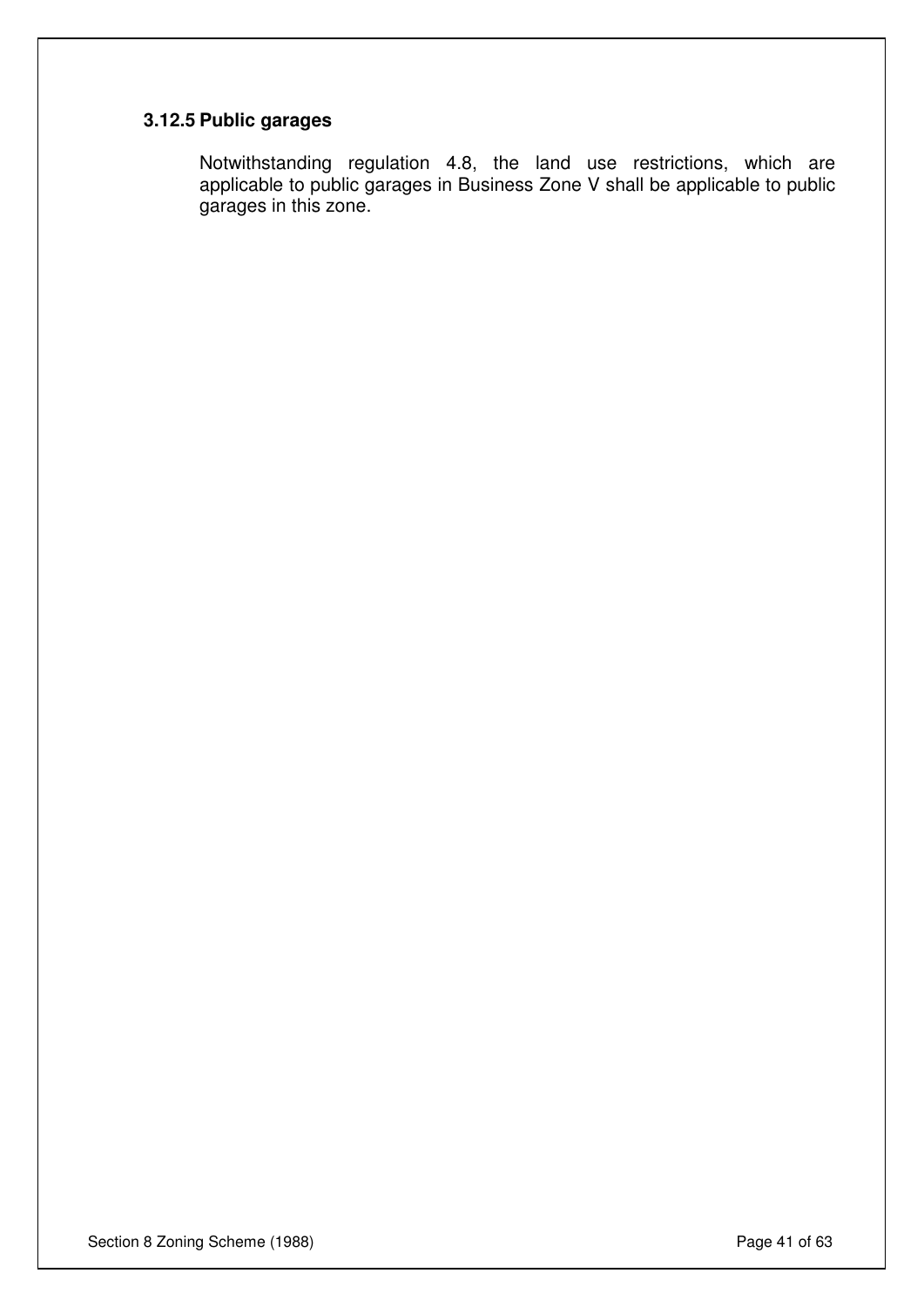### 3.12.5 Public garages

Notwithstanding regulation 4.8, the land use restrictions, which are applicable to public garages in Business Zone V shall be applicable to public garages in this zone.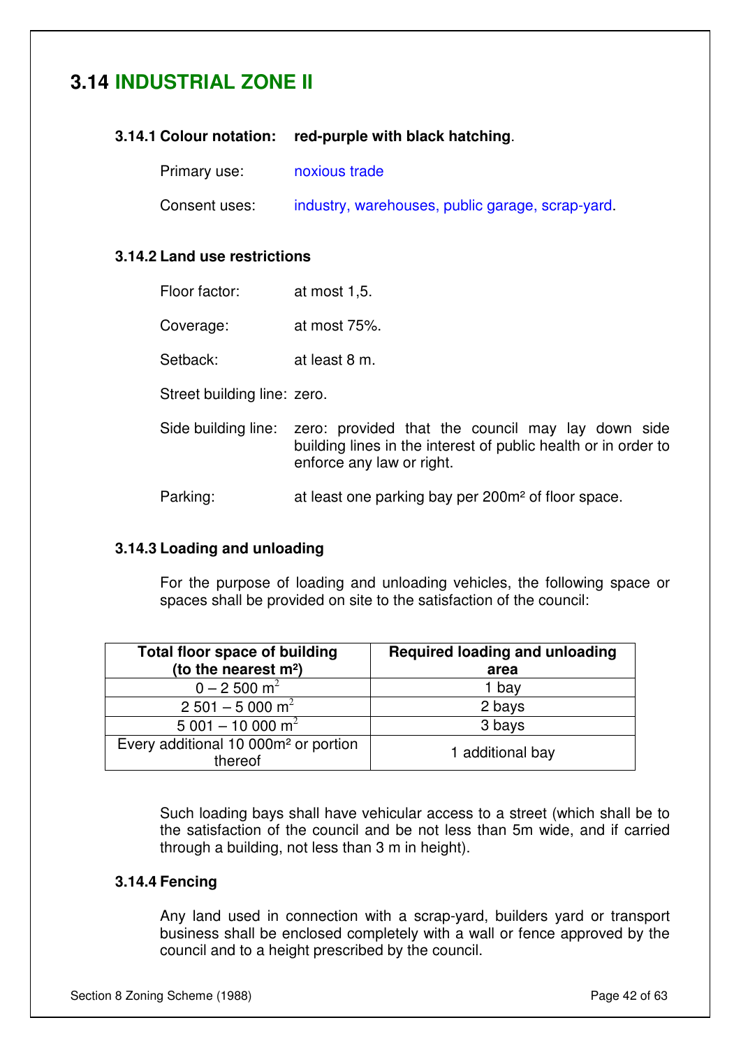## 3.14 INDUSTRIAL ZONE II

### 3.14.1 Colour notation: red-purple with black hatching.

Primary use: noxious trade

Consent uses: industry, warehouses, public garage, scrap-yard.

### 3.14.2 Land use restrictions

Floor factor: at most 1,5.

Coverage: at most 75%.

Setback: at least 8 m.

Street building line: zero.

Side building line: zero: provided that the council may lay down side building lines in the interest of public health or in order to enforce any law or right.

Parking: at least one parking bay per 200m² of floor space.

### 3.14.3 Loading and unloading

For the purpose of loading and unloading vehicles, the following space or spaces shall be provided on site to the satisfaction of the council:

| Total floor space of building (to the nearest m²) | Required loading and unloading area |
| --- | --- |
| 0 – 2 500 $m^2$ | 1 bay |
| 2 501 – 5 000 $m^2$ | 2 bays |
| 5 001 – 10 000 $m^2$ | 3 bays |
| Every additional 10 000m² or portion thereof | 1 additional bay |

Such loading bays shall have vehicular access to a street (which shall be to the satisfaction of the council and be not less than 5m wide, and if carried through a building, not less than 3 m in height).

### 3.14.4 Fencing

Any land used in connection with a scrap-yard, builders yard or transport business shall be enclosed completely with a wall or fence approved by the council and to a height prescribed by the council.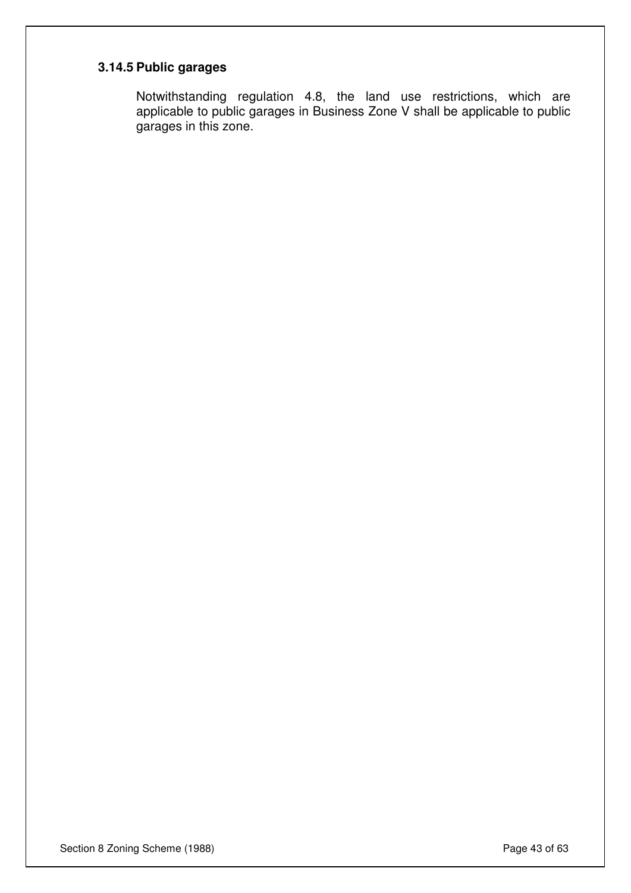### 3.14.5 Public garages

Notwithstanding regulation 4.8, the land use restrictions, which are applicable to public garages in Business Zone V shall be applicable to public garages in this zone.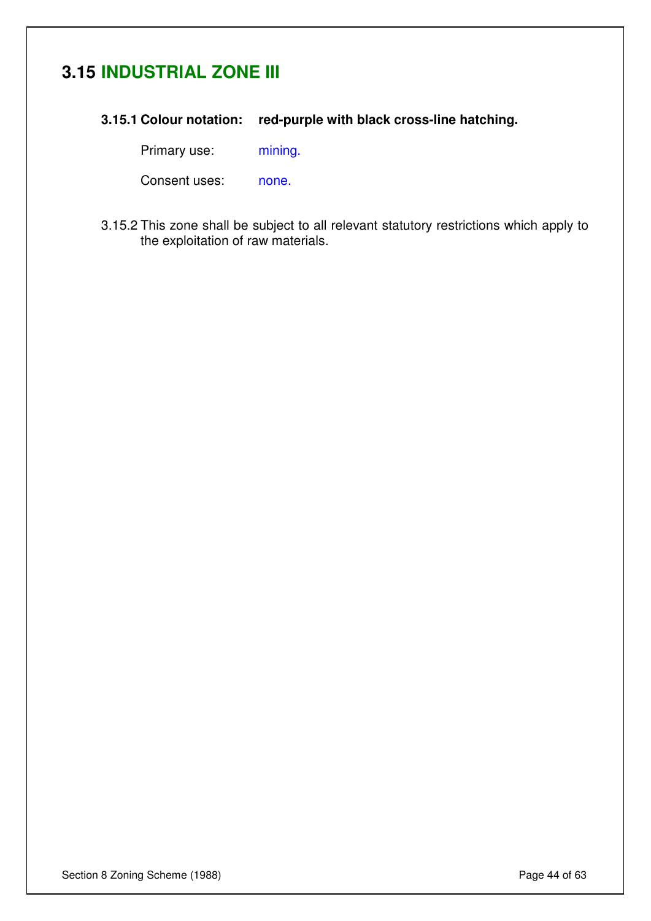## 3.15 INDUSTRIAL ZONE III

**3.15.1 Colour notation: red-purple with black cross-line hatching.**

Primary use: mining.

Consent uses: none.

3.15.2 This zone shall be subject to all relevant statutory restrictions which apply to the exploitation of raw materials.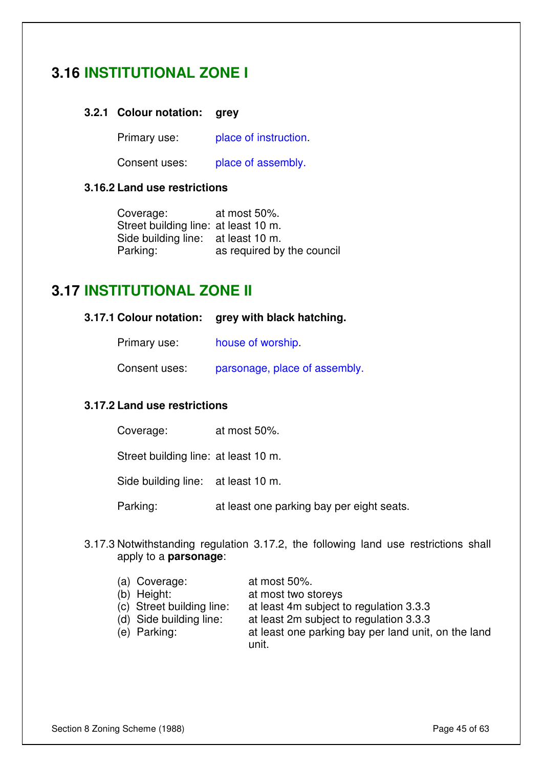## 3.16 INSTITUTIONAL ZONE I

### 3.2.1 Colour notation: grey

Primary use: place of instruction.

Consent uses: place of assembly.

### 3.16.2 Land use restrictions

Coverage: at most 50%.
Street building line: at least 10 m.
Side building line: at least 10 m.
Parking: as required by the council

## 3.17 INSTITUTIONAL ZONE II

### 3.17.1 Colour notation: grey with black hatching.

Primary use: house of worship.

Consent uses: parsonage, place of assembly.

### 3.17.2 Land use restrictions

Coverage: at most 50%.

Street building line: at least 10 m.

Side building line: at least 10 m.

Parking: at least one parking bay per eight seats.

3.17.3 Notwithstanding regulation 3.17.2, the following land use restrictions shall apply to a **parsonage**:

(a) Coverage: at most 50%.
(b) Height: at most two storeys
(c) Street building line: at least 4m subject to regulation 3.3.3
(d) Side building line: at least 2m subject to regulation 3.3.3
(e) Parking: at least one parking bay per land unit, on the land unit.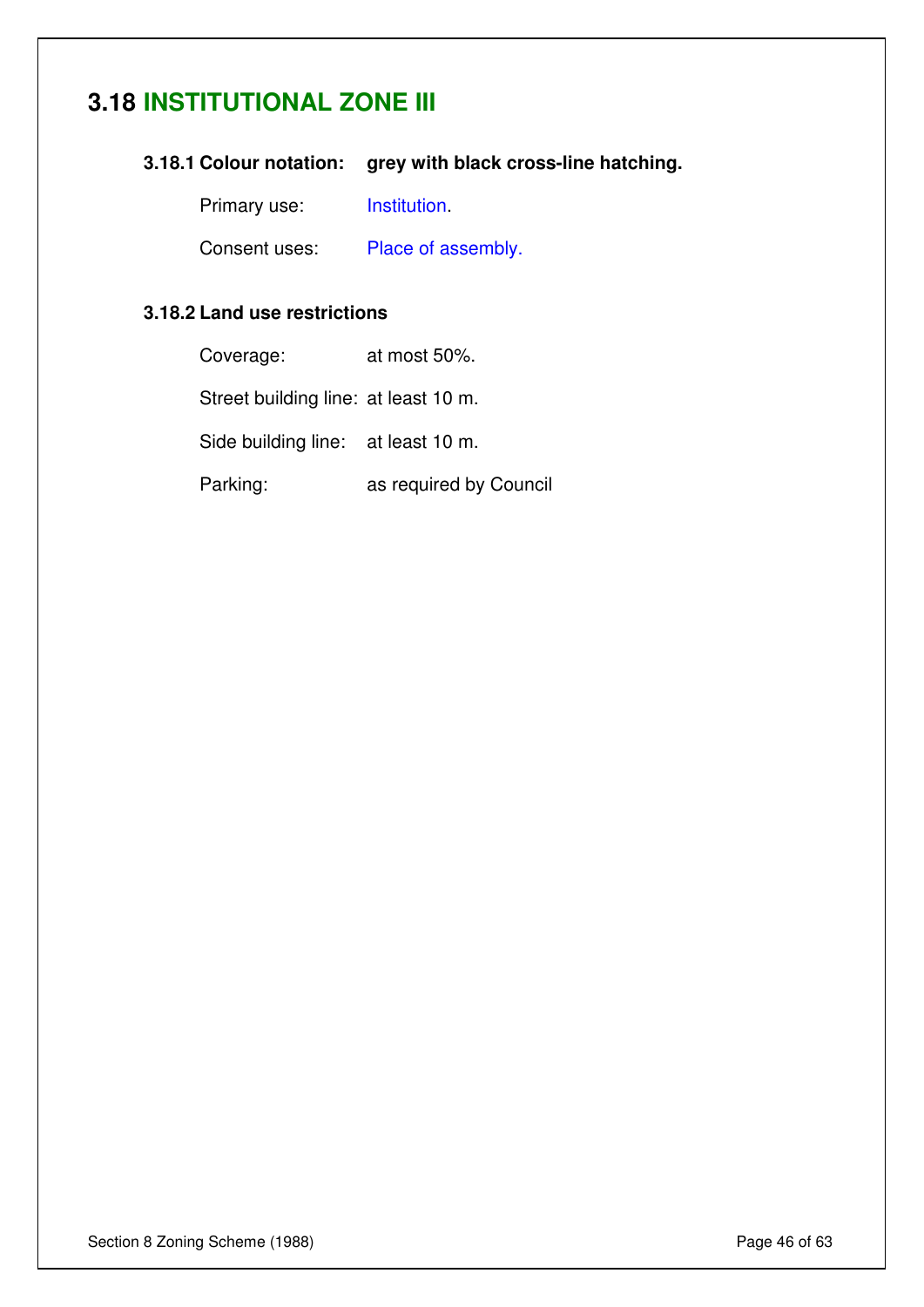## 3.18 INSTITUTIONAL ZONE III

### 3.18.1 Colour notation: grey with black cross-line hatching.

Primary use: Institution.

Consent uses: Place of assembly.

### 3.18.2 Land use restrictions

Coverage: at most 50%.

Street building line: at least 10 m.

Side building line: at least 10 m.

Parking: as required by Council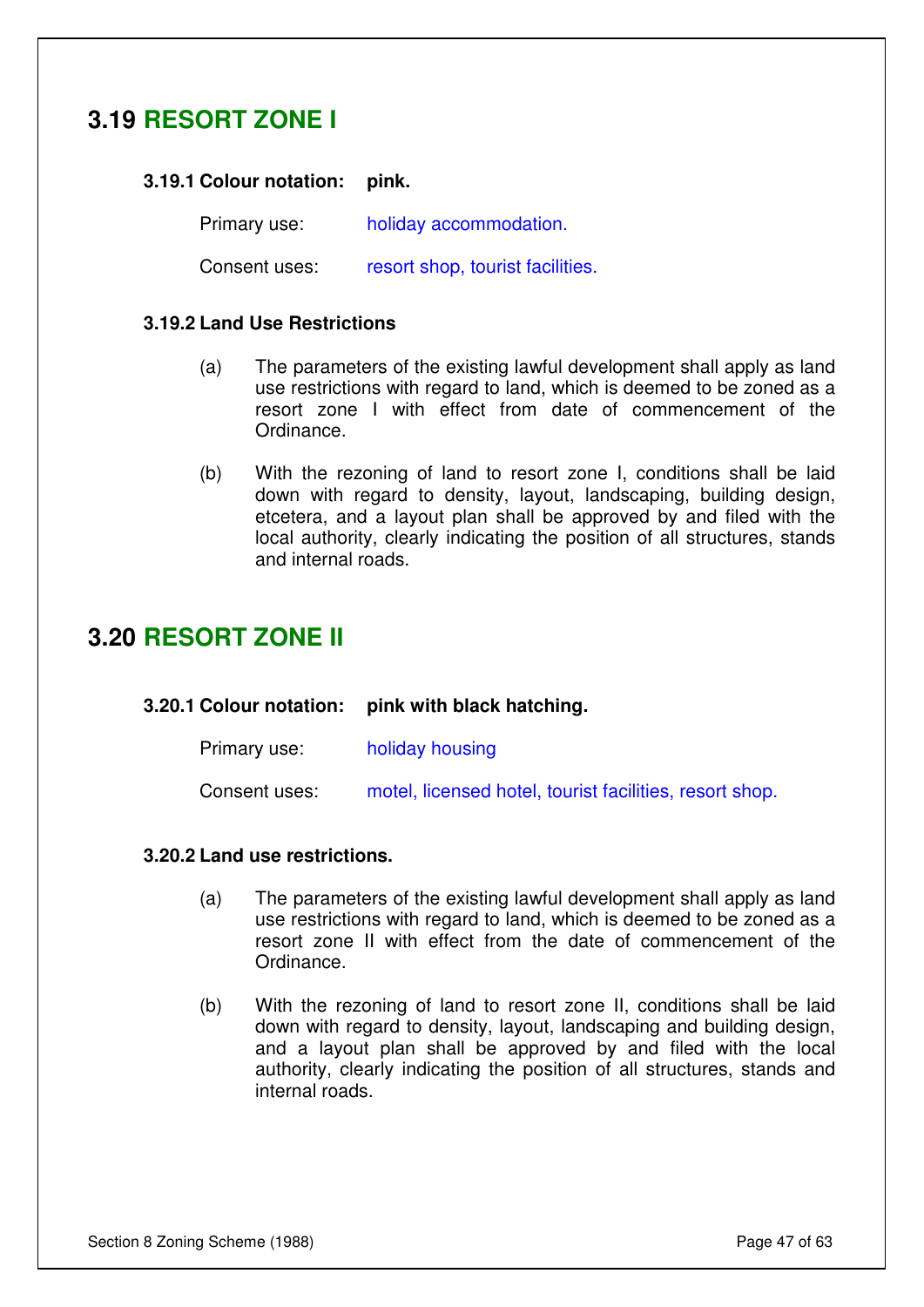## 3.19 RESORT ZONE I

**3.19.1 Colour notation: pink.**

Primary use: holiday accommodation.

Consent uses: resort shop, tourist facilities.

**3.19.2 Land Use Restrictions**

(a) The parameters of the existing lawful development shall apply as land use restrictions with regard to land, which is deemed to be zoned as a resort zone I with effect from date of commencement of the Ordinance.

(b) With the rezoning of land to resort zone I, conditions shall be laid down with regard to density, layout, landscaping, building design, etcetera, and a layout plan shall be approved by and filed with the local authority, clearly indicating the position of all structures, stands and internal roads.

## 3.20 RESORT ZONE II

**3.20.1 Colour notation: pink with black hatching.**

Primary use: holiday housing

Consent uses: motel, licensed hotel, tourist facilities, resort shop.

**3.20.2 Land use restrictions.**

(a) The parameters of the existing lawful development shall apply as land use restrictions with regard to land, which is deemed to be zoned as a resort zone II with effect from the date of commencement of the Ordinance.

(b) With the rezoning of land to resort zone II, conditions shall be laid down with regard to density, layout, landscaping and building design, and a layout plan shall be approved by and filed with the local authority, clearly indicating the position of all structures, stands and internal roads.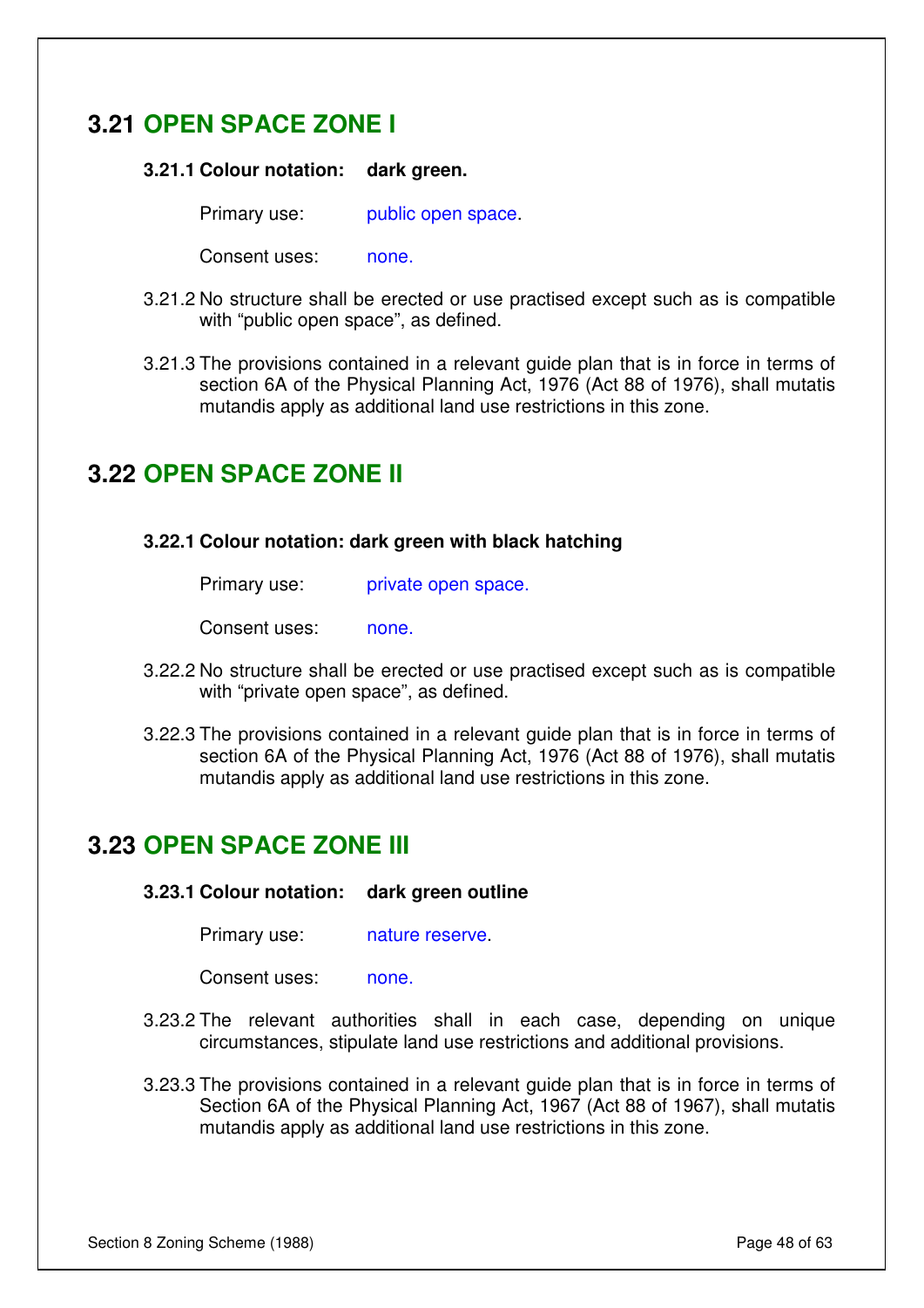## 3.21 OPEN SPACE ZONE I

**3.21.1 Colour notation: dark green.**

Primary use: public open space.

Consent uses: none.

3.21.2 No structure shall be erected or use practised except such as is compatible with "public open space", as defined.

3.21.3 The provisions contained in a relevant guide plan that is in force in terms of section 6A of the Physical Planning Act, 1976 (Act 88 of 1976), shall mutatis mutandis apply as additional land use restrictions in this zone.

## 3.22 OPEN SPACE ZONE II

**3.22.1 Colour notation: dark green with black hatching**

Primary use: private open space.

Consent uses: none.

3.22.2 No structure shall be erected or use practised except such as is compatible with "private open space", as defined.

3.22.3 The provisions contained in a relevant guide plan that is in force in terms of section 6A of the Physical Planning Act, 1976 (Act 88 of 1976), shall mutatis mutandis apply as additional land use restrictions in this zone.

## 3.23 OPEN SPACE ZONE III

**3.23.1 Colour notation: dark green outline**

Primary use: nature reserve.

Consent uses: none.

3.23.2 The relevant authorities shall in each case, depending on unique circumstances, stipulate land use restrictions and additional provisions.

3.23.3 The provisions contained in a relevant guide plan that is in force in terms of Section 6A of the Physical Planning Act, 1967 (Act 88 of 1967), shall mutatis mutandis apply as additional land use restrictions in this zone.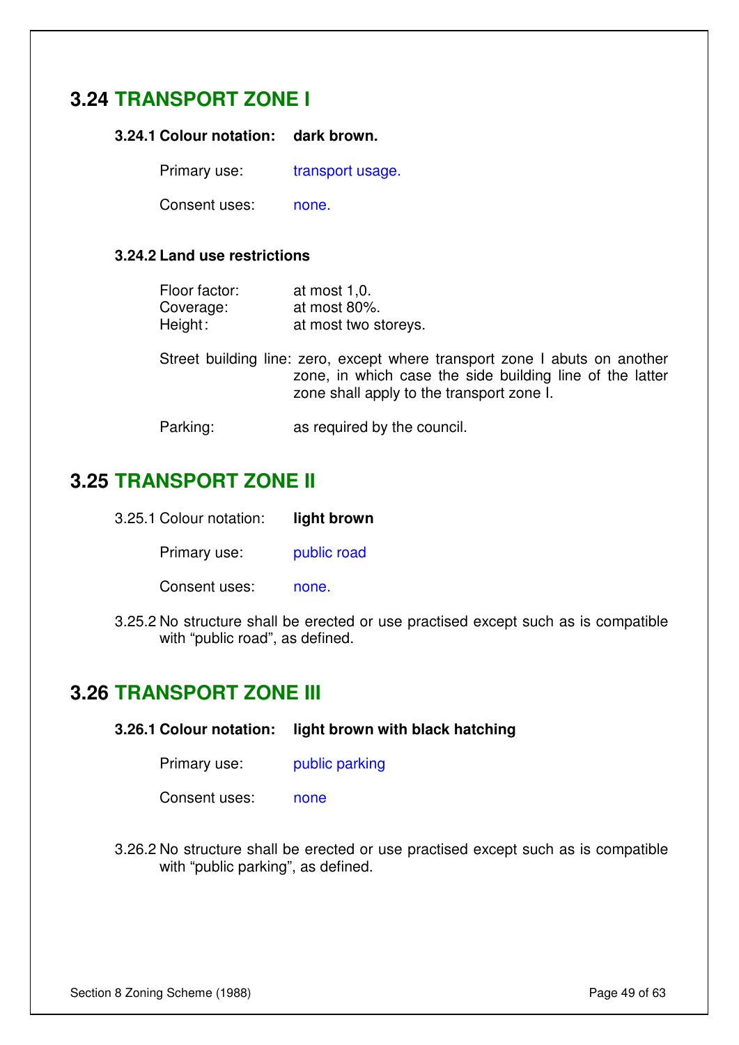## 3.24 TRANSPORT ZONE I

**3.24.1 Colour notation:** **dark brown.**

Primary use: transport usage.

Consent uses: none.

**3.24.2 Land use restrictions**

Floor factor: at most 1,0.
Coverage: at most 80%.
Height: at most two storeys.

Street building line: zero, except where transport zone I abuts on another zone, in which case the side building line of the latter zone shall apply to the transport zone I.

Parking: as required by the council.

## 3.25 TRANSPORT ZONE II

3.25.1 Colour notation: **light brown**

Primary use: public road

Consent uses: none.

3.25.2 No structure shall be erected or use practised except such as is compatible with "public road", as defined.

## 3.26 TRANSPORT ZONE III

**3.26.1 Colour notation:** **light brown with black hatching**

Primary use: public parking

Consent uses: none

3.26.2 No structure shall be erected or use practised except such as is compatible with "public parking", as defined.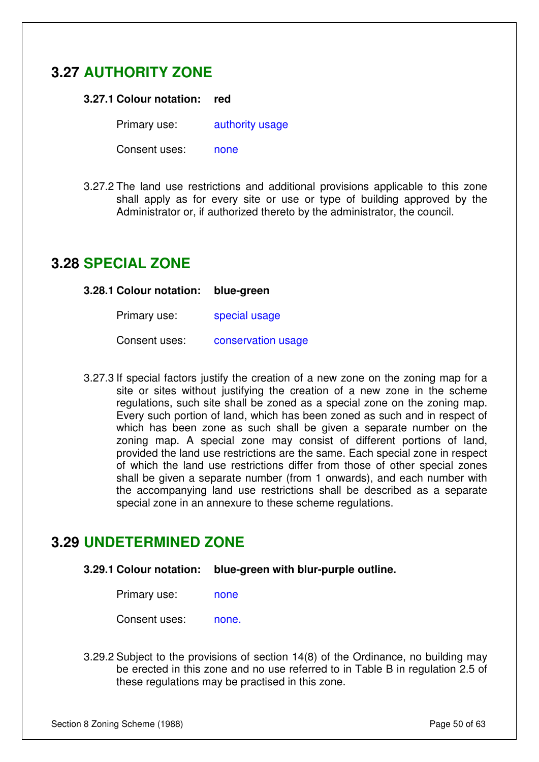## 3.27 AUTHORITY ZONE

**3.27.1 Colour notation: red**

Primary use: authority usage

Consent uses: none

3.27.2 The land use restrictions and additional provisions applicable to this zone shall apply as for every site or use or type of building approved by the Administrator or, if authorized thereto by the administrator, the council.

## 3.28 SPECIAL ZONE

**3.28.1 Colour notation: blue-green**

Primary use: special usage

Consent uses: conservation usage

3.27.3 If special factors justify the creation of a new zone on the zoning map for a site or sites without justifying the creation of a new zone in the scheme regulations, such site shall be zoned as a special zone on the zoning map. Every such portion of land, which has been zoned as such and in respect of which has been zone as such shall be given a separate number on the zoning map. A special zone may consist of different portions of land, provided the land use restrictions are the same. Each special zone in respect of which the land use restrictions differ from those of other special zones shall be given a separate number (from 1 onwards), and each number with the accompanying land use restrictions shall be described as a separate special zone in an annexure to these scheme regulations.

## 3.29 UNDETERMINED ZONE

**3.29.1 Colour notation: blue-green with blur-purple outline.**

Primary use: none

Consent uses: none.

3.29.2 Subject to the provisions of section 14(8) of the Ordinance, no building may be erected in this zone and no use referred to in Table B in regulation 2.5 of these regulations may be practised in this zone.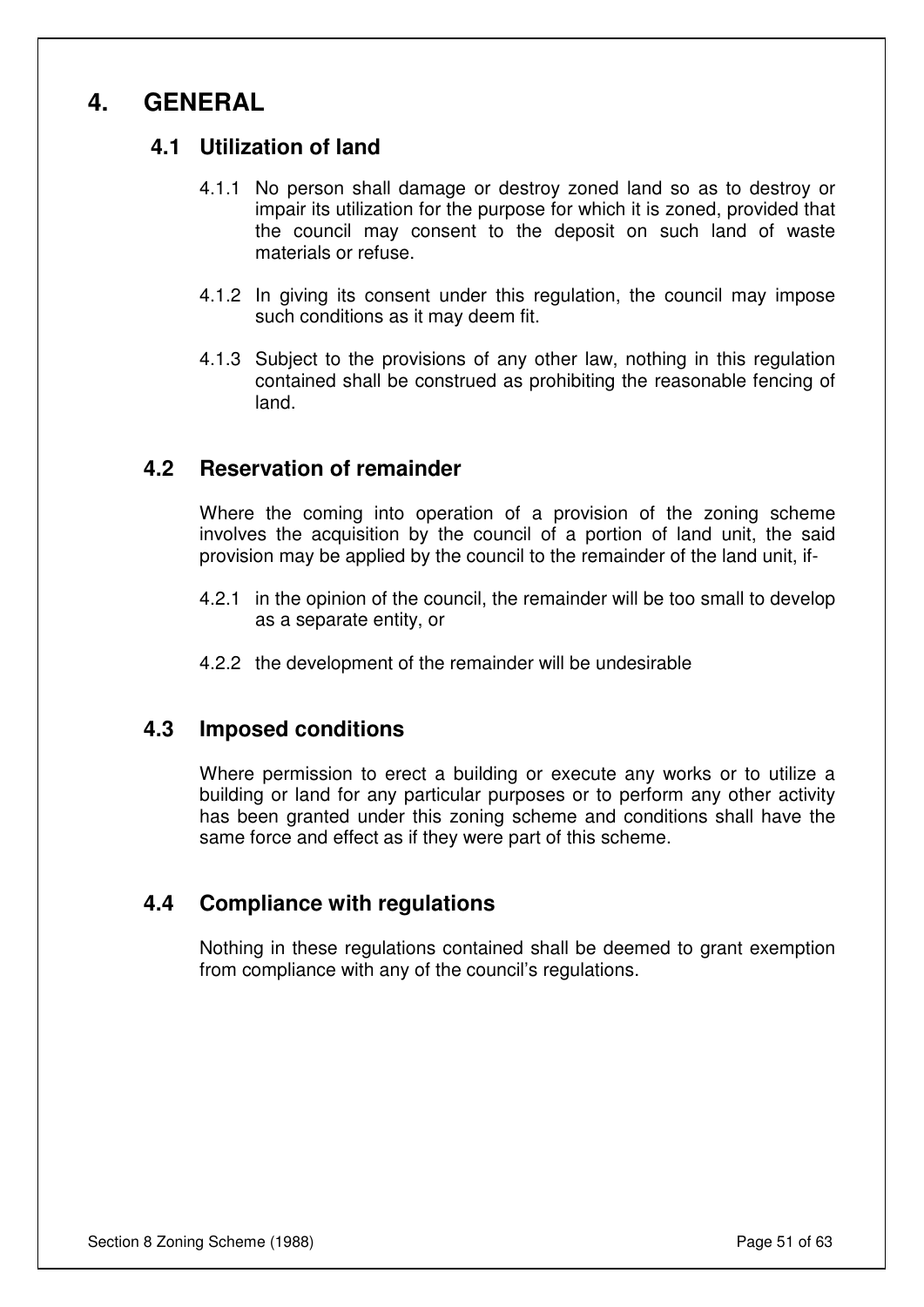# 4. GENERAL

## 4.1 Utilization of land

4.1.1 No person shall damage or destroy zoned land so as to destroy or impair its utilization for the purpose for which it is zoned, provided that the council may consent to the deposit on such land of waste materials or refuse.

4.1.2 In giving its consent under this regulation, the council may impose such conditions as it may deem fit.

4.1.3 Subject to the provisions of any other law, nothing in this regulation contained shall be construed as prohibiting the reasonable fencing of land.

## 4.2 Reservation of remainder

Where the coming into operation of a provision of the zoning scheme involves the acquisition by the council of a portion of land unit, the said provision may be applied by the council to the remainder of the land unit, if-

4.2.1 in the opinion of the council, the remainder will be too small to develop as a separate entity, or

4.2.2 the development of the remainder will be undesirable

## 4.3 Imposed conditions

Where permission to erect a building or execute any works or to utilize a building or land for any particular purposes or to perform any other activity has been granted under this zoning scheme and conditions shall have the same force and effect as if they were part of this scheme.

## 4.4 Compliance with regulations

Nothing in these regulations contained shall be deemed to grant exemption from compliance with any of the council's regulations.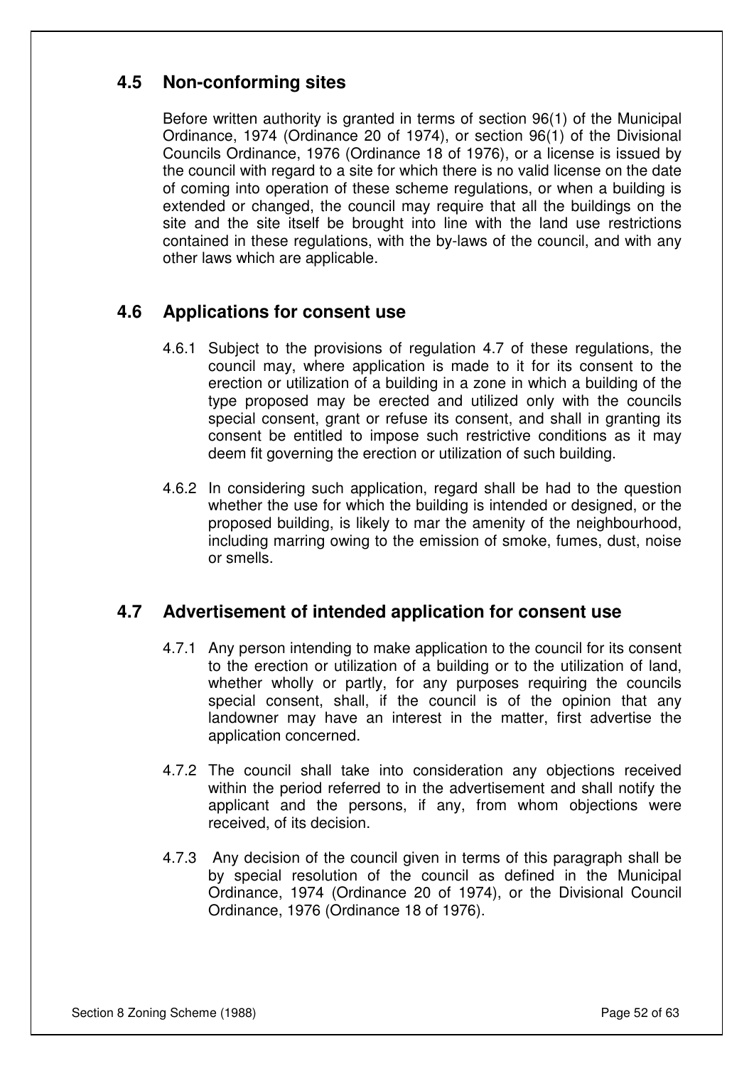## 4.5 Non-conforming sites

Before written authority is granted in terms of section 96(1) of the Municipal Ordinance, 1974 (Ordinance 20 of 1974), or section 96(1) of the Divisional Councils Ordinance, 1976 (Ordinance 18 of 1976), or a license is issued by the council with regard to a site for which there is no valid license on the date of coming into operation of these scheme regulations, or when a building is extended or changed, the council may require that all the buildings on the site and the site itself be brought into line with the land use restrictions contained in these regulations, with the by-laws of the council, and with any other laws which are applicable.

## 4.6 Applications for consent use

4.6.1 Subject to the provisions of regulation 4.7 of these regulations, the council may, where application is made to it for its consent to the erection or utilization of a building in a zone in which a building of the type proposed may be erected and utilized only with the councils special consent, grant or refuse its consent, and shall in granting its consent be entitled to impose such restrictive conditions as it may deem fit governing the erection or utilization of such building.

4.6.2 In considering such application, regard shall be had to the question whether the use for which the building is intended or designed, or the proposed building, is likely to mar the amenity of the neighbourhood, including marring owing to the emission of smoke, fumes, dust, noise or smells.

## 4.7 Advertisement of intended application for consent use

4.7.1 Any person intending to make application to the council for its consent to the erection or utilization of a building or to the utilization of land, whether wholly or partly, for any purposes requiring the councils special consent, shall, if the council is of the opinion that any landowner may have an interest in the matter, first advertise the application concerned.

4.7.2 The council shall take into consideration any objections received within the period referred to in the advertisement and shall notify the applicant and the persons, if any, from whom objections were received, of its decision.

4.7.3 Any decision of the council given in terms of this paragraph shall be by special resolution of the council as defined in the Municipal Ordinance, 1974 (Ordinance 20 of 1974), or the Divisional Council Ordinance, 1976 (Ordinance 18 of 1976).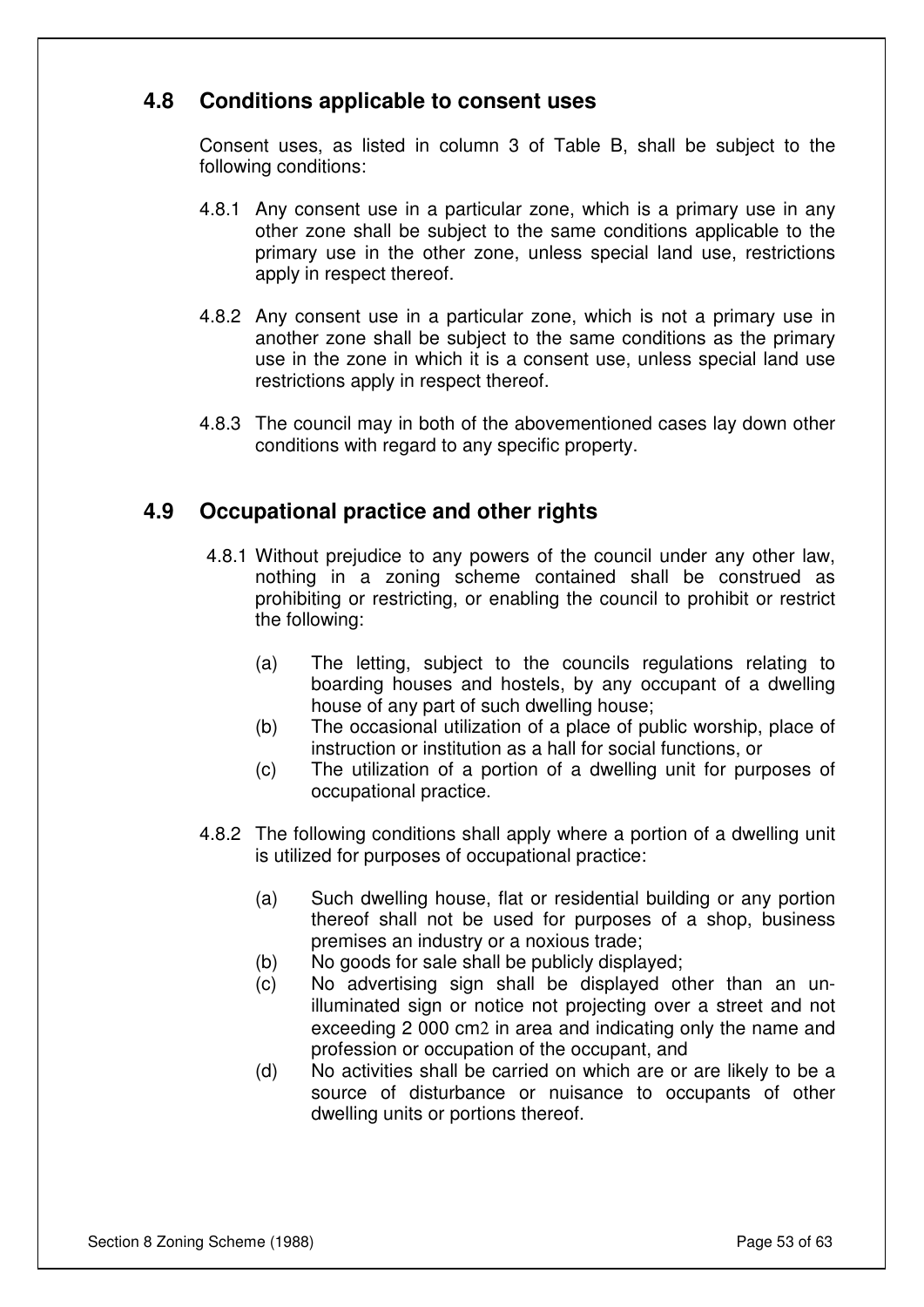## 4.8 Conditions applicable to consent uses

Consent uses, as listed in column 3 of Table B, shall be subject to the following conditions:

4.8.1 Any consent use in a particular zone, which is a primary use in any other zone shall be subject to the same conditions applicable to the primary use in the other zone, unless special land use, restrictions apply in respect thereof.

4.8.2 Any consent use in a particular zone, which is not a primary use in another zone shall be subject to the same conditions as the primary use in the zone in which it is a consent use, unless special land use restrictions apply in respect thereof.

4.8.3 The council may in both of the abovementioned cases lay down other conditions with regard to any specific property.

## 4.9 Occupational practice and other rights

4.8.1 Without prejudice to any powers of the council under any other law, nothing in a zoning scheme contained shall be construed as prohibiting or restricting, or enabling the council to prohibit or restrict the following:

- (a) The letting, subject to the councils regulations relating to boarding houses and hostels, by any occupant of a dwelling house of any part of such dwelling house;
- (b) The occasional utilization of a place of public worship, place of instruction or institution as a hall for social functions, or
- (c) The utilization of a portion of a dwelling unit for purposes of occupational practice.

4.8.2 The following conditions shall apply where a portion of a dwelling unit is utilized for purposes of occupational practice:

- (a) Such dwelling house, flat or residential building or any portion thereof shall not be used for purposes of a shop, business premises an industry or a noxious trade;
- (b) No goods for sale shall be publicly displayed;
- (c) No advertising sign shall be displayed other than an un-illuminated sign or notice not projecting over a street and not exceeding 2 000 $cm^2$ in area and indicating only the name and profession or occupation of the occupant, and
- (d) No activities shall be carried on which are or are likely to be a source of disturbance or nuisance to occupants of other dwelling units or portions thereof.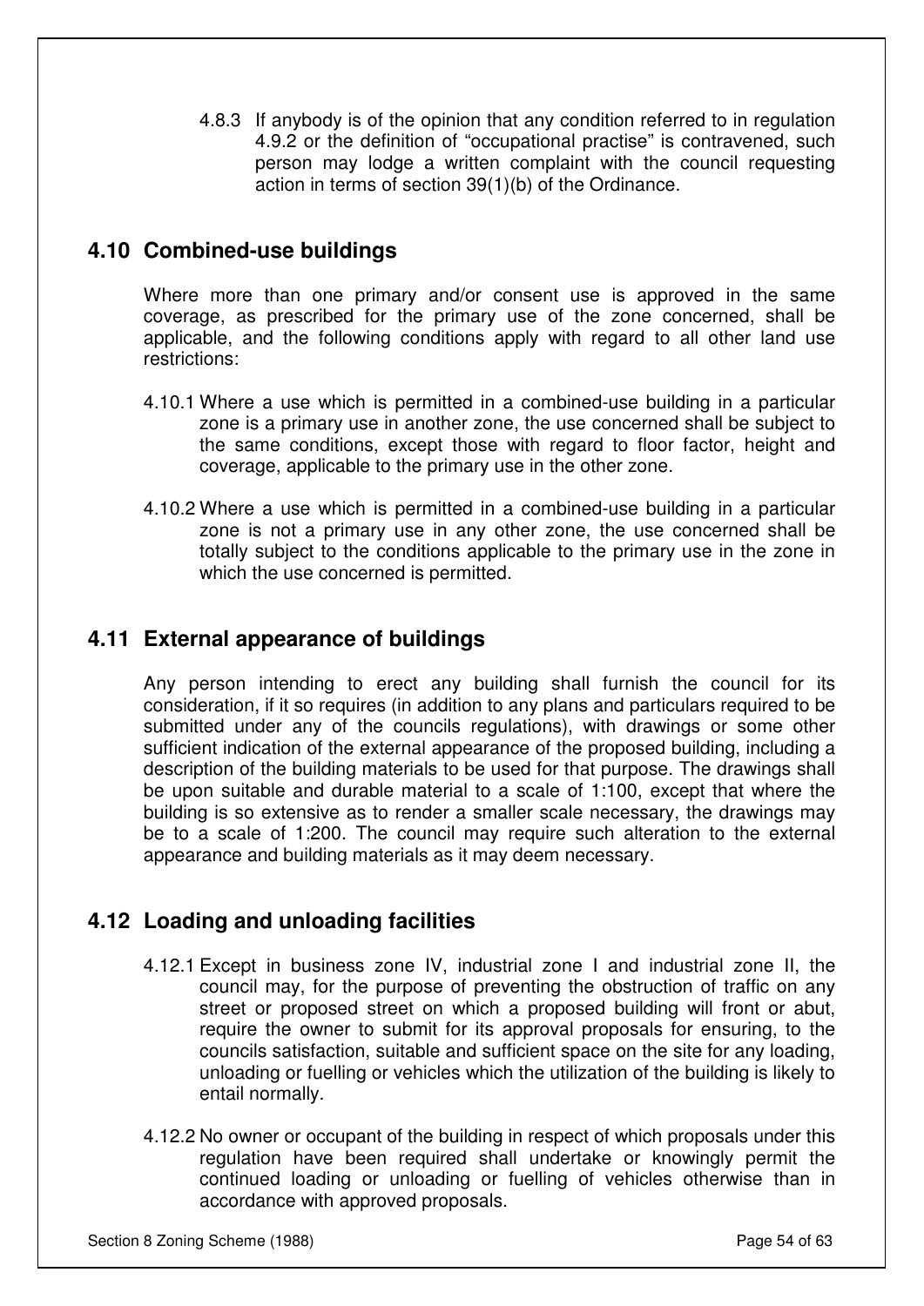4.8.3 If anybody is of the opinion that any condition referred to in regulation 4.9.2 or the definition of "occupational practise" is contravened, such person may lodge a written complaint with the council requesting action in terms of section 39(1)(b) of the Ordinance.

## 4.10 Combined-use buildings

Where more than one primary and/or consent use is approved in the same coverage, as prescribed for the primary use of the zone concerned, shall be applicable, and the following conditions apply with regard to all other land use restrictions:

4.10.1 Where a use which is permitted in a combined-use building in a particular zone is a primary use in another zone, the use concerned shall be subject to the same conditions, except those with regard to floor factor, height and coverage, applicable to the primary use in the other zone.

4.10.2 Where a use which is permitted in a combined-use building in a particular zone is not a primary use in any other zone, the use concerned shall be totally subject to the conditions applicable to the primary use in the zone in which the use concerned is permitted.

## 4.11 External appearance of buildings

Any person intending to erect any building shall furnish the council for its consideration, if it so requires (in addition to any plans and particulars required to be submitted under any of the councils regulations), with drawings or some other sufficient indication of the external appearance of the proposed building, including a description of the building materials to be used for that purpose. The drawings shall be upon suitable and durable material to a scale of 1:100, except that where the building is so extensive as to render a smaller scale necessary, the drawings may be to a scale of 1:200. The council may require such alteration to the external appearance and building materials as it may deem necessary.

## 4.12 Loading and unloading facilities

4.12.1 Except in business zone IV, industrial zone I and industrial zone II, the council may, for the purpose of preventing the obstruction of traffic on any street or proposed street on which a proposed building will front or abut, require the owner to submit for its approval proposals for ensuring, to the councils satisfaction, suitable and sufficient space on the site for any loading, unloading or fuelling or vehicles which the utilization of the building is likely to entail normally.

4.12.2 No owner or occupant of the building in respect of which proposals under this regulation have been required shall undertake or knowingly permit the continued loading or unloading or fuelling of vehicles otherwise than in accordance with approved proposals.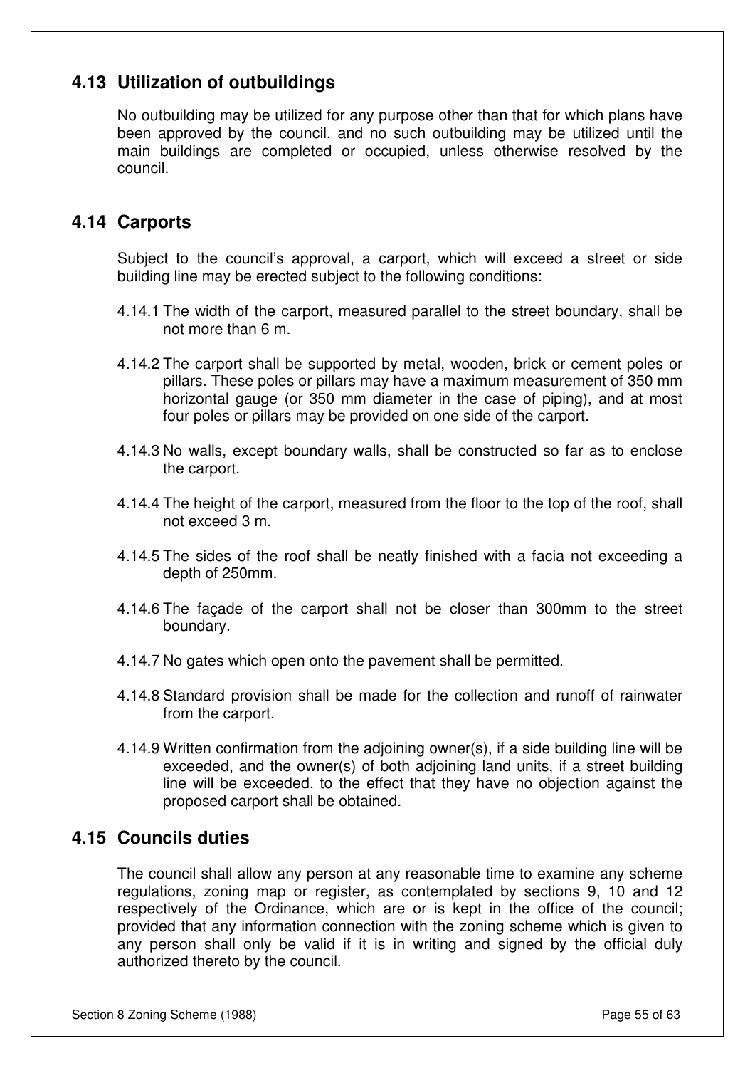## 4.13 Utilization of outbuildings

No outbuilding may be utilized for any purpose other than that for which plans have been approved by the council, and no such outbuilding may be utilized until the main buildings are completed or occupied, unless otherwise resolved by the council.

## 4.14 Carports

Subject to the council's approval, a carport, which will exceed a street or side building line may be erected subject to the following conditions:

4.14.1 The width of the carport, measured parallel to the street boundary, shall be not more than 6 m.

4.14.2 The carport shall be supported by metal, wooden, brick or cement poles or pillars. These poles or pillars may have a maximum measurement of 350 mm horizontal gauge (or 350 mm diameter in the case of piping), and at most four poles or pillars may be provided on one side of the carport.

4.14.3 No walls, except boundary walls, shall be constructed so far as to enclose the carport.

4.14.4 The height of the carport, measured from the floor to the top of the roof, shall not exceed 3 m.

4.14.5 The sides of the roof shall be neatly finished with a facia not exceeding a depth of 250mm.

4.14.6 The façade of the carport shall not be closer than 300mm to the street boundary.

4.14.7 No gates which open onto the pavement shall be permitted.

4.14.8 Standard provision shall be made for the collection and runoff of rainwater from the carport.

4.14.9 Written confirmation from the adjoining owner(s), if a side building line will be exceeded, and the owner(s) of both adjoining land units, if a street building line will be exceeded, to the effect that they have no objection against the proposed carport shall be obtained.

## 4.15 Councils duties

The council shall allow any person at any reasonable time to examine any scheme regulations, zoning map or register, as contemplated by sections 9, 10 and 12 respectively of the Ordinance, which are or is kept in the office of the council; provided that any information connection with the zoning scheme which is given to any person shall only be valid if it is in writing and signed by the official duly authorized thereto by the council.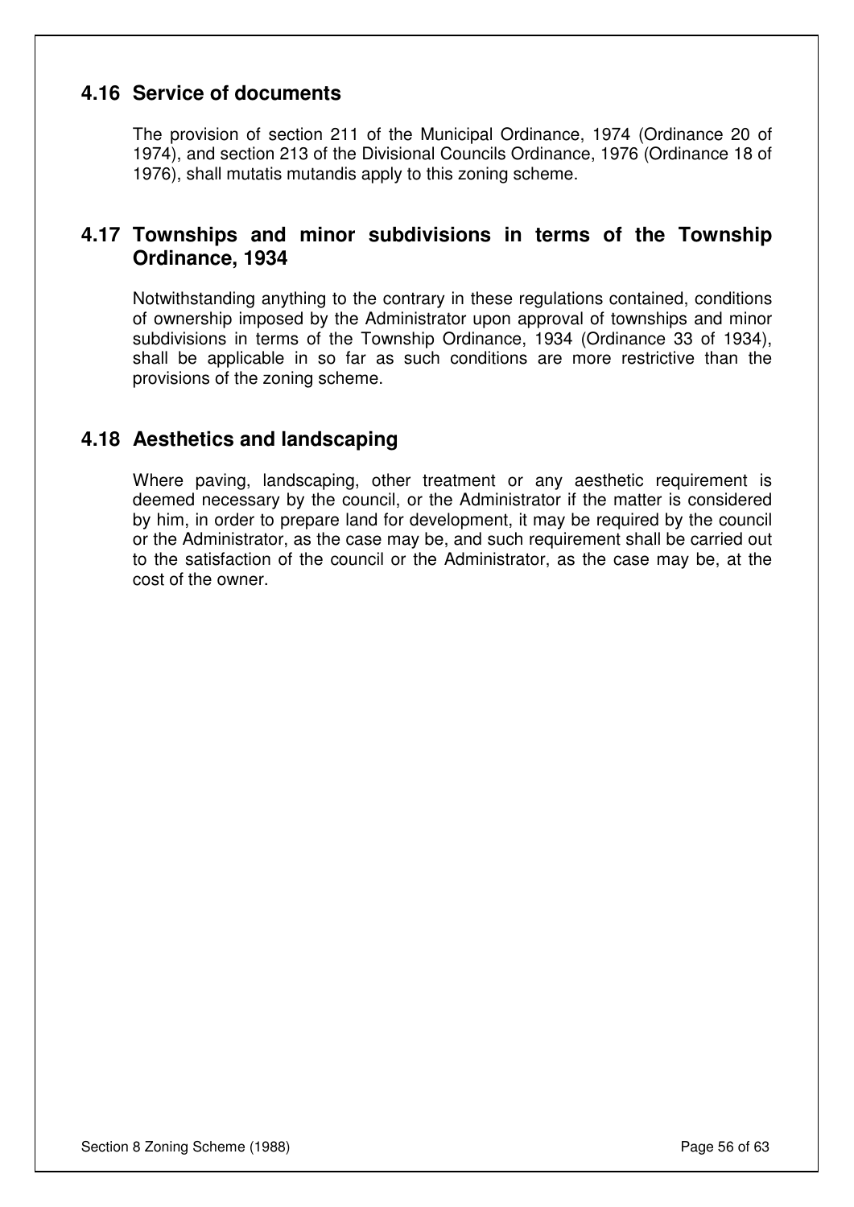## 4.16 Service of documents

The provision of section 211 of the Municipal Ordinance, 1974 (Ordinance 20 of 1974), and section 213 of the Divisional Councils Ordinance, 1976 (Ordinance 18 of 1976), shall mutatis mutandis apply to this zoning scheme.

## 4.17 Townships and minor subdivisions in terms of the Township Ordinance, 1934

Notwithstanding anything to the contrary in these regulations contained, conditions of ownership imposed by the Administrator upon approval of townships and minor subdivisions in terms of the Township Ordinance, 1934 (Ordinance 33 of 1934), shall be applicable in so far as such conditions are more restrictive than the provisions of the zoning scheme.

## 4.18 Aesthetics and landscaping

Where paving, landscaping, other treatment or any aesthetic requirement is deemed necessary by the council, or the Administrator if the matter is considered by him, in order to prepare land for development, it may be required by the council or the Administrator, as the case may be, and such requirement shall be carried out to the satisfaction of the council or the Administrator, as the case may be, at the cost of the owner.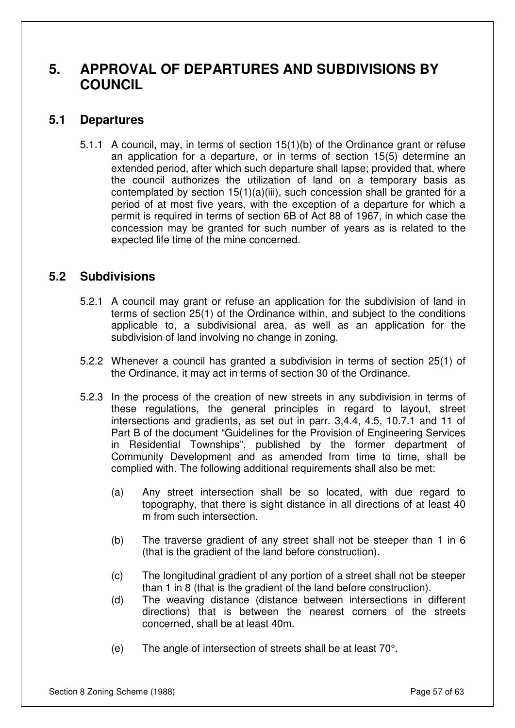# 5. APPROVAL OF DEPARTURES AND SUBDIVISIONS BY COUNCIL

## 5.1 Departures

5.1.1 A council, may, in terms of section 15(1)(b) of the Ordinance grant or refuse an application for a departure, or in terms of section 15(5) determine an extended period, after which such departure shall lapse; provided that, where the council authorizes the utilization of land on a temporary basis as contemplated by section 15(1)(a)(iii), such concession shall be granted for a period of at most five years, with the exception of a departure for which a permit is required in terms of section 6B of Act 88 of 1967, in which case the concession may be granted for such number of years as is related to the expected life time of the mine concerned.

## 5.2 Subdivisions

5.2.1 A council may grant or refuse an application for the subdivision of land in terms of section 25(1) of the Ordinance within, and subject to the conditions applicable to, a subdivisional area, as well as an application for the subdivision of land involving no change in zoning.

5.2.2 Whenever a council has granted a subdivision in terms of section 25(1) of the Ordinance, it may act in terms of section 30 of the Ordinance.

5.2.3 In the process of the creation of new streets in any subdivision in terms of these regulations, the general principles in regard to layout, street intersections and gradients, as set out in parr. 3,4.4, 4.5, 10.7.1 and 11 of Part B of the document "Guidelines for the Provision of Engineering Services in Residential Townships", published by the former department of Community Development and as amended from time to time, shall be complied with. The following additional requirements shall also be met:

(a) Any street intersection shall be so located, with due regard to topography, that there is sight distance in all directions of at least 40 m from such intersection.

(b) The traverse gradient of any street shall not be steeper than 1 in 6 (that is the gradient of the land before construction).

(c) The longitudinal gradient of any portion of a street shall not be steeper than 1 in 8 (that is the gradient of the land before construction).

(d) The weaving distance (distance between intersections in different directions) that is between the nearest corners of the streets concerned, shall be at least 40m.

(e) The angle of intersection of streets shall be at least 70°.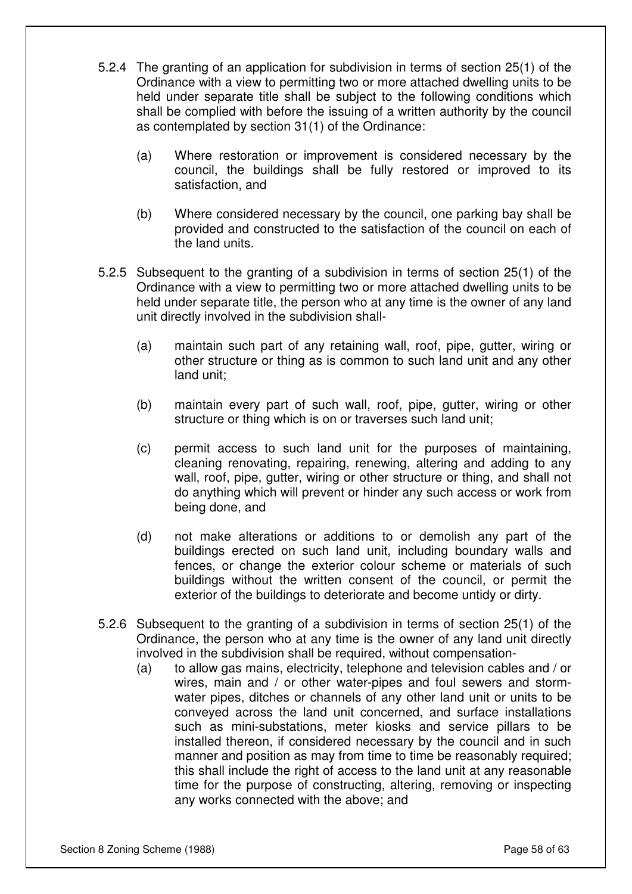5.2.4 The granting of an application for subdivision in terms of section 25(1) of the Ordinance with a view to permitting two or more attached dwelling units to be held under separate title shall be subject to the following conditions which shall be complied with before the issuing of a written authority by the council as contemplated by section 31(1) of the Ordinance:

   (a) Where restoration or improvement is considered necessary by the council, the buildings shall be fully restored or improved to its satisfaction, and

   (b) Where considered necessary by the council, one parking bay shall be provided and constructed to the satisfaction of the council on each of the land units.

5.2.5 Subsequent to the granting of a subdivision in terms of section 25(1) of the Ordinance with a view to permitting two or more attached dwelling units to be held under separate title, the person who at any time is the owner of any land unit directly involved in the subdivision shall-

   (a) maintain such part of any retaining wall, roof, pipe, gutter, wiring or other structure or thing as is common to such land unit and any other land unit;

   (b) maintain every part of such wall, roof, pipe, gutter, wiring or other structure or thing which is on or traverses such land unit;

   (c) permit access to such land unit for the purposes of maintaining, cleaning renovating, repairing, renewing, altering and adding to any wall, roof, pipe, gutter, wiring or other structure or thing, and shall not do anything which will prevent or hinder any such access or work from being done, and

   (d) not make alterations or additions to or demolish any part of the buildings erected on such land unit, including boundary walls and fences, or change the exterior colour scheme or materials of such buildings without the written consent of the council, or permit the exterior of the buildings to deteriorate and become untidy or dirty.

5.2.6 Subsequent to the granting of a subdivision in terms of section 25(1) of the Ordinance, the person who at any time is the owner of any land unit directly involved in the subdivision shall be required, without compensation-

   (a) to allow gas mains, electricity, telephone and television cables and / or wires, main and / or other water-pipes and foul sewers and storm-water pipes, ditches or channels of any other land unit or units to be conveyed across the land unit concerned, and surface installations such as mini-substations, meter kiosks and service pillars to be installed thereon, if considered necessary by the council and in such manner and position as may from time to time be reasonably required; this shall include the right of access to the land unit at any reasonable time for the purpose of constructing, altering, removing or inspecting any works connected with the above; and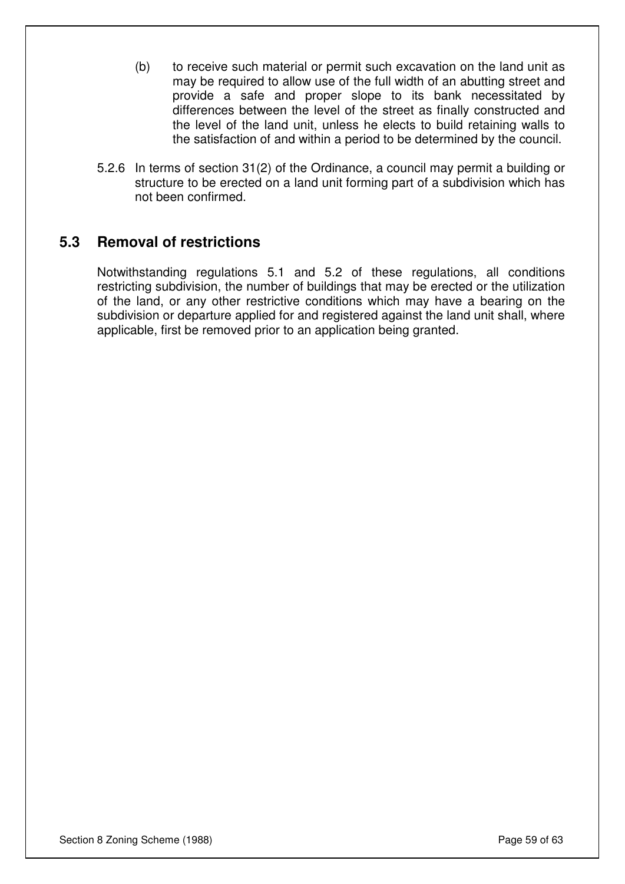(b) to receive such material or permit such excavation on the land unit as may be required to allow use of the full width of an abutting street and provide a safe and proper slope to its bank necessitated by differences between the level of the street as finally constructed and the level of the land unit, unless he elects to build retaining walls to the satisfaction of and within a period to be determined by the council.

5.2.6 In terms of section 31(2) of the Ordinance, a council may permit a building or structure to be erected on a land unit forming part of a subdivision which has not been confirmed.

## 5.3 Removal of restrictions

Notwithstanding regulations 5.1 and 5.2 of these regulations, all conditions restricting subdivision, the number of buildings that may be erected or the utilization of the land, or any other restrictive conditions which may have a bearing on the subdivision or departure applied for and registered against the land unit shall, where applicable, first be removed prior to an application being granted.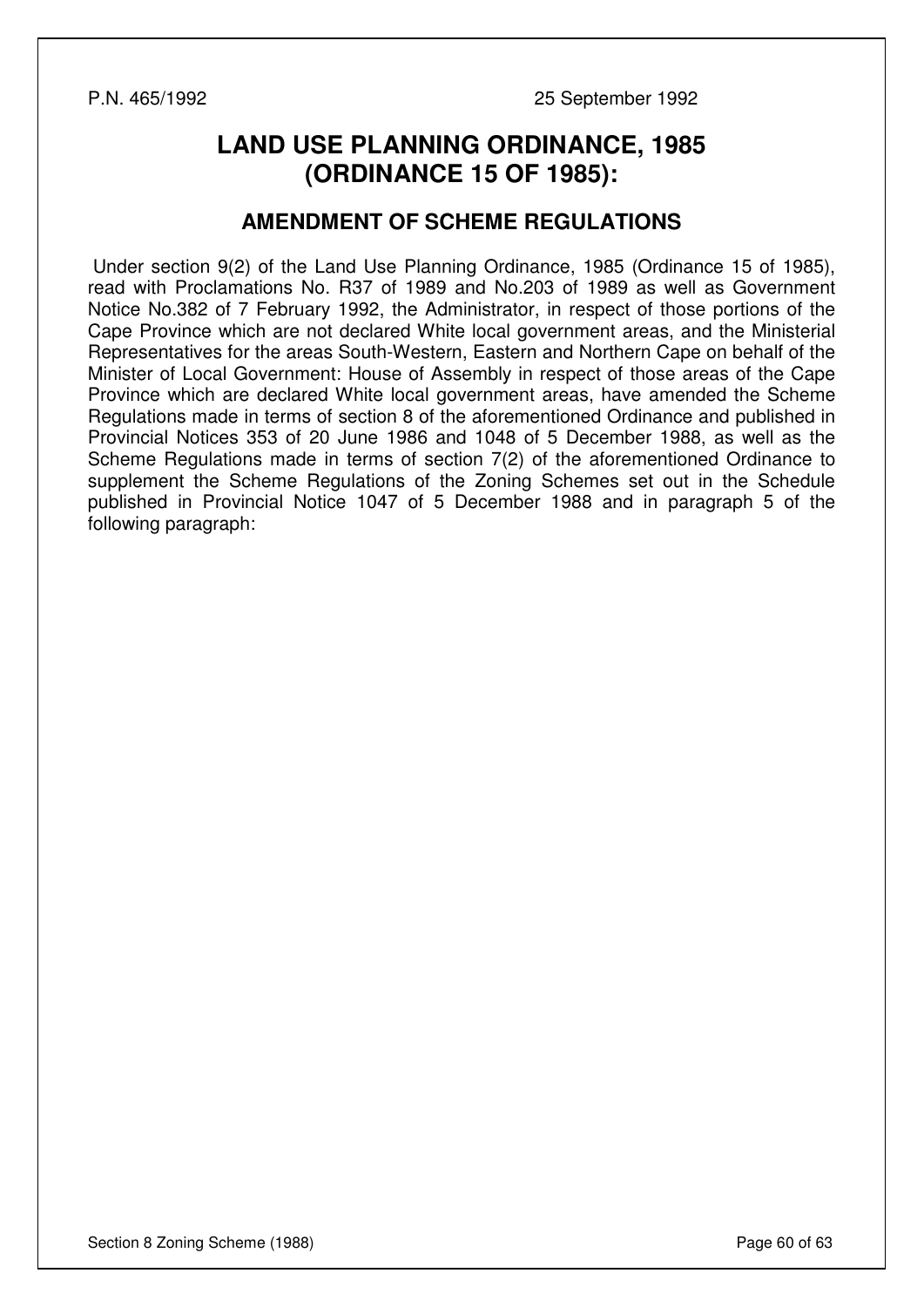P.N. 465/1992 25 September 1992

# LAND USE PLANNING ORDINANCE, 1985 (ORDINANCE 15 OF 1985):

## AMENDMENT OF SCHEME REGULATIONS

Under section 9(2) of the Land Use Planning Ordinance, 1985 (Ordinance 15 of 1985), read with Proclamations No. R37 of 1989 and No.203 of 1989 as well as Government Notice No.382 of 7 February 1992, the Administrator, in respect of those portions of the Cape Province which are not declared White local government areas, and the Ministerial Representatives for the areas South-Western, Eastern and Northern Cape on behalf of the Minister of Local Government: House of Assembly in respect of those areas of the Cape Province which are declared White local government areas, have amended the Scheme Regulations made in terms of section 8 of the aforementioned Ordinance and published in Provincial Notices 353 of 20 June 1986 and 1048 of 5 December 1988, as well as the Scheme Regulations made in terms of section 7(2) of the aforementioned Ordinance to supplement the Scheme Regulations of the Zoning Schemes set out in the Schedule published in Provincial Notice 1047 of 5 December 1988 and in paragraph 5 of the following paragraph: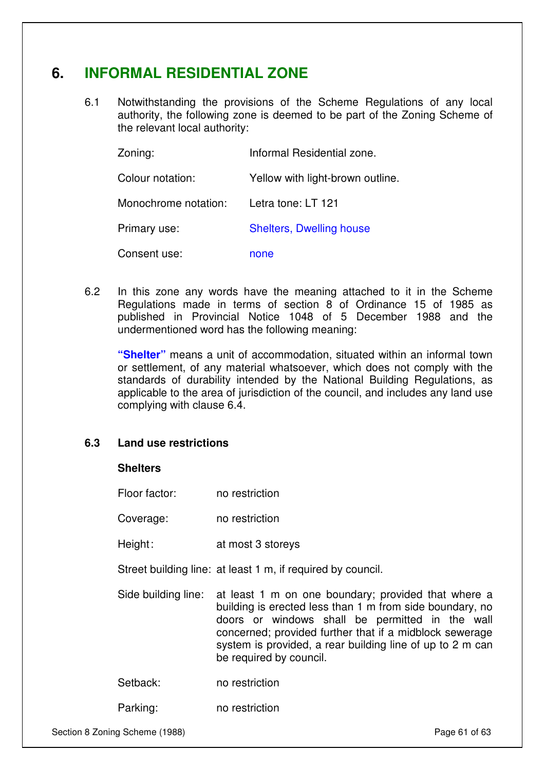# 6. INFORMAL RESIDENTIAL ZONE

6.1 Notwithstanding the provisions of the Scheme Regulations of any local authority, the following zone is deemed to be part of the Zoning Scheme of the relevant local authority:

| | |
|---|---|
| Zoning: | Informal Residential zone. |
| Colour notation: | Yellow with light-brown outline. |
| Monochrome notation: | Letra tone: LT 121 |
| Primary use: | Shelters, Dwelling house |
| Consent use: | none |

6.2 In this zone any words have the meaning attached to it in the Scheme Regulations made in terms of section 8 of Ordinance 15 of 1985 as published in Provincial Notice 1048 of 5 December 1988 and the undermentioned word has the following meaning:

**"Shelter"** means a unit of accommodation, situated within an informal town or settlement, of any material whatsoever, which does not comply with the standards of durability intended by the National Building Regulations, as applicable to the area of jurisdiction of the council, and includes any land use complying with clause 6.4.

### 6.3 Land use restrictions

**Shelters**

| | |
|---|---|
| Floor factor: | no restriction |
| Coverage: | no restriction |
| Height: | at most 3 storeys |
| Street building line: | at least 1 m, if required by council. |
| Side building line: | at least 1 m on one boundary; provided that where a building is erected less than 1 m from side boundary, no doors or windows shall be permitted in the wall concerned; provided further that if a midblock sewerage system is provided, a rear building line of up to 2 m can be required by council. |
| Setback: | no restriction |
| Parking: | no restriction |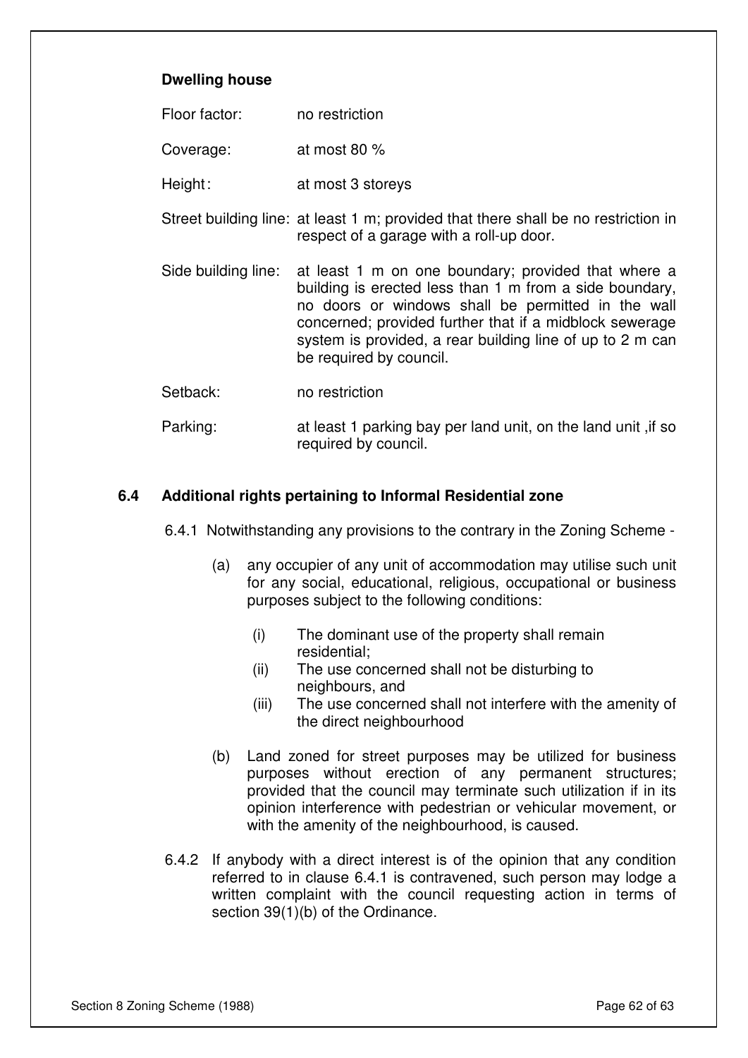**Dwelling house**

Floor factor: no restriction

Coverage: at most 80 %

Height: at most 3 storeys

Street building line: at least 1 m; provided that there shall be no restriction in respect of a garage with a roll-up door.

Side building line: at least 1 m on one boundary; provided that where a building is erected less than 1 m from a side boundary, no doors or windows shall be permitted in the wall concerned; provided further that if a midblock sewerage system is provided, a rear building line of up to 2 m can be required by council.

Setback: no restriction

Parking: at least 1 parking bay per land unit, on the land unit ,if so required by council.

## 6.4 Additional rights pertaining to Informal Residential zone

6.4.1 Notwithstanding any provisions to the contrary in the Zoning Scheme -

(a) any occupier of any unit of accommodation may utilise such unit for any social, educational, religious, occupational or business purposes subject to the following conditions:

(i) The dominant use of the property shall remain residential;

(ii) The use concerned shall not be disturbing to neighbours, and

(iii) The use concerned shall not interfere with the amenity of the direct neighbourhood

(b) Land zoned for street purposes may be utilized for business purposes without erection of any permanent structures; provided that the council may terminate such utilization if in its opinion interference with pedestrian or vehicular movement, or with the amenity of the neighbourhood, is caused.

6.4.2 If anybody with a direct interest is of the opinion that any condition referred to in clause 6.4.1 is contravened, such person may lodge a written complaint with the council requesting action in terms of section 39(1)(b) of the Ordinance.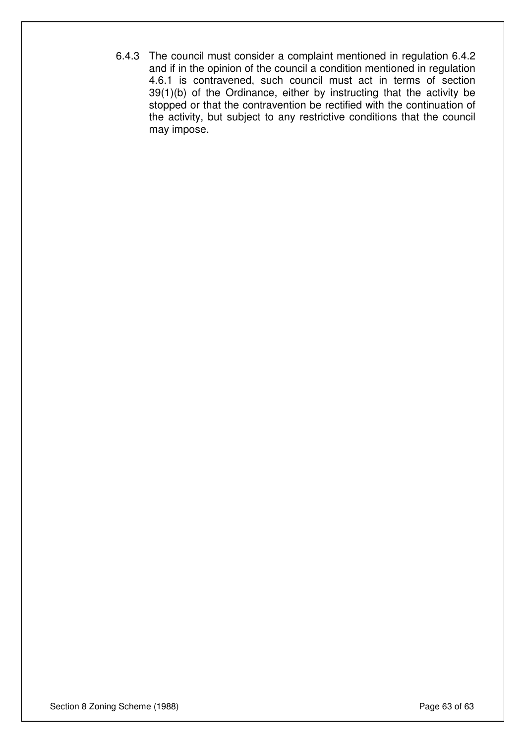6.4.3 The council must consider a complaint mentioned in regulation 6.4.2 and if in the opinion of the council a condition mentioned in regulation 4.6.1 is contravened, such council must act in terms of section 39(1)(b) of the Ordinance, either by instructing that the activity be stopped or that the contravention be rectified with the continuation of the activity, but subject to any restrictive conditions that the council may impose.